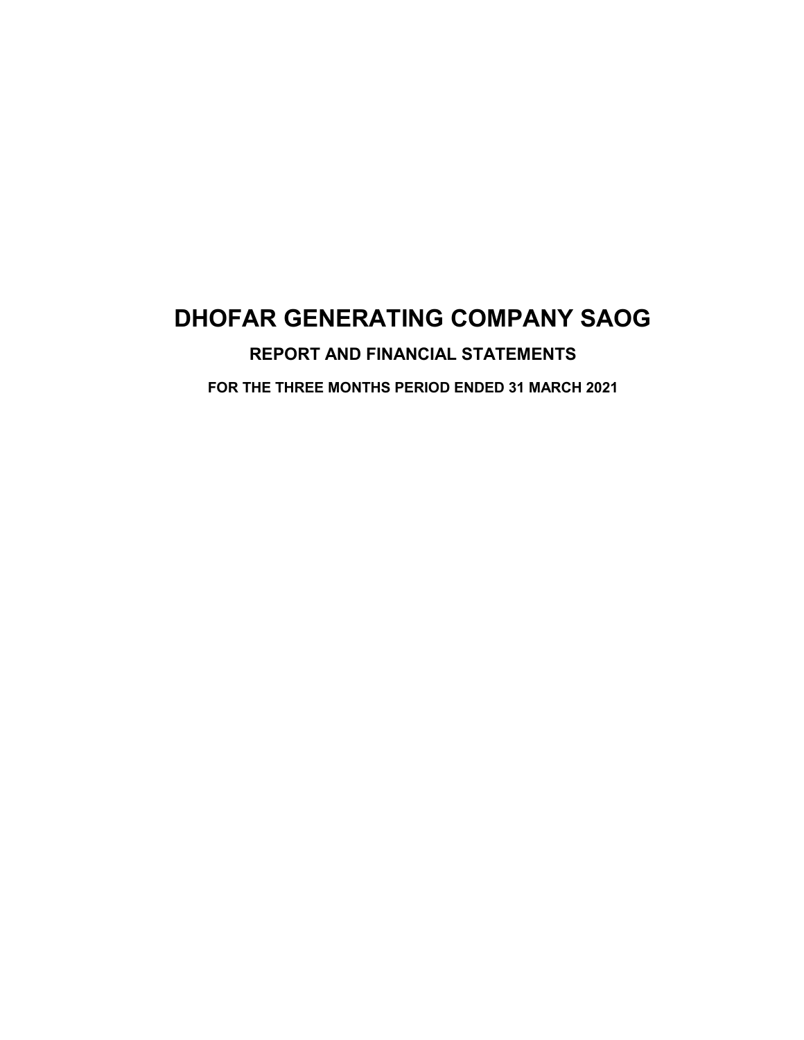# DHOFAR GENERATING COMPANY SAOG

## REPORT AND FINANCIAL STATEMENTS

### FOR THE THREE MONTHS PERIOD ENDED 31 MARCH 2021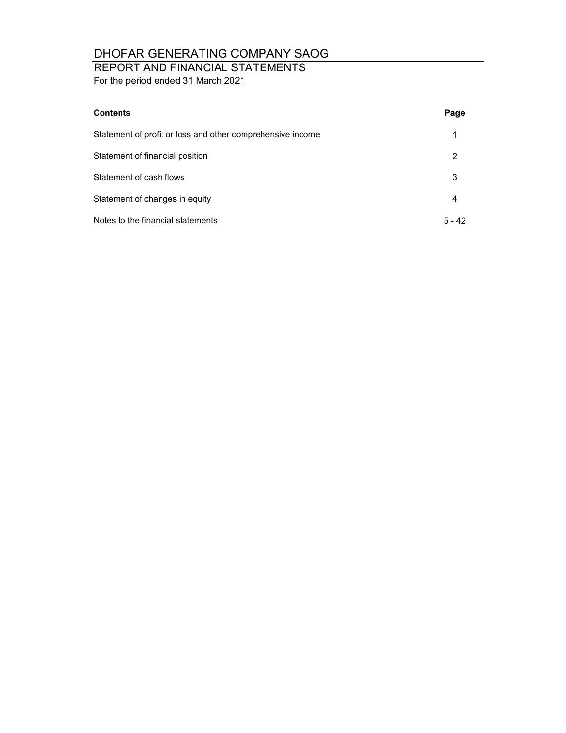# DHOFAR GENERATING COMPANY SAOG

## REPORT AND FINANCIAL STATEMENTS

For the period ended 31 March 2021

| Contents | Page |
|---|---|
| Statement of profit or loss and other comprehensive income | 1 |
| Statement of financial position | 2 |
| Statement of cash flows | 3 |
| Statement of changes in equity | 4 |
| Notes to the financial statements | 5 - 42 |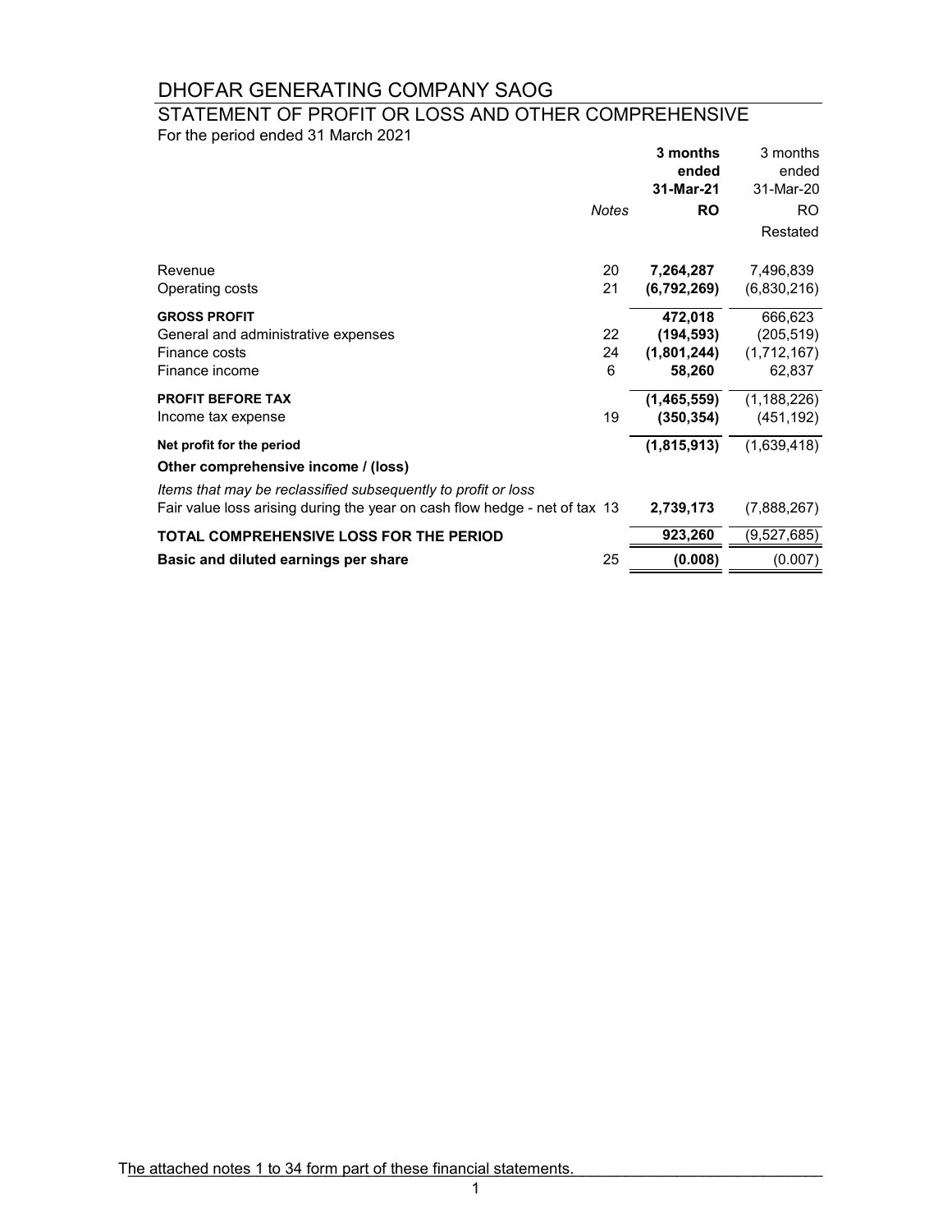# DHOFAR GENERATING COMPANY SAOG

## STATEMENT OF PROFIT OR LOSS AND OTHER COMPREHENSIVE

For the period ended 31 March 2021

| | Notes | **3 months ended 31-Mar-21** | 3 months ended 31-Mar-20 |
|---|---|---|---|
| | | **RO** | RO |
| | | | Restated |
| Revenue | 20 | **7,264,287** | 7,496,839 |
| Operating costs | 21 | **(6,792,269)** | (6,830,216) |
| **GROSS PROFIT** | | **472,018** | 666,623 |
| General and administrative expenses | 22 | **(194,593)** | (205,519) |
| Finance costs | 24 | **(1,801,244)** | (1,712,167) |
| Finance income | 6 | **58,260** | 62,837 |
| **PROFIT BEFORE TAX** | | **(1,465,559)** | (1,188,226) |
| Income tax expense | 19 | **(350,354)** | (451,192) |
| **Net profit for the period** | | **(1,815,913)** | (1,639,418) |
| **Other comprehensive income / (loss)** | | | |
| *Items that may be reclassified subsequently to profit or loss* | | | |
| Fair value loss arising during the year on cash flow hedge - net of tax | 13 | **2,739,173** | (7,888,267) |
| **TOTAL COMPREHENSIVE LOSS FOR THE PERIOD** | | **923,260** | (9,527,685) |
| **Basic and diluted earnings per share** | 25 | **(0.008)** | (0.007) |

The attached notes 1 to 34 form part of these financial statements.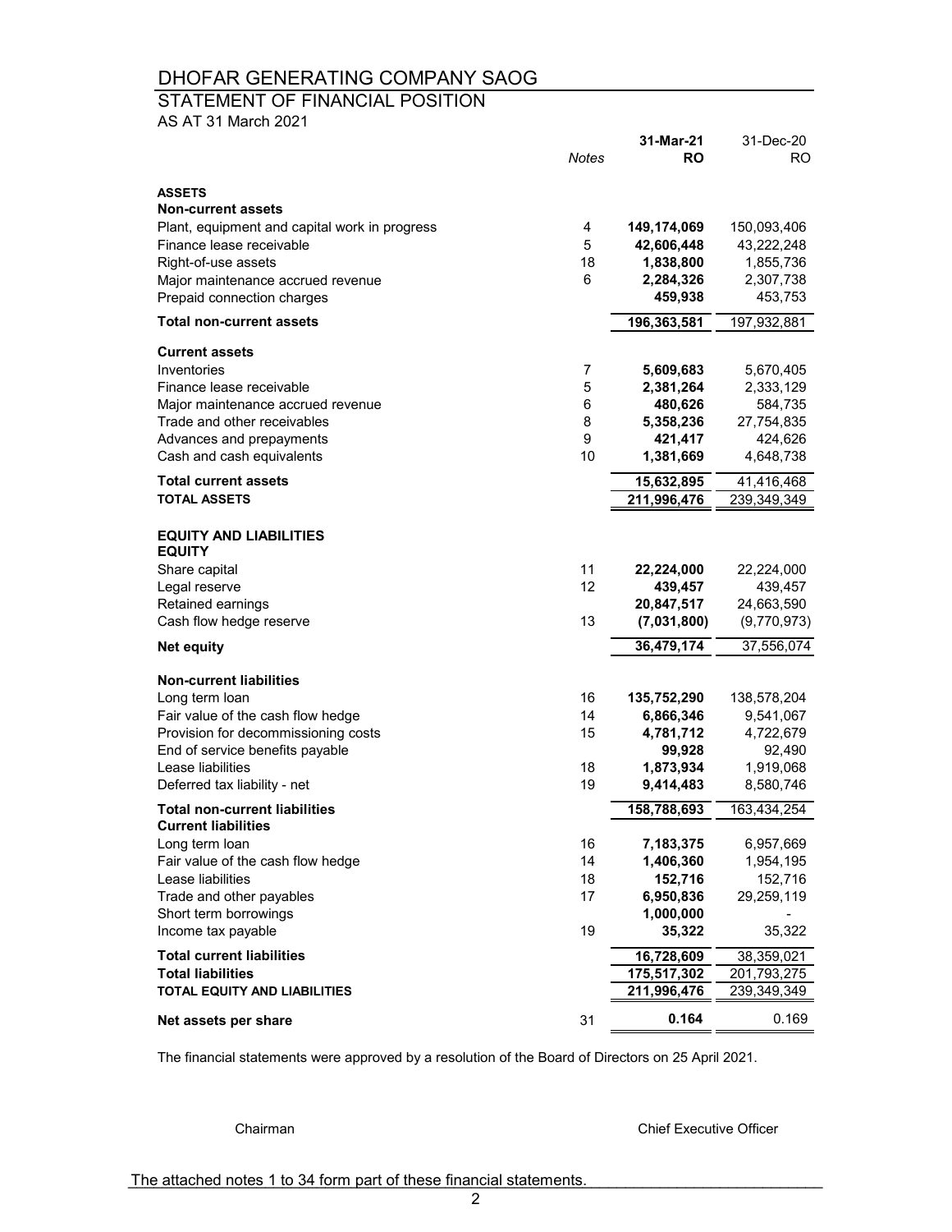# DHOFAR GENERATING COMPANY SAOG

## STATEMENT OF FINANCIAL POSITION

AS AT 31 March 2021

| | *Notes* | **31-Mar-21 RO** | 31-Dec-20 RO |
|---|---|---|---|
| **ASSETS** | | | |
| **Non-current assets** | | | |
| Plant, equipment and capital work in progress | 4 | **149,174,069** | 150,093,406 |
| Finance lease receivable | 5 | **42,606,448** | 43,222,248 |
| Right-of-use assets | 18 | **1,838,800** | 1,855,736 |
| Major maintenance accrued revenue | 6 | **2,284,326** | 2,307,738 |
| Prepaid connection charges | | **459,938** | 453,753 |
| **Total non-current assets** | | **196,363,581** | 197,932,881 |
| **Current assets** | | | |
| Inventories | 7 | **5,609,683** | 5,670,405 |
| Finance lease receivable | 5 | **2,381,264** | 2,333,129 |
| Major maintenance accrued revenue | 6 | **480,626** | 584,735 |
| Trade and other receivables | 8 | **5,358,236** | 27,754,835 |
| Advances and prepayments | 9 | **421,417** | 424,626 |
| Cash and cash equivalents | 10 | **1,381,669** | 4,648,738 |
| **Total current assets** | | **15,632,895** | 41,416,468 |
| **TOTAL ASSETS** | | **211,996,476** | 239,349,349 |
| **EQUITY AND LIABILITIES** | | | |
| **EQUITY** | | | |
| Share capital | 11 | **22,224,000** | 22,224,000 |
| Legal reserve | 12 | **439,457** | 439,457 |
| Retained earnings | | **20,847,517** | 24,663,590 |
| Cash flow hedge reserve | 13 | **(7,031,800)** | (9,770,973) |
| **Net equity** | | **36,479,174** | 37,556,074 |
| **Non-current liabilities** | | | |
| Long term loan | 16 | **135,752,290** | 138,578,204 |
| Fair value of the cash flow hedge | 14 | **6,866,346** | 9,541,067 |
| Provision for decommissioning costs | 15 | **4,781,712** | 4,722,679 |
| End of service benefits payable | | **99,928** | 92,490 |
| Lease liabilities | 18 | **1,873,934** | 1,919,068 |
| Deferred tax liability - net | 19 | **9,414,483** | 8,580,746 |
| **Total non-current liabilities** | | **158,788,693** | 163,434,254 |
| **Current liabilities** | | | |
| Long term loan | 16 | **7,183,375** | 6,957,669 |
| Fair value of the cash flow hedge | 14 | **1,406,360** | 1,954,195 |
| Lease liabilities | 18 | **152,716** | 152,716 |
| Trade and other payables | 17 | **6,950,836** | 29,259,119 |
| Short term borrowings | | **1,000,000** | - |
| Income tax payable | 19 | **35,322** | 35,322 |
| **Total current liabilities** | | **16,728,609** | 38,359,021 |
| **Total liabilities** | | **175,517,302** | 201,793,275 |
| **TOTAL EQUITY AND LIABILITIES** | | **211,996,476** | 239,349,349 |
| **Net assets per share** | 31 | **0.164** | 0.169 |

The financial statements were approved by a resolution of the Board of Directors on 25 April 2021.

Chairman &emsp;&emsp;&emsp;&emsp;&emsp;&emsp; Chief Executive Officer

The attached notes 1 to 34 form part of these financial statements.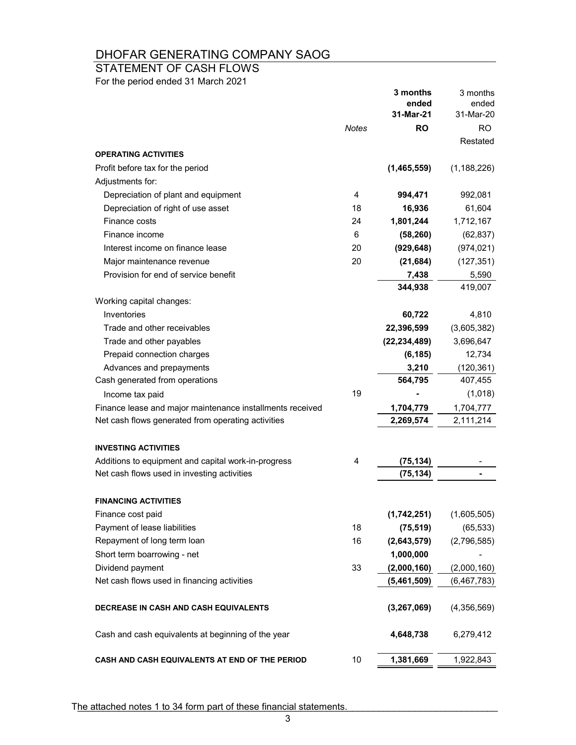# DHOFAR GENERATING COMPANY SAOG

## STATEMENT OF CASH FLOWS

For the period ended 31 March 2021

| | Notes | **3 months ended 31-Mar-21** | 3 months ended 31-Mar-20 |
|---|---|---|---|
| | | **RO** | RO |
| | | | Restated |
| **OPERATING ACTIVITIES** | | | |
| Profit before tax for the period | | **(1,465,559)** | (1,188,226) |
| Adjustments for: | | | |
| Depreciation of plant and equipment | 4 | **994,471** | 992,081 |
| Depreciation of right of use asset | 18 | **16,936** | 61,604 |
| Finance costs | 24 | **1,801,244** | 1,712,167 |
| Finance income | 6 | **(58,260)** | (62,837) |
| Interest income on finance lease | 20 | **(929,648)** | (974,021) |
| Major maintenance revenue | 20 | **(21,684)** | (127,351) |
| Provision for end of service benefit | | **7,438** | 5,590 |
| | | **344,938** | 419,007 |
| Working capital changes: | | | |
| Inventories | | **60,722** | 4,810 |
| Trade and other receivables | | **22,396,599** | (3,605,382) |
| Trade and other payables | | **(22,234,489)** | 3,696,647 |
| Prepaid connection charges | | **(6,185)** | 12,734 |
| Advances and prepayments | | **3,210** | (120,361) |
| Cash generated from operations | | **564,795** | 407,455 |
| Income tax paid | 19 | **-** | (1,018) |
| Finance lease and major maintenance installments received | | **1,704,779** | 1,704,777 |
| Net cash flows generated from operating activities | | **2,269,574** | 2,111,214 |
| **INVESTING ACTIVITIES** | | | |
| Additions to equipment and capital work-in-progress | 4 | **(75,134)** | - |
| Net cash flows used in investing activities | | **(75,134)** | **-** |
| **FINANCING ACTIVITIES** | | | |
| Finance cost paid | | **(1,742,251)** | (1,605,505) |
| Payment of lease liabilities | 18 | **(75,519)** | (65,533) |
| Repayment of long term loan | 16 | **(2,643,579)** | (2,796,585) |
| Short term boarrowing - net | | **1,000,000** | - |
| Dividend payment | 33 | **(2,000,160)** | (2,000,160) |
| Net cash flows used in financing activities | | **(5,461,509)** | (6,467,783) |
| **DECREASE IN CASH AND CASH EQUIVALENTS** | | **(3,267,069)** | (4,356,569) |
| Cash and cash equivalents at beginning of the year | | **4,648,738** | 6,279,412 |
| **CASH AND CASH EQUIVALENTS AT END OF THE PERIOD** | 10 | **1,381,669** | 1,922,843 |

The attached notes 1 to 34 form part of these financial statements.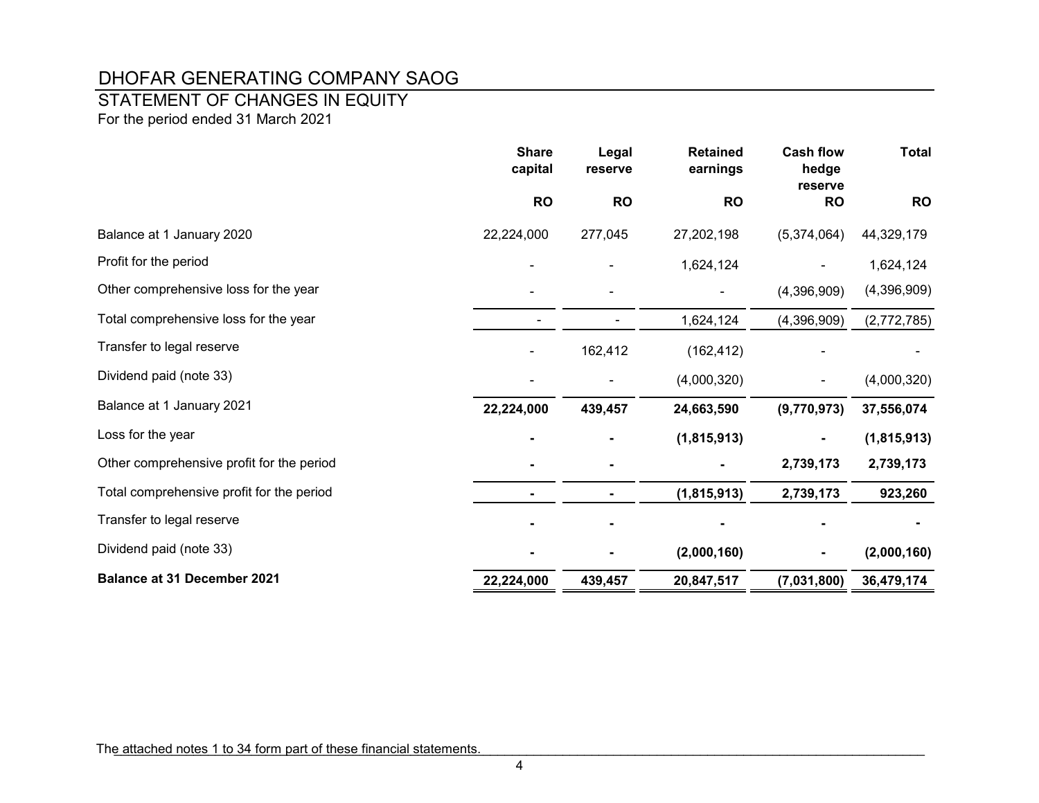# DHOFAR GENERATING COMPANY SAOG

## STATEMENT OF CHANGES IN EQUITY

For the period ended 31 March 2021

| | Share capital | Legal reserve | Retained earnings | Cash flow hedge reserve | Total |
|---|---|---|---|---|---|
| | RO | RO | RO | RO | RO |
| Balance at 1 January 2020 | 22,224,000 | 277,045 | 27,202,198 | (5,374,064) | 44,329,179 |
| Profit for the period | - | - | 1,624,124 | - | 1,624,124 |
| Other comprehensive loss for the year | - | - | - | (4,396,909) | (4,396,909) |
| Total comprehensive loss for the year | - | - | 1,624,124 | (4,396,909) | (2,772,785) |
| Transfer to legal reserve | - | 162,412 | (162,412) | - | - |
| Dividend paid (note 33) | - | - | (4,000,320) | - | (4,000,320) |
| Balance at 1 January 2021 | **22,224,000** | **439,457** | **24,663,590** | **(9,770,973)** | **37,556,074** |
| Loss for the year | **-** | **-** | **(1,815,913)** | **-** | **(1,815,913)** |
| Other comprehensive profit for the period | **-** | **-** | **-** | **2,739,173** | **2,739,173** |
| Total comprehensive profit for the period | **-** | **-** | **(1,815,913)** | **2,739,173** | **923,260** |
| Transfer to legal reserve | **-** | **-** | **-** | **-** | **-** |
| Dividend paid (note 33) | **-** | **-** | **(2,000,160)** | **-** | **(2,000,160)** |
| **Balance at 31 December 2021** | **22,224,000** | **439,457** | **20,847,517** | **(7,031,800)** | **36,479,174** |

The attached notes 1 to 34 form part of these financial statements.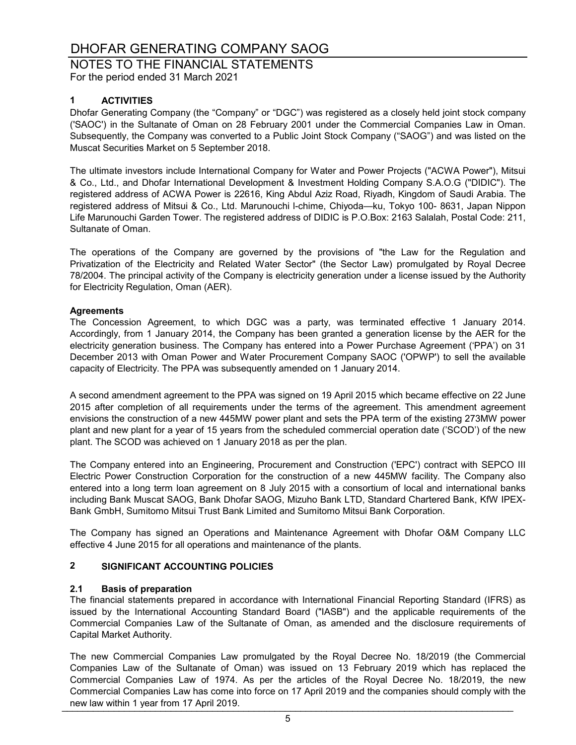# DHOFAR GENERATING COMPANY SAOG

## NOTES TO THE FINANCIAL STATEMENTS

For the period ended 31 March 2021

### 1 ACTIVITIES

Dhofar Generating Company (the "Company" or "DGC") was registered as a closely held joint stock company ('SAOC') in the Sultanate of Oman on 28 February 2001 under the Commercial Companies Law in Oman. Subsequently, the Company was converted to a Public Joint Stock Company ("SAOG") and was listed on the Muscat Securities Market on 5 September 2018.

The ultimate investors include International Company for Water and Power Projects ("ACWA Power"), Mitsui & Co., Ltd., and Dhofar International Development & Investment Holding Company S.A.O.G ("DIDIC"). The registered address of ACWA Power is 22616, King Abdul Aziz Road, Riyadh, Kingdom of Saudi Arabia. The registered address of Mitsui & Co., Ltd. Marunouchi I-chime, Chiyoda—ku, Tokyo 100- 8631, Japan Nippon Life Marunouchi Garden Tower. The registered address of DIDIC is P.O.Box: 2163 Salalah, Postal Code: 211, Sultanate of Oman.

The operations of the Company are governed by the provisions of "the Law for the Regulation and Privatization of the Electricity and Related Water Sector" (the Sector Law) promulgated by Royal Decree 78/2004. The principal activity of the Company is electricity generation under a license issued by the Authority for Electricity Regulation, Oman (AER).

**Agreements**

The Concession Agreement, to which DGC was a party, was terminated effective 1 January 2014. Accordingly, from 1 January 2014, the Company has been granted a generation license by the AER for the electricity generation business. The Company has entered into a Power Purchase Agreement ('PPA') on 31 December 2013 with Oman Power and Water Procurement Company SAOC ('OPWP') to sell the available capacity of Electricity. The PPA was subsequently amended on 1 January 2014.

A second amendment agreement to the PPA was signed on 19 April 2015 which became effective on 22 June 2015 after completion of all requirements under the terms of the agreement. This amendment agreement envisions the construction of a new 445MW power plant and sets the PPA term of the existing 273MW power plant and new plant for a year of 15 years from the scheduled commercial operation date ('SCOD') of the new plant. The SCOD was achieved on 1 January 2018 as per the plan.

The Company entered into an Engineering, Procurement and Construction ('EPC') contract with SEPCO III Electric Power Construction Corporation for the construction of a new 445MW facility. The Company also entered into a long term loan agreement on 8 July 2015 with a consortium of local and international banks including Bank Muscat SAOG, Bank Dhofar SAOG, Mizuho Bank LTD, Standard Chartered Bank, KfW IPEX-Bank GmbH, Sumitomo Mitsui Trust Bank Limited and Sumitomo Mitsui Bank Corporation.

The Company has signed an Operations and Maintenance Agreement with Dhofar O&M Company LLC effective 4 June 2015 for all operations and maintenance of the plants.

### 2 SIGNIFICANT ACCOUNTING POLICIES

#### 2.1 Basis of preparation

The financial statements prepared in accordance with International Financial Reporting Standard (IFRS) as issued by the International Accounting Standard Board ("IASB") and the applicable requirements of the Commercial Companies Law of the Sultanate of Oman, as amended and the disclosure requirements of Capital Market Authority.

The new Commercial Companies Law promulgated by the Royal Decree No. 18/2019 (the Commercial Companies Law of the Sultanate of Oman) was issued on 13 February 2019 which has replaced the Commercial Companies Law of 1974. As per the articles of the Royal Decree No. 18/2019, the new Commercial Companies Law has come into force on 17 April 2019 and the companies should comply with the new law within 1 year from 17 April 2019.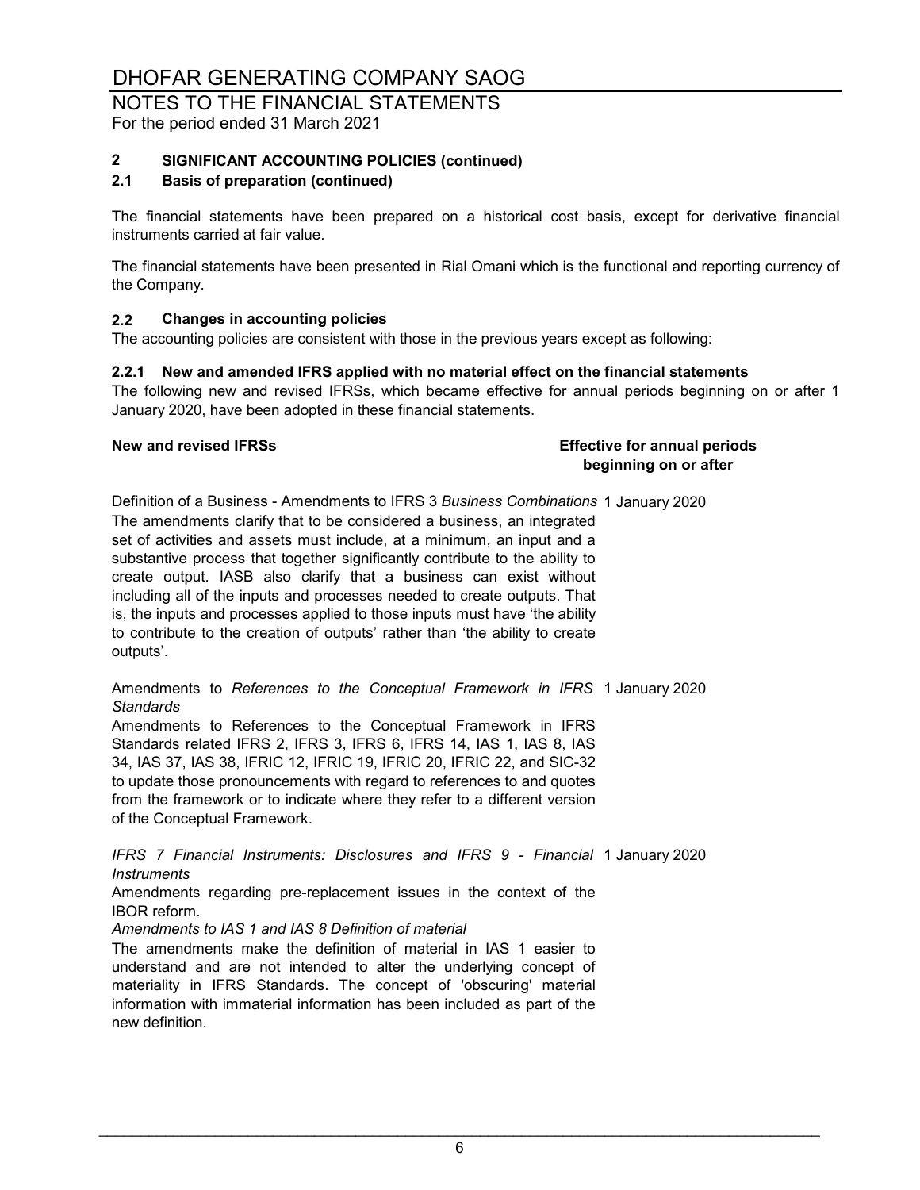# DHOFAR GENERATING COMPANY SAOG

## NOTES TO THE FINANCIAL STATEMENTS

For the period ended 31 March 2021

### 2 SIGNIFICANT ACCOUNTING POLICIES (continued)

### 2.1 Basis of preparation (continued)

The financial statements have been prepared on a historical cost basis, except for derivative financial instruments carried at fair value.

The financial statements have been presented in Rial Omani which is the functional and reporting currency of the Company.

### 2.2 Changes in accounting policies

The accounting policies are consistent with those in the previous years except as following:

#### 2.2.1 New and amended IFRS applied with no material effect on the financial statements

The following new and revised IFRSs, which became effective for annual periods beginning on or after 1 January 2020, have been adopted in these financial statements.

| New and revised IFRSs | Effective for annual periods beginning on or after |
|---|---|
| Definition of a Business - Amendments to IFRS 3 *Business Combinations*<br>The amendments clarify that to be considered a business, an integrated set of activities and assets must include, at a minimum, an input and a substantive process that together significantly contribute to the ability to create output. IASB also clarify that a business can exist without including all of the inputs and processes needed to create outputs. That is, the inputs and processes applied to those inputs must have 'the ability to contribute to the creation of outputs' rather than 'the ability to create outputs'. | 1 January 2020 |
| Amendments to *References to the Conceptual Framework in IFRS Standards*<br>Amendments to References to the Conceptual Framework in IFRS Standards related IFRS 2, IFRS 3, IFRS 6, IFRS 14, IAS 1, IAS 8, IAS 34, IAS 37, IAS 38, IFRIC 12, IFRIC 19, IFRIC 20, IFRIC 22, and SIC-32 to update those pronouncements with regard to references to and quotes from the framework or to indicate where they refer to a different version of the Conceptual Framework. | 1 January 2020 |
| *IFRS 7 Financial Instruments: Disclosures and IFRS 9 - Financial Instruments*<br>Amendments regarding pre-replacement issues in the context of the IBOR reform.<br>*Amendments to IAS 1 and IAS 8 Definition of material*<br>The amendments make the definition of material in IAS 1 easier to understand and are not intended to alter the underlying concept of materiality in IFRS Standards. The concept of 'obscuring' material information with immaterial information has been included as part of the new definition. | 1 January 2020 |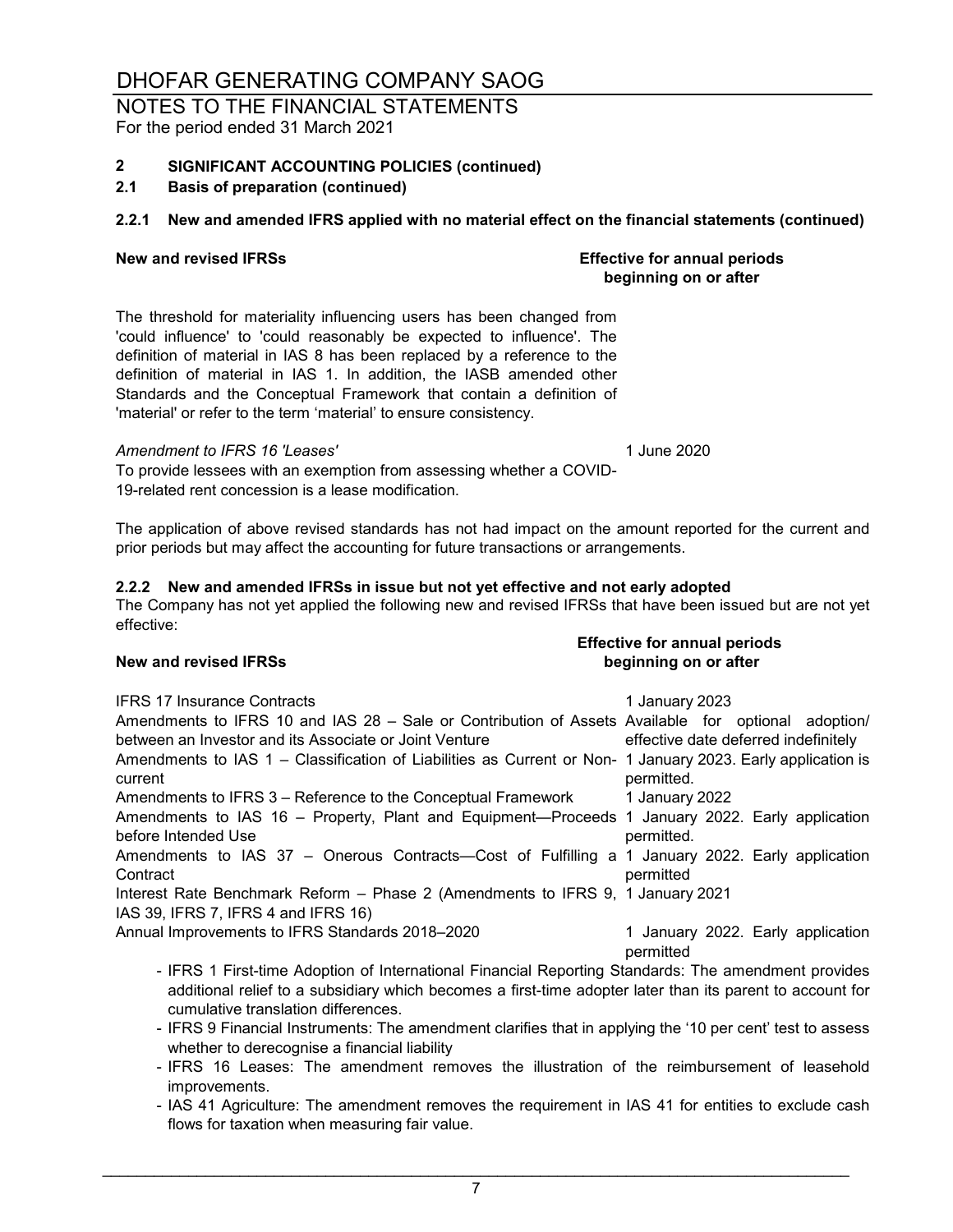# DHOFAR GENERATING COMPANY SAOG

## NOTES TO THE FINANCIAL STATEMENTS

For the period ended 31 March 2021

### 2 SIGNIFICANT ACCOUNTING POLICIES (continued)

### 2.1 Basis of preparation (continued)

#### 2.2.1 New and amended IFRS applied with no material effect on the financial statements (continued)

| New and revised IFRSs | Effective for annual periods beginning on or after |
|---|---|
| The threshold for materiality influencing users has been changed from 'could influence' to 'could reasonably be expected to influence'. The definition of material in IAS 8 has been replaced by a reference to the definition of material in IAS 1. In addition, the IASB amended other Standards and the Conceptual Framework that contain a definition of 'material' or refer to the term 'material' to ensure consistency. | |
| *Amendment to IFRS 16 'Leases'* To provide lessees with an exemption from assessing whether a COVID-19-related rent concession is a lease modification. | 1 June 2020 |

The application of above revised standards has not had impact on the amount reported for the current and prior periods but may affect the accounting for future transactions or arrangements.

#### 2.2.2 New and amended IFRSs in issue but not yet effective and not early adopted

The Company has not yet applied the following new and revised IFRSs that have been issued but are not yet effective:

| New and revised IFRSs | Effective for annual periods beginning on or after |
|---|---|
| IFRS 17 Insurance Contracts | 1 January 2023 |
| Amendments to IFRS 10 and IAS 28 – Sale or Contribution of Assets between an Investor and its Associate or Joint Venture | Available for optional adoption/ effective date deferred indefinitely |
| Amendments to IAS 1 – Classification of Liabilities as Current or Non-current | 1 January 2023. Early application is permitted. |
| Amendments to IFRS 3 – Reference to the Conceptual Framework | 1 January 2022 |
| Amendments to IAS 16 – Property, Plant and Equipment—Proceeds before Intended Use | 1 January 2022. Early application permitted. |
| Amendments to IAS 37 – Onerous Contracts—Cost of Fulfilling a Contract | 1 January 2022. Early application permitted |
| Interest Rate Benchmark Reform – Phase 2 (Amendments to IFRS 9, IAS 39, IFRS 7, IFRS 4 and IFRS 16) | 1 January 2021 |
| Annual Improvements to IFRS Standards 2018–2020 | 1 January 2022. Early application permitted |

- IFRS 1 First-time Adoption of International Financial Reporting Standards: The amendment provides additional relief to a subsidiary which becomes a first-time adopter later than its parent to account for cumulative translation differences.
- IFRS 9 Financial Instruments: The amendment clarifies that in applying the '10 per cent' test to assess whether to derecognise a financial liability
- IFRS 16 Leases: The amendment removes the illustration of the reimbursement of leasehold improvements.
- IAS 41 Agriculture: The amendment removes the requirement in IAS 41 for entities to exclude cash flows for taxation when measuring fair value.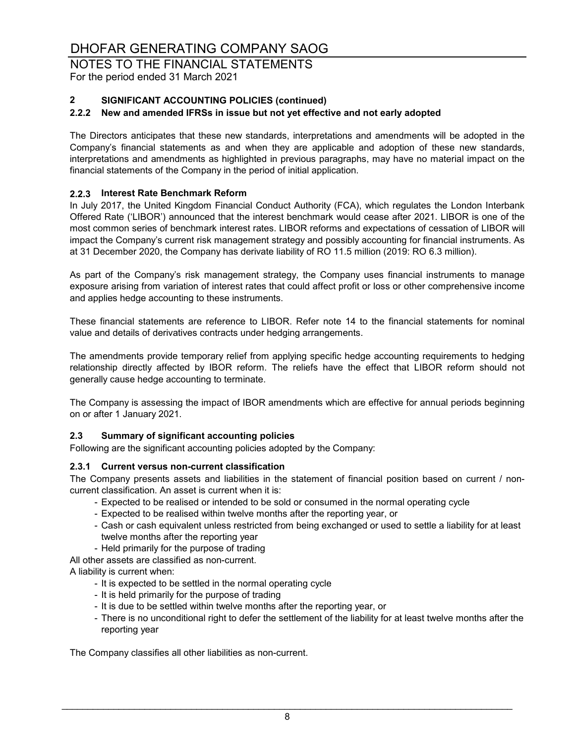## 2 SIGNIFICANT ACCOUNTING POLICIES (continued)

### 2.2.2 New and amended IFRSs in issue but not yet effective and not early adopted

The Directors anticipates that these new standards, interpretations and amendments will be adopted in the Company's financial statements as and when they are applicable and adoption of these new standards, interpretations and amendments as highlighted in previous paragraphs, may have no material impact on the financial statements of the Company in the period of initial application.

### 2.2.3 Interest Rate Benchmark Reform

In July 2017, the United Kingdom Financial Conduct Authority (FCA), which regulates the London Interbank Offered Rate ('LIBOR') announced that the interest benchmark would cease after 2021. LIBOR is one of the most common series of benchmark interest rates. LIBOR reforms and expectations of cessation of LIBOR will impact the Company's current risk management strategy and possibly accounting for financial instruments. As at 31 December 2020, the Company has derivate liability of RO 11.5 million (2019: RO 6.3 million).

As part of the Company's risk management strategy, the Company uses financial instruments to manage exposure arising from variation of interest rates that could affect profit or loss or other comprehensive income and applies hedge accounting to these instruments.

These financial statements are reference to LIBOR. Refer note 14 to the financial statements for nominal value and details of derivatives contracts under hedging arrangements.

The amendments provide temporary relief from applying specific hedge accounting requirements to hedging relationship directly affected by IBOR reform. The reliefs have the effect that LIBOR reform should not generally cause hedge accounting to terminate.

The Company is assessing the impact of IBOR amendments which are effective for annual periods beginning on or after 1 January 2021.

### 2.3 Summary of significant accounting policies

Following are the significant accounting policies adopted by the Company:

### 2.3.1 Current versus non-current classification

The Company presents assets and liabilities in the statement of financial position based on current / non-current classification. An asset is current when it is:

- Expected to be realised or intended to be sold or consumed in the normal operating cycle
- Expected to be realised within twelve months after the reporting year, or
- Cash or cash equivalent unless restricted from being exchanged or used to settle a liability for at least twelve months after the reporting year
- Held primarily for the purpose of trading

All other assets are classified as non-current.

A liability is current when:

- It is expected to be settled in the normal operating cycle
- It is held primarily for the purpose of trading
- It is due to be settled within twelve months after the reporting year, or
- There is no unconditional right to defer the settlement of the liability for at least twelve months after the reporting year

The Company classifies all other liabilities as non-current.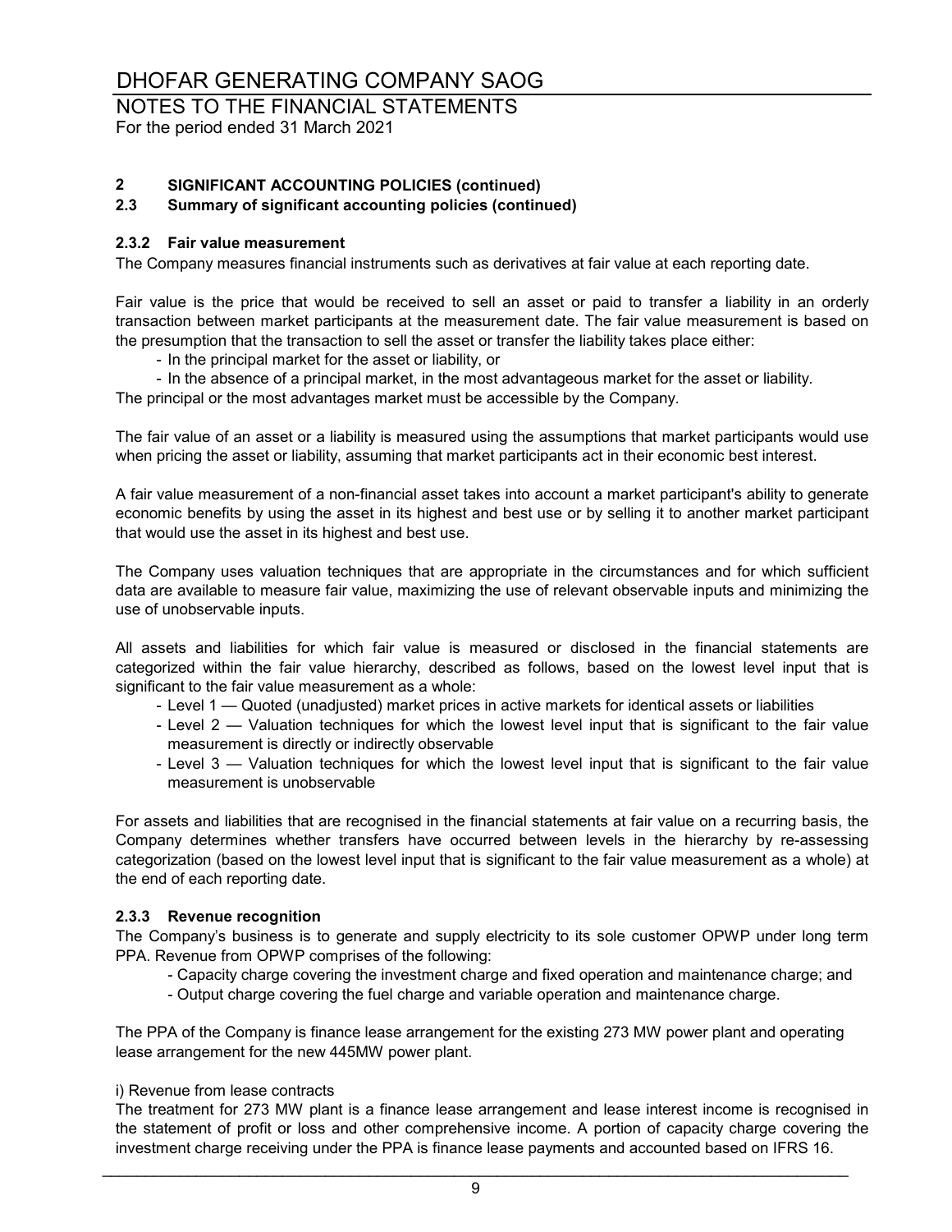## 2 SIGNIFICANT ACCOUNTING POLICIES (continued)

### 2.3 Summary of significant accounting policies (continued)

#### 2.3.2 Fair value measurement

The Company measures financial instruments such as derivatives at fair value at each reporting date.

Fair value is the price that would be received to sell an asset or paid to transfer a liability in an orderly transaction between market participants at the measurement date. The fair value measurement is based on the presumption that the transaction to sell the asset or transfer the liability takes place either:

- In the principal market for the asset or liability, or
- In the absence of a principal market, in the most advantageous market for the asset or liability.

The principal or the most advantages market must be accessible by the Company.

The fair value of an asset or a liability is measured using the assumptions that market participants would use when pricing the asset or liability, assuming that market participants act in their economic best interest.

A fair value measurement of a non-financial asset takes into account a market participant's ability to generate economic benefits by using the asset in its highest and best use or by selling it to another market participant that would use the asset in its highest and best use.

The Company uses valuation techniques that are appropriate in the circumstances and for which sufficient data are available to measure fair value, maximizing the use of relevant observable inputs and minimizing the use of unobservable inputs.

All assets and liabilities for which fair value is measured or disclosed in the financial statements are categorized within the fair value hierarchy, described as follows, based on the lowest level input that is significant to the fair value measurement as a whole:

- Level 1 — Quoted (unadjusted) market prices in active markets for identical assets or liabilities
- Level 2 — Valuation techniques for which the lowest level input that is significant to the fair value measurement is directly or indirectly observable
- Level 3 — Valuation techniques for which the lowest level input that is significant to the fair value measurement is unobservable

For assets and liabilities that are recognised in the financial statements at fair value on a recurring basis, the Company determines whether transfers have occurred between levels in the hierarchy by re-assessing categorization (based on the lowest level input that is significant to the fair value measurement as a whole) at the end of each reporting date.

#### 2.3.3 Revenue recognition

The Company's business is to generate and supply electricity to its sole customer OPWP under long term PPA. Revenue from OPWP comprises of the following:

- Capacity charge covering the investment charge and fixed operation and maintenance charge; and
- Output charge covering the fuel charge and variable operation and maintenance charge.

The PPA of the Company is finance lease arrangement for the existing 273 MW power plant and operating lease arrangement for the new 445MW power plant.

i) Revenue from lease contracts

The treatment for 273 MW plant is a finance lease arrangement and lease interest income is recognised in the statement of profit or loss and other comprehensive income. A portion of capacity charge covering the investment charge receiving under the PPA is finance lease payments and accounted based on IFRS 16.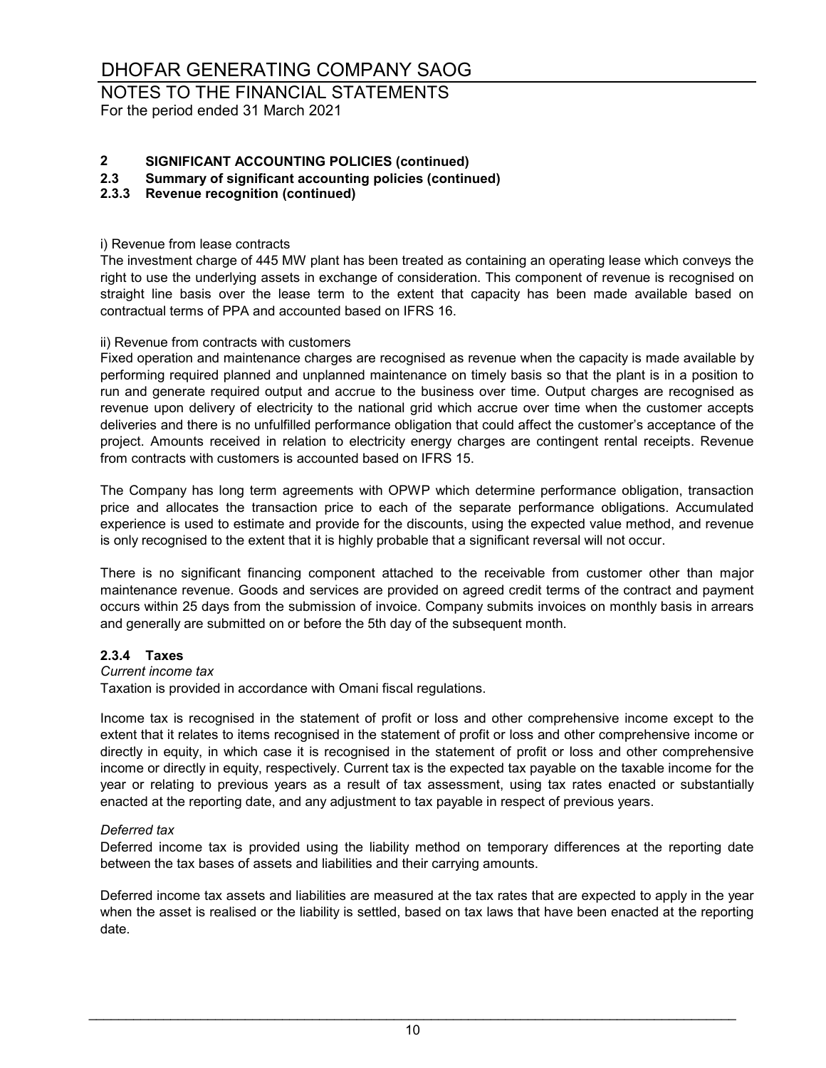## 2 SIGNIFICANT ACCOUNTING POLICIES (continued)

### 2.3 Summary of significant accounting policies (continued)

### 2.3.3 Revenue recognition (continued)

i) Revenue from lease contracts

The investment charge of 445 MW plant has been treated as containing an operating lease which conveys the right to use the underlying assets in exchange of consideration. This component of revenue is recognised on straight line basis over the lease term to the extent that capacity has been made available based on contractual terms of PPA and accounted based on IFRS 16.

ii) Revenue from contracts with customers

Fixed operation and maintenance charges are recognised as revenue when the capacity is made available by performing required planned and unplanned maintenance on timely basis so that the plant is in a position to run and generate required output and accrue to the business over time. Output charges are recognised as revenue upon delivery of electricity to the national grid which accrue over time when the customer accepts deliveries and there is no unfulfilled performance obligation that could affect the customer's acceptance of the project. Amounts received in relation to electricity energy charges are contingent rental receipts. Revenue from contracts with customers is accounted based on IFRS 15.

The Company has long term agreements with OPWP which determine performance obligation, transaction price and allocates the transaction price to each of the separate performance obligations. Accumulated experience is used to estimate and provide for the discounts, using the expected value method, and revenue is only recognised to the extent that it is highly probable that a significant reversal will not occur.

There is no significant financing component attached to the receivable from customer other than major maintenance revenue. Goods and services are provided on agreed credit terms of the contract and payment occurs within 25 days from the submission of invoice. Company submits invoices on monthly basis in arrears and generally are submitted on or before the 5th day of the subsequent month.

### 2.3.4 Taxes

*Current income tax*

Taxation is provided in accordance with Omani fiscal regulations.

Income tax is recognised in the statement of profit or loss and other comprehensive income except to the extent that it relates to items recognised in the statement of profit or loss and other comprehensive income or directly in equity, in which case it is recognised in the statement of profit or loss and other comprehensive income or directly in equity, respectively. Current tax is the expected tax payable on the taxable income for the year or relating to previous years as a result of tax assessment, using tax rates enacted or substantially enacted at the reporting date, and any adjustment to tax payable in respect of previous years.

*Deferred tax*

Deferred income tax is provided using the liability method on temporary differences at the reporting date between the tax bases of assets and liabilities and their carrying amounts.

Deferred income tax assets and liabilities are measured at the tax rates that are expected to apply in the year when the asset is realised or the liability is settled, based on tax laws that have been enacted at the reporting date.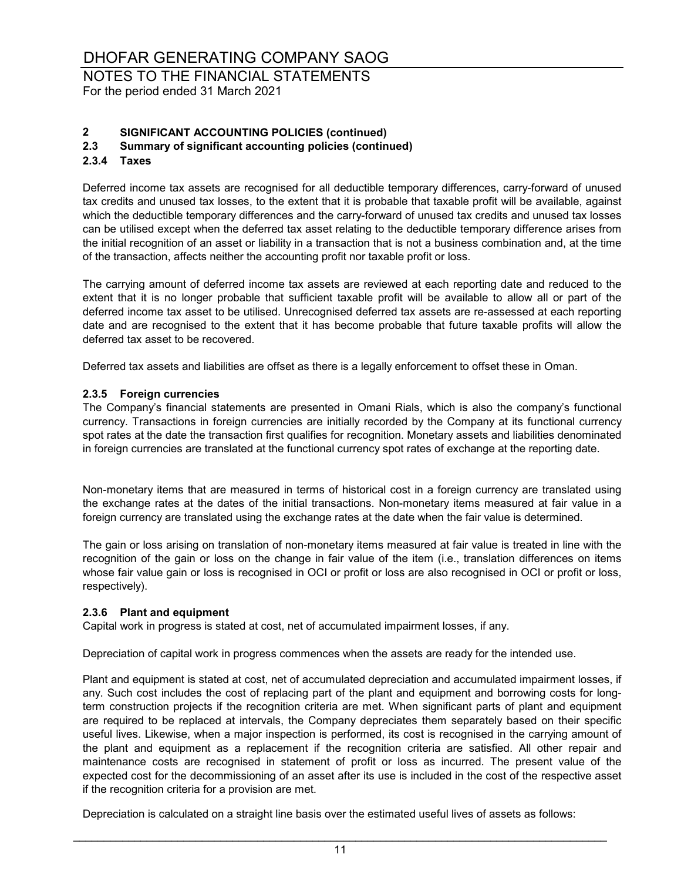## 2 SIGNIFICANT ACCOUNTING POLICIES (continued)

### 2.3 Summary of significant accounting policies (continued)

#### 2.3.4 Taxes

Deferred income tax assets are recognised for all deductible temporary differences, carry-forward of unused tax credits and unused tax losses, to the extent that it is probable that taxable profit will be available, against which the deductible temporary differences and the carry-forward of unused tax credits and unused tax losses can be utilised except when the deferred tax asset relating to the deductible temporary difference arises from the initial recognition of an asset or liability in a transaction that is not a business combination and, at the time of the transaction, affects neither the accounting profit nor taxable profit or loss.

The carrying amount of deferred income tax assets are reviewed at each reporting date and reduced to the extent that it is no longer probable that sufficient taxable profit will be available to allow all or part of the deferred income tax asset to be utilised. Unrecognised deferred tax assets are re-assessed at each reporting date and are recognised to the extent that it has become probable that future taxable profits will allow the deferred tax asset to be recovered.

Deferred tax assets and liabilities are offset as there is a legally enforcement to offset these in Oman.

#### 2.3.5 Foreign currencies

The Company's financial statements are presented in Omani Rials, which is also the company's functional currency. Transactions in foreign currencies are initially recorded by the Company at its functional currency spot rates at the date the transaction first qualifies for recognition. Monetary assets and liabilities denominated in foreign currencies are translated at the functional currency spot rates of exchange at the reporting date.

Non-monetary items that are measured in terms of historical cost in a foreign currency are translated using the exchange rates at the dates of the initial transactions. Non-monetary items measured at fair value in a foreign currency are translated using the exchange rates at the date when the fair value is determined.

The gain or loss arising on translation of non-monetary items measured at fair value is treated in line with the recognition of the gain or loss on the change in fair value of the item (i.e., translation differences on items whose fair value gain or loss is recognised in OCI or profit or loss are also recognised in OCI or profit or loss, respectively).

#### 2.3.6 Plant and equipment

Capital work in progress is stated at cost, net of accumulated impairment losses, if any.

Depreciation of capital work in progress commences when the assets are ready for the intended use.

Plant and equipment is stated at cost, net of accumulated depreciation and accumulated impairment losses, if any. Such cost includes the cost of replacing part of the plant and equipment and borrowing costs for long-term construction projects if the recognition criteria are met. When significant parts of plant and equipment are required to be replaced at intervals, the Company depreciates them separately based on their specific useful lives. Likewise, when a major inspection is performed, its cost is recognised in the carrying amount of the plant and equipment as a replacement if the recognition criteria are satisfied. All other repair and maintenance costs are recognised in statement of profit or loss as incurred. The present value of the expected cost for the decommissioning of an asset after its use is included in the cost of the respective asset if the recognition criteria for a provision are met.

Depreciation is calculated on a straight line basis over the estimated useful lives of assets as follows: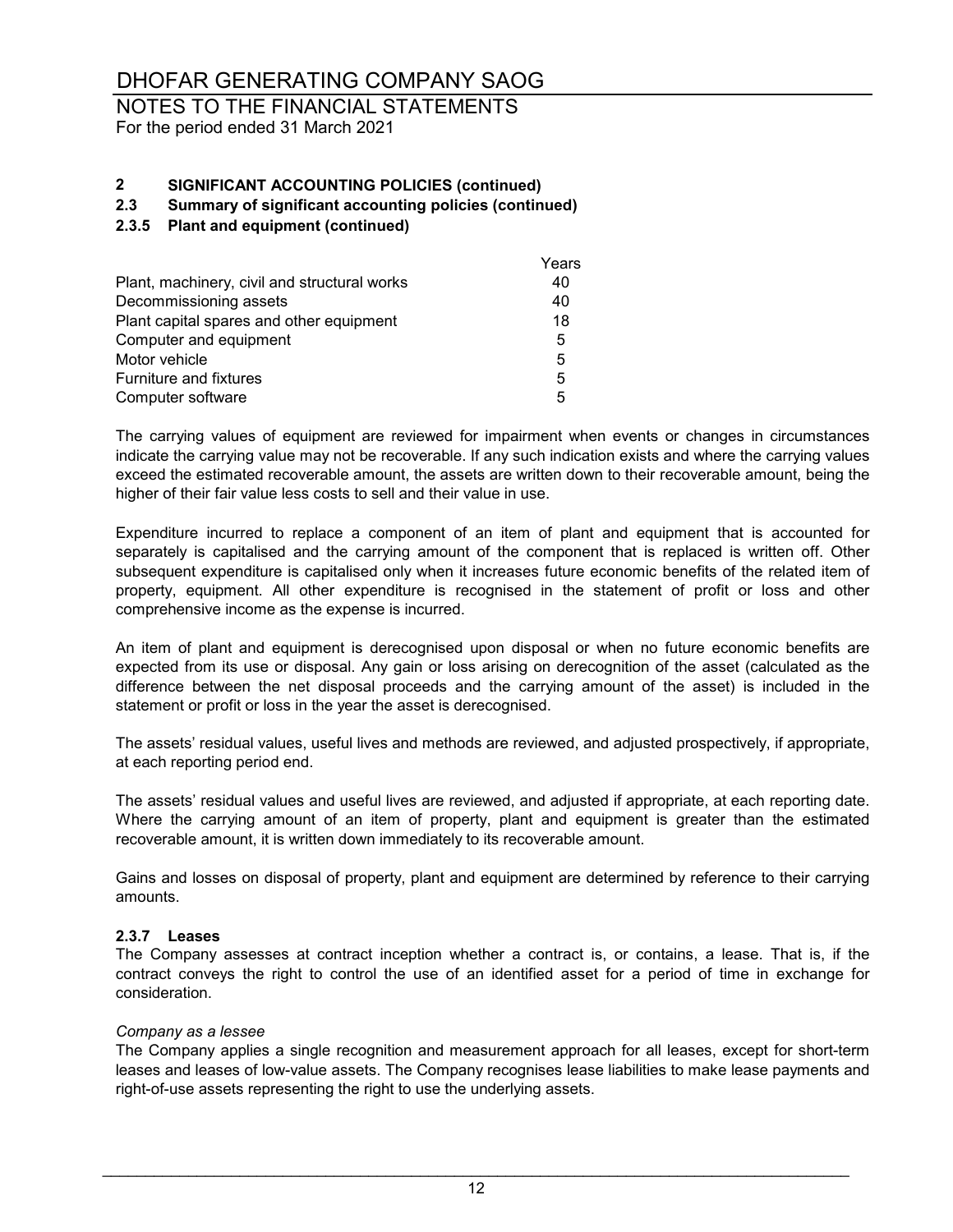## 2 SIGNIFICANT ACCOUNTING POLICIES (continued)

### 2.3 Summary of significant accounting policies (continued)

#### 2.3.5 Plant and equipment (continued)

| | Years |
|---|---|
| Plant, machinery, civil and structural works | 40 |
| Decommissioning assets | 40 |
| Plant capital spares and other equipment | 18 |
| Computer and equipment | 5 |
| Motor vehicle | 5 |
| Furniture and fixtures | 5 |
| Computer software | 5 |

The carrying values of equipment are reviewed for impairment when events or changes in circumstances indicate the carrying value may not be recoverable. If any such indication exists and where the carrying values exceed the estimated recoverable amount, the assets are written down to their recoverable amount, being the higher of their fair value less costs to sell and their value in use.

Expenditure incurred to replace a component of an item of plant and equipment that is accounted for separately is capitalised and the carrying amount of the component that is replaced is written off. Other subsequent expenditure is capitalised only when it increases future economic benefits of the related item of property, equipment. All other expenditure is recognised in the statement of profit or loss and other comprehensive income as the expense is incurred.

An item of plant and equipment is derecognised upon disposal or when no future economic benefits are expected from its use or disposal. Any gain or loss arising on derecognition of the asset (calculated as the difference between the net disposal proceeds and the carrying amount of the asset) is included in the statement or profit or loss in the year the asset is derecognised.

The assets' residual values, useful lives and methods are reviewed, and adjusted prospectively, if appropriate, at each reporting period end.

The assets' residual values and useful lives are reviewed, and adjusted if appropriate, at each reporting date. Where the carrying amount of an item of property, plant and equipment is greater than the estimated recoverable amount, it is written down immediately to its recoverable amount.

Gains and losses on disposal of property, plant and equipment are determined by reference to their carrying amounts.

#### 2.3.7 Leases

The Company assesses at contract inception whether a contract is, or contains, a lease. That is, if the contract conveys the right to control the use of an identified asset for a period of time in exchange for consideration.

*Company as a lessee*

The Company applies a single recognition and measurement approach for all leases, except for short-term leases and leases of low-value assets. The Company recognises lease liabilities to make lease payments and right-of-use assets representing the right to use the underlying assets.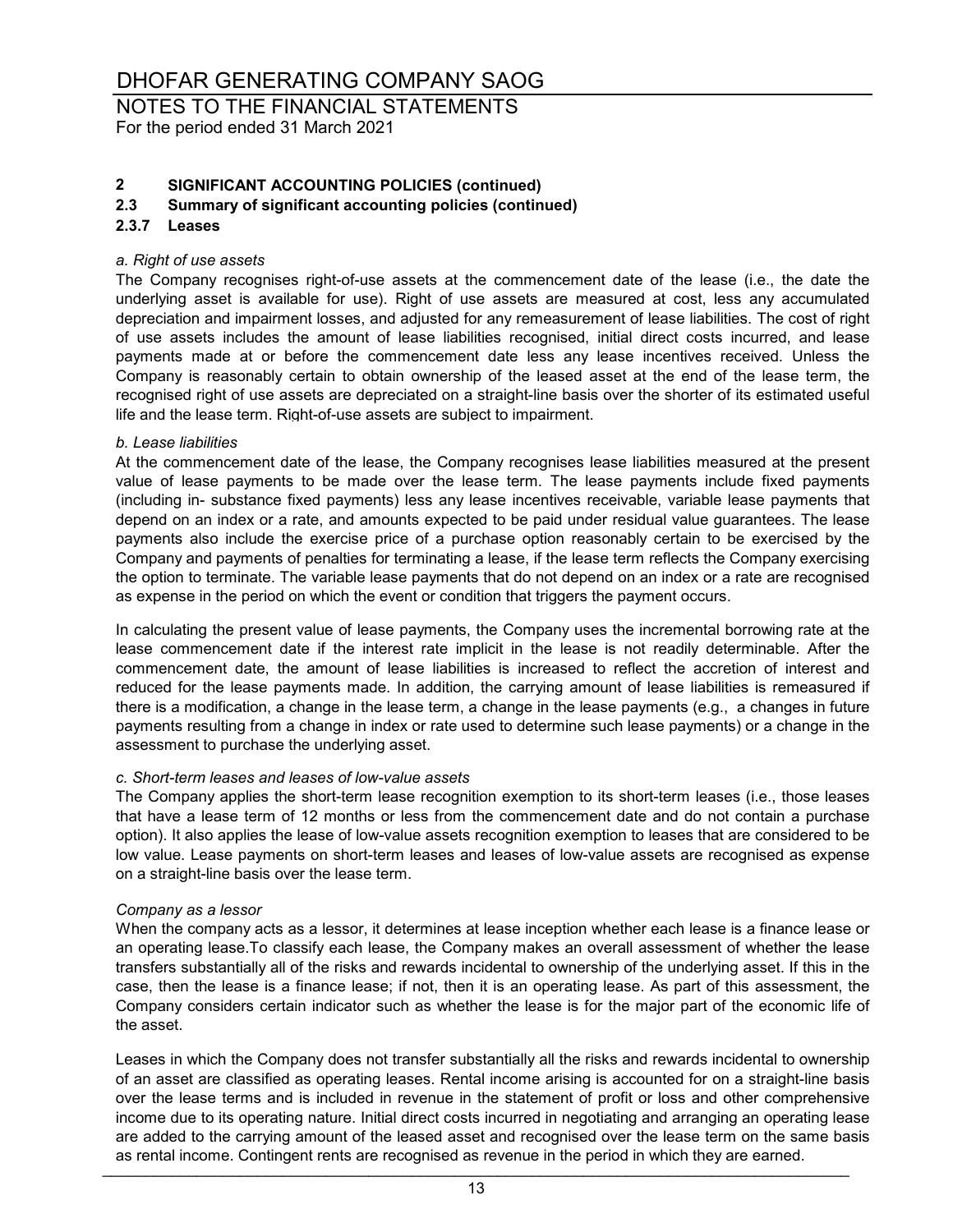## 2 SIGNIFICANT ACCOUNTING POLICIES (continued)

### 2.3 Summary of significant accounting policies (continued)

### 2.3.7 Leases

*a. Right of use assets*

The Company recognises right-of-use assets at the commencement date of the lease (i.e., the date the underlying asset is available for use). Right of use assets are measured at cost, less any accumulated depreciation and impairment losses, and adjusted for any remeasurement of lease liabilities. The cost of right of use assets includes the amount of lease liabilities recognised, initial direct costs incurred, and lease payments made at or before the commencement date less any lease incentives received. Unless the Company is reasonably certain to obtain ownership of the leased asset at the end of the lease term, the recognised right of use assets are depreciated on a straight-line basis over the shorter of its estimated useful life and the lease term. Right-of-use assets are subject to impairment.

*b. Lease liabilities*

At the commencement date of the lease, the Company recognises lease liabilities measured at the present value of lease payments to be made over the lease term. The lease payments include fixed payments (including in- substance fixed payments) less any lease incentives receivable, variable lease payments that depend on an index or a rate, and amounts expected to be paid under residual value guarantees. The lease payments also include the exercise price of a purchase option reasonably certain to be exercised by the Company and payments of penalties for terminating a lease, if the lease term reflects the Company exercising the option to terminate. The variable lease payments that do not depend on an index or a rate are recognised as expense in the period on which the event or condition that triggers the payment occurs.

In calculating the present value of lease payments, the Company uses the incremental borrowing rate at the lease commencement date if the interest rate implicit in the lease is not readily determinable. After the commencement date, the amount of lease liabilities is increased to reflect the accretion of interest and reduced for the lease payments made. In addition, the carrying amount of lease liabilities is remeasured if there is a modification, a change in the lease term, a change in the lease payments (e.g., a changes in future payments resulting from a change in index or rate used to determine such lease payments) or a change in the assessment to purchase the underlying asset.

*c. Short-term leases and leases of low-value assets*

The Company applies the short-term lease recognition exemption to its short-term leases (i.e., those leases that have a lease term of 12 months or less from the commencement date and do not contain a purchase option). It also applies the lease of low-value assets recognition exemption to leases that are considered to be low value. Lease payments on short-term leases and leases of low-value assets are recognised as expense on a straight-line basis over the lease term.

*Company as a lessor*

When the company acts as a lessor, it determines at lease inception whether each lease is a finance lease or an operating lease.To classify each lease, the Company makes an overall assessment of whether the lease transfers substantially all of the risks and rewards incidental to ownership of the underlying asset. If this in the case, then the lease is a finance lease; if not, then it is an operating lease. As part of this assessment, the Company considers certain indicator such as whether the lease is for the major part of the economic life of the asset.

Leases in which the Company does not transfer substantially all the risks and rewards incidental to ownership of an asset are classified as operating leases. Rental income arising is accounted for on a straight-line basis over the lease terms and is included in revenue in the statement of profit or loss and other comprehensive income due to its operating nature. Initial direct costs incurred in negotiating and arranging an operating lease are added to the carrying amount of the leased asset and recognised over the lease term on the same basis as rental income. Contingent rents are recognised as revenue in the period in which they are earned.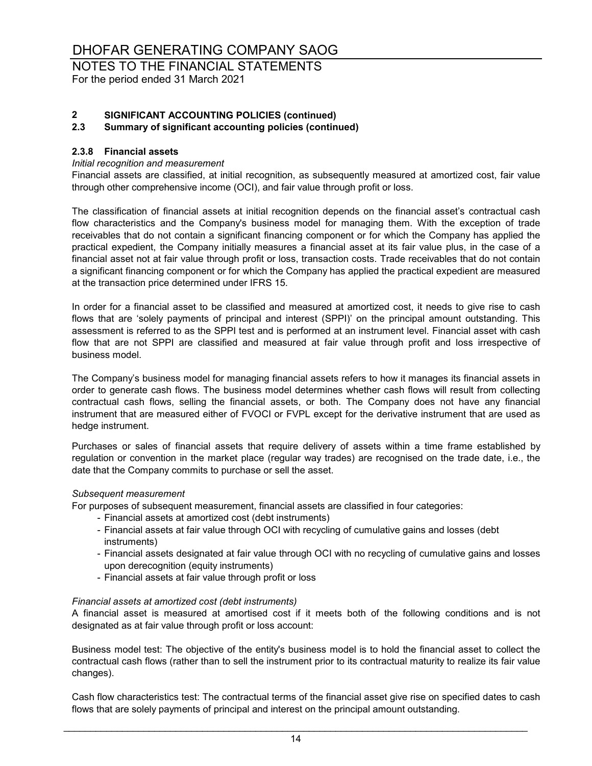## 2 SIGNIFICANT ACCOUNTING POLICIES (continued)

### 2.3 Summary of significant accounting policies (continued)

#### 2.3.8 Financial assets

*Initial recognition and measurement*

Financial assets are classified, at initial recognition, as subsequently measured at amortized cost, fair value through other comprehensive income (OCI), and fair value through profit or loss.

The classification of financial assets at initial recognition depends on the financial asset's contractual cash flow characteristics and the Company's business model for managing them. With the exception of trade receivables that do not contain a significant financing component or for which the Company has applied the practical expedient, the Company initially measures a financial asset at its fair value plus, in the case of a financial asset not at fair value through profit or loss, transaction costs. Trade receivables that do not contain a significant financing component or for which the Company has applied the practical expedient are measured at the transaction price determined under IFRS 15.

In order for a financial asset to be classified and measured at amortized cost, it needs to give rise to cash flows that are 'solely payments of principal and interest (SPPI)' on the principal amount outstanding. This assessment is referred to as the SPPI test and is performed at an instrument level. Financial asset with cash flow that are not SPPI are classified and measured at fair value through profit and loss irrespective of business model.

The Company's business model for managing financial assets refers to how it manages its financial assets in order to generate cash flows. The business model determines whether cash flows will result from collecting contractual cash flows, selling the financial assets, or both. The Company does not have any financial instrument that are measured either of FVOCI or FVPL except for the derivative instrument that are used as hedge instrument.

Purchases or sales of financial assets that require delivery of assets within a time frame established by regulation or convention in the market place (regular way trades) are recognised on the trade date, i.e., the date that the Company commits to purchase or sell the asset.

*Subsequent measurement*

For purposes of subsequent measurement, financial assets are classified in four categories:

- Financial assets at amortized cost (debt instruments)
- Financial assets at fair value through OCI with recycling of cumulative gains and losses (debt instruments)
- Financial assets designated at fair value through OCI with no recycling of cumulative gains and losses upon derecognition (equity instruments)
- Financial assets at fair value through profit or loss

*Financial assets at amortized cost (debt instruments)*

A financial asset is measured at amortised cost if it meets both of the following conditions and is not designated as at fair value through profit or loss account:

Business model test: The objective of the entity's business model is to hold the financial asset to collect the contractual cash flows (rather than to sell the instrument prior to its contractual maturity to realize its fair value changes).

Cash flow characteristics test: The contractual terms of the financial asset give rise on specified dates to cash flows that are solely payments of principal and interest on the principal amount outstanding.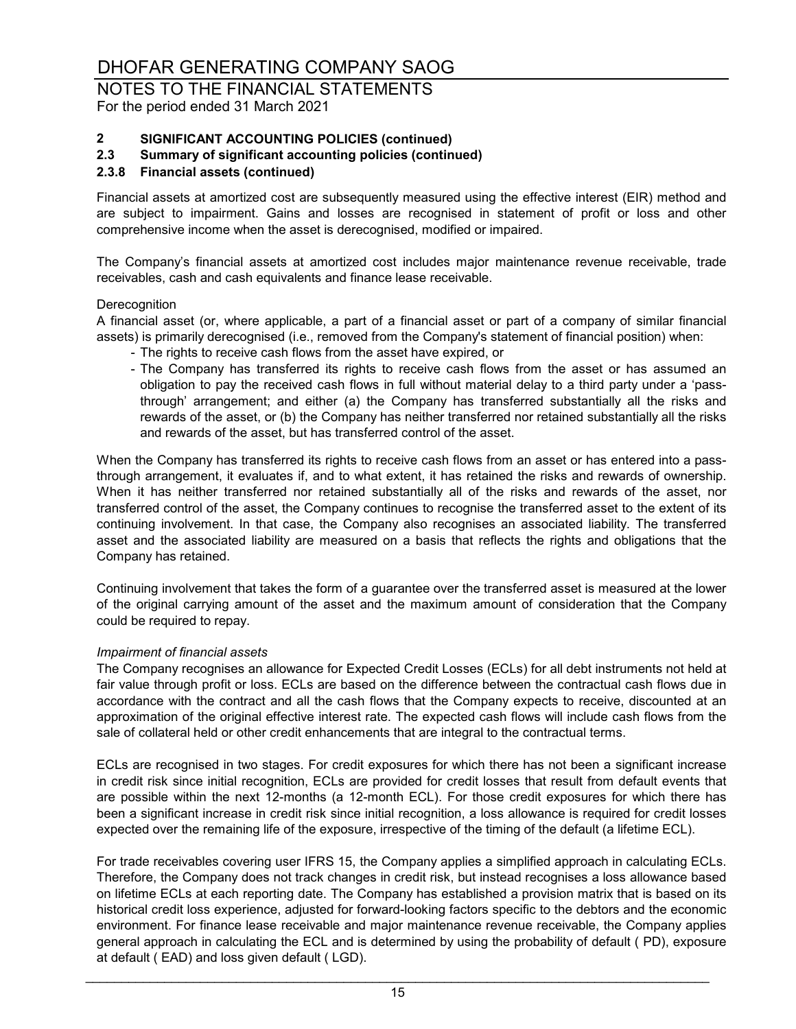## 2 SIGNIFICANT ACCOUNTING POLICIES (continued)

### 2.3 Summary of significant accounting policies (continued)

#### 2.3.8 Financial assets (continued)

Financial assets at amortized cost are subsequently measured using the effective interest (EIR) method and are subject to impairment. Gains and losses are recognised in statement of profit or loss and other comprehensive income when the asset is derecognised, modified or impaired.

The Company's financial assets at amortized cost includes major maintenance revenue receivable, trade receivables, cash and cash equivalents and finance lease receivable.

Derecognition

A financial asset (or, where applicable, a part of a financial asset or part of a company of similar financial assets) is primarily derecognised (i.e., removed from the Company's statement of financial position) when:

- The rights to receive cash flows from the asset have expired, or
- The Company has transferred its rights to receive cash flows from the asset or has assumed an obligation to pay the received cash flows in full without material delay to a third party under a 'pass-through' arrangement; and either (a) the Company has transferred substantially all the risks and rewards of the asset, or (b) the Company has neither transferred nor retained substantially all the risks and rewards of the asset, but has transferred control of the asset.

When the Company has transferred its rights to receive cash flows from an asset or has entered into a pass-through arrangement, it evaluates if, and to what extent, it has retained the risks and rewards of ownership. When it has neither transferred nor retained substantially all of the risks and rewards of the asset, nor transferred control of the asset, the Company continues to recognise the transferred asset to the extent of its continuing involvement. In that case, the Company also recognises an associated liability. The transferred asset and the associated liability are measured on a basis that reflects the rights and obligations that the Company has retained.

Continuing involvement that takes the form of a guarantee over the transferred asset is measured at the lower of the original carrying amount of the asset and the maximum amount of consideration that the Company could be required to repay.

*Impairment of financial assets*

The Company recognises an allowance for Expected Credit Losses (ECLs) for all debt instruments not held at fair value through profit or loss. ECLs are based on the difference between the contractual cash flows due in accordance with the contract and all the cash flows that the Company expects to receive, discounted at an approximation of the original effective interest rate. The expected cash flows will include cash flows from the sale of collateral held or other credit enhancements that are integral to the contractual terms.

ECLs are recognised in two stages. For credit exposures for which there has not been a significant increase in credit risk since initial recognition, ECLs are provided for credit losses that result from default events that are possible within the next 12-months (a 12-month ECL). For those credit exposures for which there has been a significant increase in credit risk since initial recognition, a loss allowance is required for credit losses expected over the remaining life of the exposure, irrespective of the timing of the default (a lifetime ECL).

For trade receivables covering user IFRS 15, the Company applies a simplified approach in calculating ECLs. Therefore, the Company does not track changes in credit risk, but instead recognises a loss allowance based on lifetime ECLs at each reporting date. The Company has established a provision matrix that is based on its historical credit loss experience, adjusted for forward-looking factors specific to the debtors and the economic environment. For finance lease receivable and major maintenance revenue receivable, the Company applies general approach in calculating the ECL and is determined by using the probability of default ( PD), exposure at default ( EAD) and loss given default ( LGD).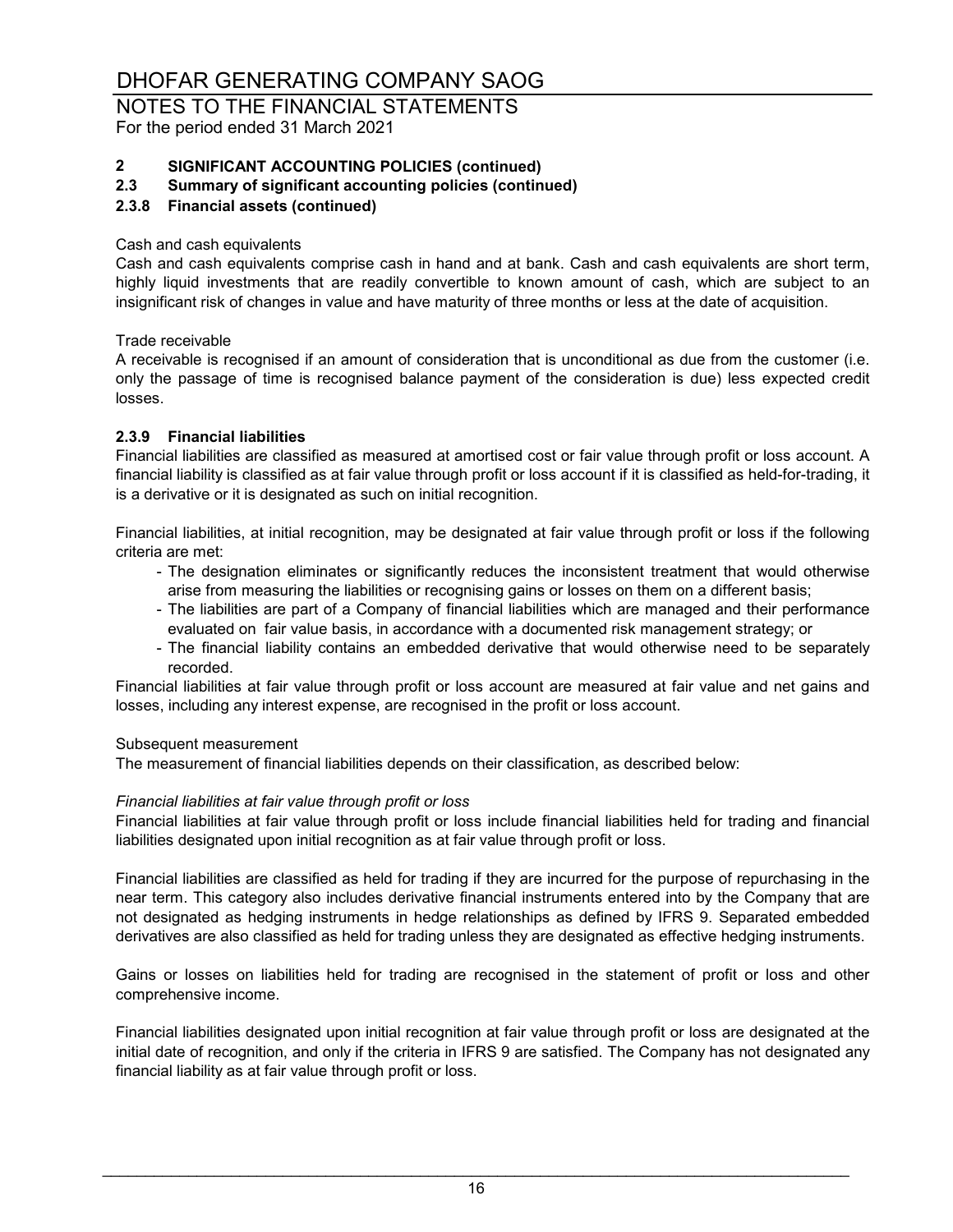## 2 SIGNIFICANT ACCOUNTING POLICIES (continued)

### 2.3 Summary of significant accounting policies (continued)

#### 2.3.8 Financial assets (continued)

Cash and cash equivalents

Cash and cash equivalents comprise cash in hand and at bank. Cash and cash equivalents are short term, highly liquid investments that are readily convertible to known amount of cash, which are subject to an insignificant risk of changes in value and have maturity of three months or less at the date of acquisition.

Trade receivable

A receivable is recognised if an amount of consideration that is unconditional as due from the customer (i.e. only the passage of time is recognised balance payment of the consideration is due) less expected credit losses.

#### 2.3.9 Financial liabilities

Financial liabilities are classified as measured at amortised cost or fair value through profit or loss account. A financial liability is classified as at fair value through profit or loss account if it is classified as held-for-trading, it is a derivative or it is designated as such on initial recognition.

Financial liabilities, at initial recognition, may be designated at fair value through profit or loss if the following criteria are met:

- The designation eliminates or significantly reduces the inconsistent treatment that would otherwise arise from measuring the liabilities or recognising gains or losses on them on a different basis;
- The liabilities are part of a Company of financial liabilities which are managed and their performance evaluated on fair value basis, in accordance with a documented risk management strategy; or
- The financial liability contains an embedded derivative that would otherwise need to be separately recorded.

Financial liabilities at fair value through profit or loss account are measured at fair value and net gains and losses, including any interest expense, are recognised in the profit or loss account.

Subsequent measurement

The measurement of financial liabilities depends on their classification, as described below:

*Financial liabilities at fair value through profit or loss*

Financial liabilities at fair value through profit or loss include financial liabilities held for trading and financial liabilities designated upon initial recognition as at fair value through profit or loss.

Financial liabilities are classified as held for trading if they are incurred for the purpose of repurchasing in the near term. This category also includes derivative financial instruments entered into by the Company that are not designated as hedging instruments in hedge relationships as defined by IFRS 9. Separated embedded derivatives are also classified as held for trading unless they are designated as effective hedging instruments.

Gains or losses on liabilities held for trading are recognised in the statement of profit or loss and other comprehensive income.

Financial liabilities designated upon initial recognition at fair value through profit or loss are designated at the initial date of recognition, and only if the criteria in IFRS 9 are satisfied. The Company has not designated any financial liability as at fair value through profit or loss.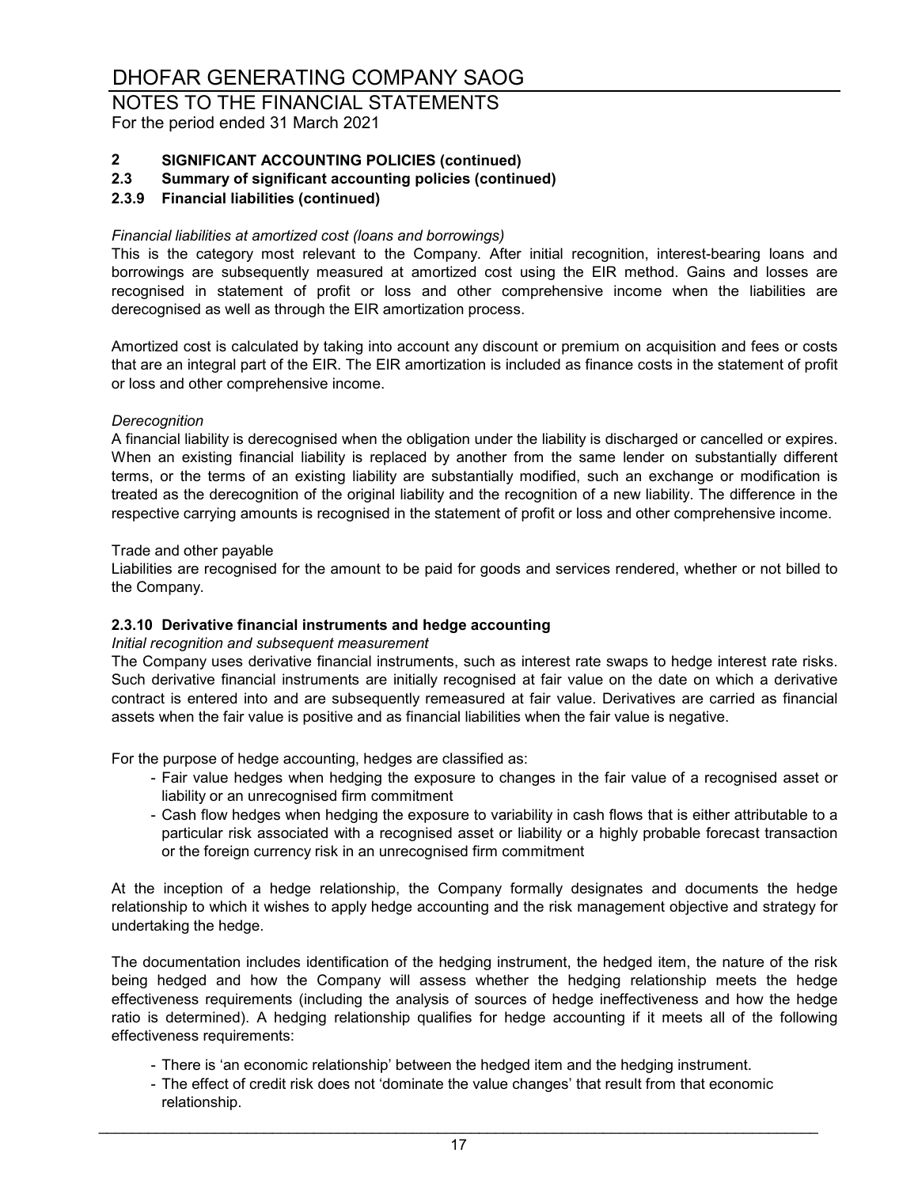## 2 SIGNIFICANT ACCOUNTING POLICIES (continued)

### 2.3 Summary of significant accounting policies (continued)

#### 2.3.9 Financial liabilities (continued)

*Financial liabilities at amortized cost (loans and borrowings)*

This is the category most relevant to the Company. After initial recognition, interest-bearing loans and borrowings are subsequently measured at amortized cost using the EIR method. Gains and losses are recognised in statement of profit or loss and other comprehensive income when the liabilities are derecognised as well as through the EIR amortization process.

Amortized cost is calculated by taking into account any discount or premium on acquisition and fees or costs that are an integral part of the EIR. The EIR amortization is included as finance costs in the statement of profit or loss and other comprehensive income.

*Derecognition*

A financial liability is derecognised when the obligation under the liability is discharged or cancelled or expires. When an existing financial liability is replaced by another from the same lender on substantially different terms, or the terms of an existing liability are substantially modified, such an exchange or modification is treated as the derecognition of the original liability and the recognition of a new liability. The difference in the respective carrying amounts is recognised in the statement of profit or loss and other comprehensive income.

Trade and other payable

Liabilities are recognised for the amount to be paid for goods and services rendered, whether or not billed to the Company.

#### 2.3.10 Derivative financial instruments and hedge accounting

*Initial recognition and subsequent measurement*

The Company uses derivative financial instruments, such as interest rate swaps to hedge interest rate risks. Such derivative financial instruments are initially recognised at fair value on the date on which a derivative contract is entered into and are subsequently remeasured at fair value. Derivatives are carried as financial assets when the fair value is positive and as financial liabilities when the fair value is negative.

For the purpose of hedge accounting, hedges are classified as:

- Fair value hedges when hedging the exposure to changes in the fair value of a recognised asset or liability or an unrecognised firm commitment
- Cash flow hedges when hedging the exposure to variability in cash flows that is either attributable to a particular risk associated with a recognised asset or liability or a highly probable forecast transaction or the foreign currency risk in an unrecognised firm commitment

At the inception of a hedge relationship, the Company formally designates and documents the hedge relationship to which it wishes to apply hedge accounting and the risk management objective and strategy for undertaking the hedge.

The documentation includes identification of the hedging instrument, the hedged item, the nature of the risk being hedged and how the Company will assess whether the hedging relationship meets the hedge effectiveness requirements (including the analysis of sources of hedge ineffectiveness and how the hedge ratio is determined). A hedging relationship qualifies for hedge accounting if it meets all of the following effectiveness requirements:

- There is 'an economic relationship' between the hedged item and the hedging instrument.
- The effect of credit risk does not 'dominate the value changes' that result from that economic relationship.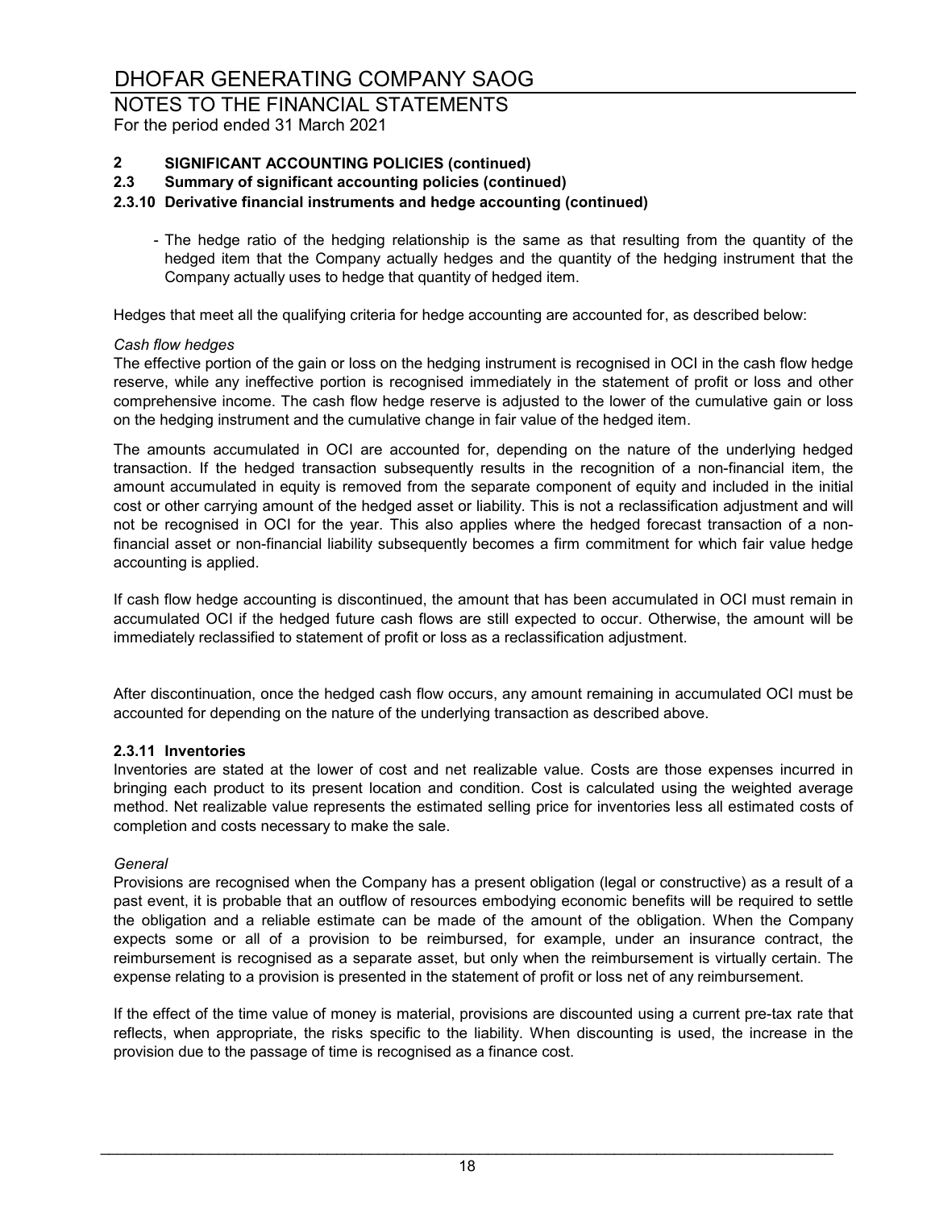## 2 SIGNIFICANT ACCOUNTING POLICIES (continued)

### 2.3 Summary of significant accounting policies (continued)

#### 2.3.10 Derivative financial instruments and hedge accounting (continued)

- The hedge ratio of the hedging relationship is the same as that resulting from the quantity of the hedged item that the Company actually hedges and the quantity of the hedging instrument that the Company actually uses to hedge that quantity of hedged item.

Hedges that meet all the qualifying criteria for hedge accounting are accounted for, as described below:

*Cash flow hedges*

The effective portion of the gain or loss on the hedging instrument is recognised in OCI in the cash flow hedge reserve, while any ineffective portion is recognised immediately in the statement of profit or loss and other comprehensive income. The cash flow hedge reserve is adjusted to the lower of the cumulative gain or loss on the hedging instrument and the cumulative change in fair value of the hedged item.

The amounts accumulated in OCI are accounted for, depending on the nature of the underlying hedged transaction. If the hedged transaction subsequently results in the recognition of a non-financial item, the amount accumulated in equity is removed from the separate component of equity and included in the initial cost or other carrying amount of the hedged asset or liability. This is not a reclassification adjustment and will not be recognised in OCI for the year. This also applies where the hedged forecast transaction of a non-financial asset or non-financial liability subsequently becomes a firm commitment for which fair value hedge accounting is applied.

If cash flow hedge accounting is discontinued, the amount that has been accumulated in OCI must remain in accumulated OCI if the hedged future cash flows are still expected to occur. Otherwise, the amount will be immediately reclassified to statement of profit or loss as a reclassification adjustment.

After discontinuation, once the hedged cash flow occurs, any amount remaining in accumulated OCI must be accounted for depending on the nature of the underlying transaction as described above.

#### 2.3.11 Inventories

Inventories are stated at the lower of cost and net realizable value. Costs are those expenses incurred in bringing each product to its present location and condition. Cost is calculated using the weighted average method. Net realizable value represents the estimated selling price for inventories less all estimated costs of completion and costs necessary to make the sale.

*General*

Provisions are recognised when the Company has a present obligation (legal or constructive) as a result of a past event, it is probable that an outflow of resources embodying economic benefits will be required to settle the obligation and a reliable estimate can be made of the amount of the obligation. When the Company expects some or all of a provision to be reimbursed, for example, under an insurance contract, the reimbursement is recognised as a separate asset, but only when the reimbursement is virtually certain. The expense relating to a provision is presented in the statement of profit or loss net of any reimbursement.

If the effect of the time value of money is material, provisions are discounted using a current pre-tax rate that reflects, when appropriate, the risks specific to the liability. When discounting is used, the increase in the provision due to the passage of time is recognised as a finance cost.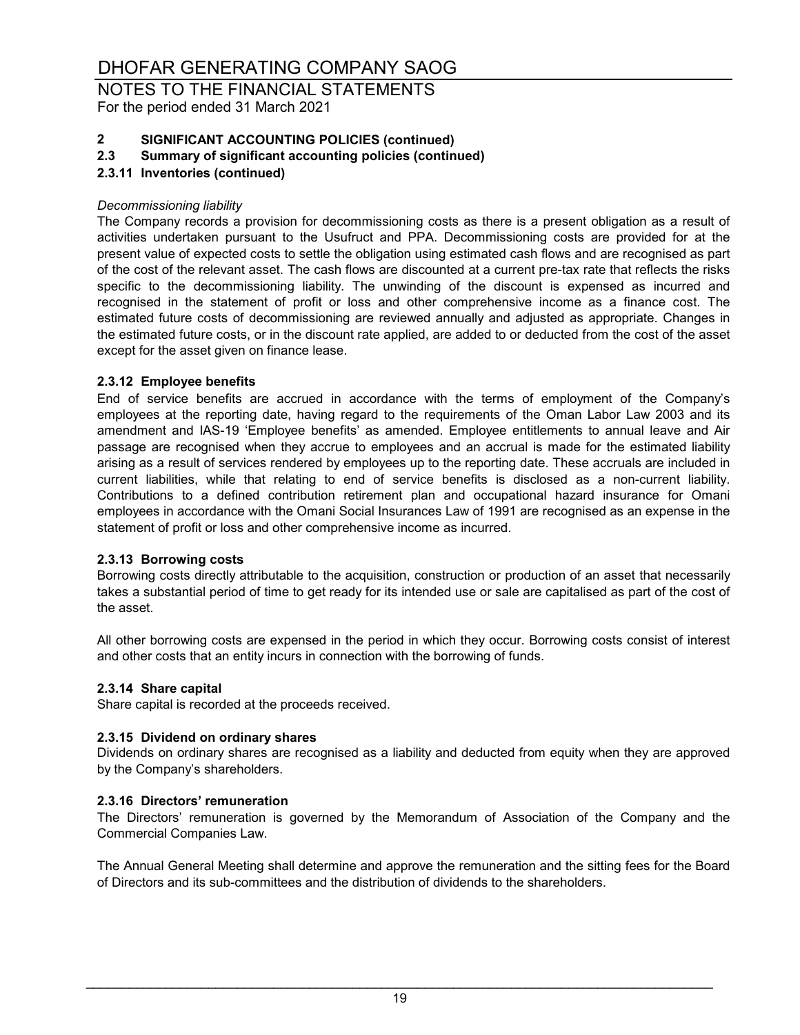## 2 SIGNIFICANT ACCOUNTING POLICIES (continued)

### 2.3 Summary of significant accounting policies (continued)

#### 2.3.11 Inventories (continued)

*Decommissioning liability*

The Company records a provision for decommissioning costs as there is a present obligation as a result of activities undertaken pursuant to the Usufruct and PPA. Decommissioning costs are provided for at the present value of expected costs to settle the obligation using estimated cash flows and are recognised as part of the cost of the relevant asset. The cash flows are discounted at a current pre-tax rate that reflects the risks specific to the decommissioning liability. The unwinding of the discount is expensed as incurred and recognised in the statement of profit or loss and other comprehensive income as a finance cost. The estimated future costs of decommissioning are reviewed annually and adjusted as appropriate. Changes in the estimated future costs, or in the discount rate applied, are added to or deducted from the cost of the asset except for the asset given on finance lease.

#### 2.3.12 Employee benefits

End of service benefits are accrued in accordance with the terms of employment of the Company's employees at the reporting date, having regard to the requirements of the Oman Labor Law 2003 and its amendment and IAS-19 'Employee benefits' as amended. Employee entitlements to annual leave and Air passage are recognised when they accrue to employees and an accrual is made for the estimated liability arising as a result of services rendered by employees up to the reporting date. These accruals are included in current liabilities, while that relating to end of service benefits is disclosed as a non-current liability. Contributions to a defined contribution retirement plan and occupational hazard insurance for Omani employees in accordance with the Omani Social Insurances Law of 1991 are recognised as an expense in the statement of profit or loss and other comprehensive income as incurred.

#### 2.3.13 Borrowing costs

Borrowing costs directly attributable to the acquisition, construction or production of an asset that necessarily takes a substantial period of time to get ready for its intended use or sale are capitalised as part of the cost of the asset.

All other borrowing costs are expensed in the period in which they occur. Borrowing costs consist of interest and other costs that an entity incurs in connection with the borrowing of funds.

#### 2.3.14 Share capital

Share capital is recorded at the proceeds received.

#### 2.3.15 Dividend on ordinary shares

Dividends on ordinary shares are recognised as a liability and deducted from equity when they are approved by the Company's shareholders.

#### 2.3.16 Directors' remuneration

The Directors' remuneration is governed by the Memorandum of Association of the Company and the Commercial Companies Law.

The Annual General Meeting shall determine and approve the remuneration and the sitting fees for the Board of Directors and its sub-committees and the distribution of dividends to the shareholders.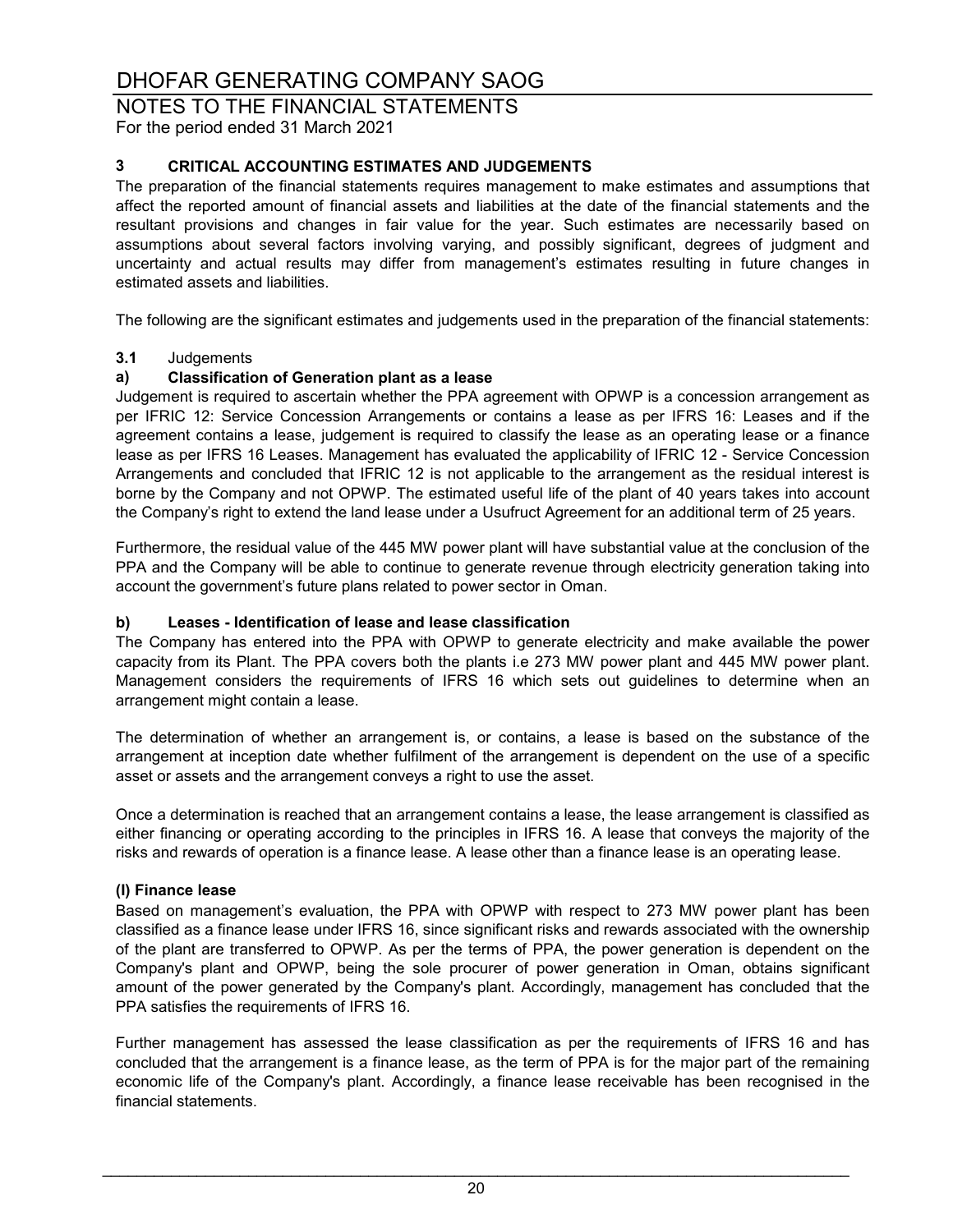## 3 CRITICAL ACCOUNTING ESTIMATES AND JUDGEMENTS

The preparation of the financial statements requires management to make estimates and assumptions that affect the reported amount of financial assets and liabilities at the date of the financial statements and the resultant provisions and changes in fair value for the year. Such estimates are necessarily based on assumptions about several factors involving varying, and possibly significant, degrees of judgment and uncertainty and actual results may differ from management's estimates resulting in future changes in estimated assets and liabilities.

The following are the significant estimates and judgements used in the preparation of the financial statements:

### 3.1 Judgements

#### a) Classification of Generation plant as a lease

Judgement is required to ascertain whether the PPA agreement with OPWP is a concession arrangement as per IFRIC 12: Service Concession Arrangements or contains a lease as per IFRS 16: Leases and if the agreement contains a lease, judgement is required to classify the lease as an operating lease or a finance lease as per IFRS 16 Leases. Management has evaluated the applicability of IFRIC 12 - Service Concession Arrangements and concluded that IFRIC 12 is not applicable to the arrangement as the residual interest is borne by the Company and not OPWP. The estimated useful life of the plant of 40 years takes into account the Company's right to extend the land lease under a Usufruct Agreement for an additional term of 25 years.

Furthermore, the residual value of the 445 MW power plant will have substantial value at the conclusion of the PPA and the Company will be able to continue to generate revenue through electricity generation taking into account the government's future plans related to power sector in Oman.

#### b) Leases - Identification of lease and lease classification

The Company has entered into the PPA with OPWP to generate electricity and make available the power capacity from its Plant. The PPA covers both the plants i.e 273 MW power plant and 445 MW power plant. Management considers the requirements of IFRS 16 which sets out guidelines to determine when an arrangement might contain a lease.

The determination of whether an arrangement is, or contains, a lease is based on the substance of the arrangement at inception date whether fulfilment of the arrangement is dependent on the use of a specific asset or assets and the arrangement conveys a right to use the asset.

Once a determination is reached that an arrangement contains a lease, the lease arrangement is classified as either financing or operating according to the principles in IFRS 16. A lease that conveys the majority of the risks and rewards of operation is a finance lease. A lease other than a finance lease is an operating lease.

**(I) Finance lease**

Based on management's evaluation, the PPA with OPWP with respect to 273 MW power plant has been classified as a finance lease under IFRS 16, since significant risks and rewards associated with the ownership of the plant are transferred to OPWP. As per the terms of PPA, the power generation is dependent on the Company's plant and OPWP, being the sole procurer of power generation in Oman, obtains significant amount of the power generated by the Company's plant. Accordingly, management has concluded that the PPA satisfies the requirements of IFRS 16.

Further management has assessed the lease classification as per the requirements of IFRS 16 and has concluded that the arrangement is a finance lease, as the term of PPA is for the major part of the remaining economic life of the Company's plant. Accordingly, a finance lease receivable has been recognised in the financial statements.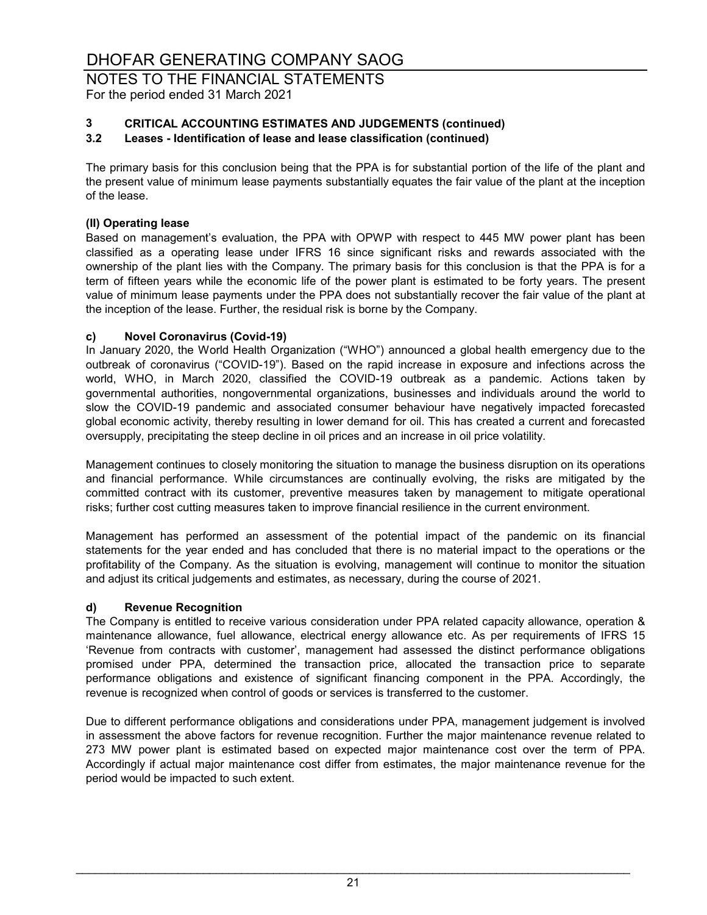# DHOFAR GENERATING COMPANY SAOG

## NOTES TO THE FINANCIAL STATEMENTS

For the period ended 31 March 2021

### 3 CRITICAL ACCOUNTING ESTIMATES AND JUDGEMENTS (continued)

### 3.2 Leases - Identification of lease and lease classification (continued)

The primary basis for this conclusion being that the PPA is for substantial portion of the life of the plant and the present value of minimum lease payments substantially equates the fair value of the plant at the inception of the lease.

**(II) Operating lease**

Based on management's evaluation, the PPA with OPWP with respect to 445 MW power plant has been classified as a operating lease under IFRS 16 since significant risks and rewards associated with the ownership of the plant lies with the Company. The primary basis for this conclusion is that the PPA is for a term of fifteen years while the economic life of the power plant is estimated to be forty years. The present value of minimum lease payments under the PPA does not substantially recover the fair value of the plant at the inception of the lease. Further, the residual risk is borne by the Company.

**c) Novel Coronavirus (Covid-19)**

In January 2020, the World Health Organization ("WHO") announced a global health emergency due to the outbreak of coronavirus ("COVID-19"). Based on the rapid increase in exposure and infections across the world, WHO, in March 2020, classified the COVID-19 outbreak as a pandemic. Actions taken by governmental authorities, nongovernmental organizations, businesses and individuals around the world to slow the COVID-19 pandemic and associated consumer behaviour have negatively impacted forecasted global economic activity, thereby resulting in lower demand for oil. This has created a current and forecasted oversupply, precipitating the steep decline in oil prices and an increase in oil price volatility.

Management continues to closely monitoring the situation to manage the business disruption on its operations and financial performance. While circumstances are continually evolving, the risks are mitigated by the committed contract with its customer, preventive measures taken by management to mitigate operational risks; further cost cutting measures taken to improve financial resilience in the current environment.

Management has performed an assessment of the potential impact of the pandemic on its financial statements for the year ended and has concluded that there is no material impact to the operations or the profitability of the Company. As the situation is evolving, management will continue to monitor the situation and adjust its critical judgements and estimates, as necessary, during the course of 2021.

**d) Revenue Recognition**

The Company is entitled to receive various consideration under PPA related capacity allowance, operation & maintenance allowance, fuel allowance, electrical energy allowance etc. As per requirements of IFRS 15 'Revenue from contracts with customer', management had assessed the distinct performance obligations promised under PPA, determined the transaction price, allocated the transaction price to separate performance obligations and existence of significant financing component in the PPA. Accordingly, the revenue is recognized when control of goods or services is transferred to the customer.

Due to different performance obligations and considerations under PPA, management judgement is involved in assessment the above factors for revenue recognition. Further the major maintenance revenue related to 273 MW power plant is estimated based on expected major maintenance cost over the term of PPA. Accordingly if actual major maintenance cost differ from estimates, the major maintenance revenue for the period would be impacted to such extent.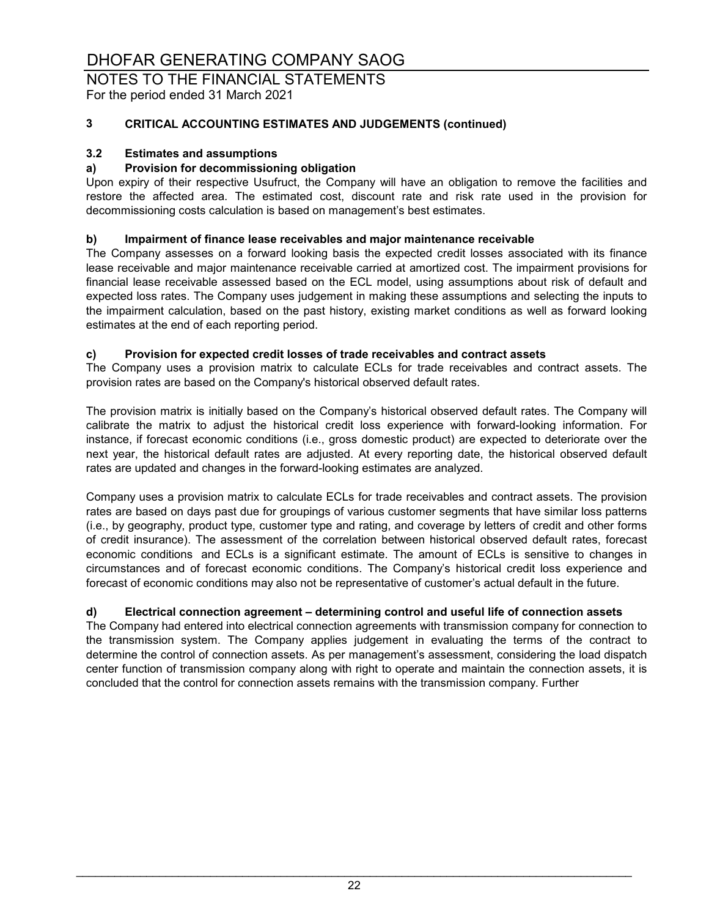# DHOFAR GENERATING COMPANY SAOG

## NOTES TO THE FINANCIAL STATEMENTS

For the period ended 31 March 2021

### 3 CRITICAL ACCOUNTING ESTIMATES AND JUDGEMENTS (continued)

### 3.2 Estimates and assumptions

#### a) Provision for decommissioning obligation

Upon expiry of their respective Usufruct, the Company will have an obligation to remove the facilities and restore the affected area. The estimated cost, discount rate and risk rate used in the provision for decommissioning costs calculation is based on management's best estimates.

#### b) Impairment of finance lease receivables and major maintenance receivable

The Company assesses on a forward looking basis the expected credit losses associated with its finance lease receivable and major maintenance receivable carried at amortized cost. The impairment provisions for financial lease receivable assessed based on the ECL model, using assumptions about risk of default and expected loss rates. The Company uses judgement in making these assumptions and selecting the inputs to the impairment calculation, based on the past history, existing market conditions as well as forward looking estimates at the end of each reporting period.

#### c) Provision for expected credit losses of trade receivables and contract assets

The Company uses a provision matrix to calculate ECLs for trade receivables and contract assets. The provision rates are based on the Company's historical observed default rates.

The provision matrix is initially based on the Company's historical observed default rates. The Company will calibrate the matrix to adjust the historical credit loss experience with forward-looking information. For instance, if forecast economic conditions (i.e., gross domestic product) are expected to deteriorate over the next year, the historical default rates are adjusted. At every reporting date, the historical observed default rates are updated and changes in the forward-looking estimates are analyzed.

Company uses a provision matrix to calculate ECLs for trade receivables and contract assets. The provision rates are based on days past due for groupings of various customer segments that have similar loss patterns (i.e., by geography, product type, customer type and rating, and coverage by letters of credit and other forms of credit insurance). The assessment of the correlation between historical observed default rates, forecast economic conditions and ECLs is a significant estimate. The amount of ECLs is sensitive to changes in circumstances and of forecast economic conditions. The Company's historical credit loss experience and forecast of economic conditions may also not be representative of customer's actual default in the future.

#### d) Electrical connection agreement – determining control and useful life of connection assets

The Company had entered into electrical connection agreements with transmission company for connection to the transmission system. The Company applies judgement in evaluating the terms of the contract to determine the control of connection assets. As per management's assessment, considering the load dispatch center function of transmission company along with right to operate and maintain the connection assets, it is concluded that the control for connection assets remains with the transmission company. Further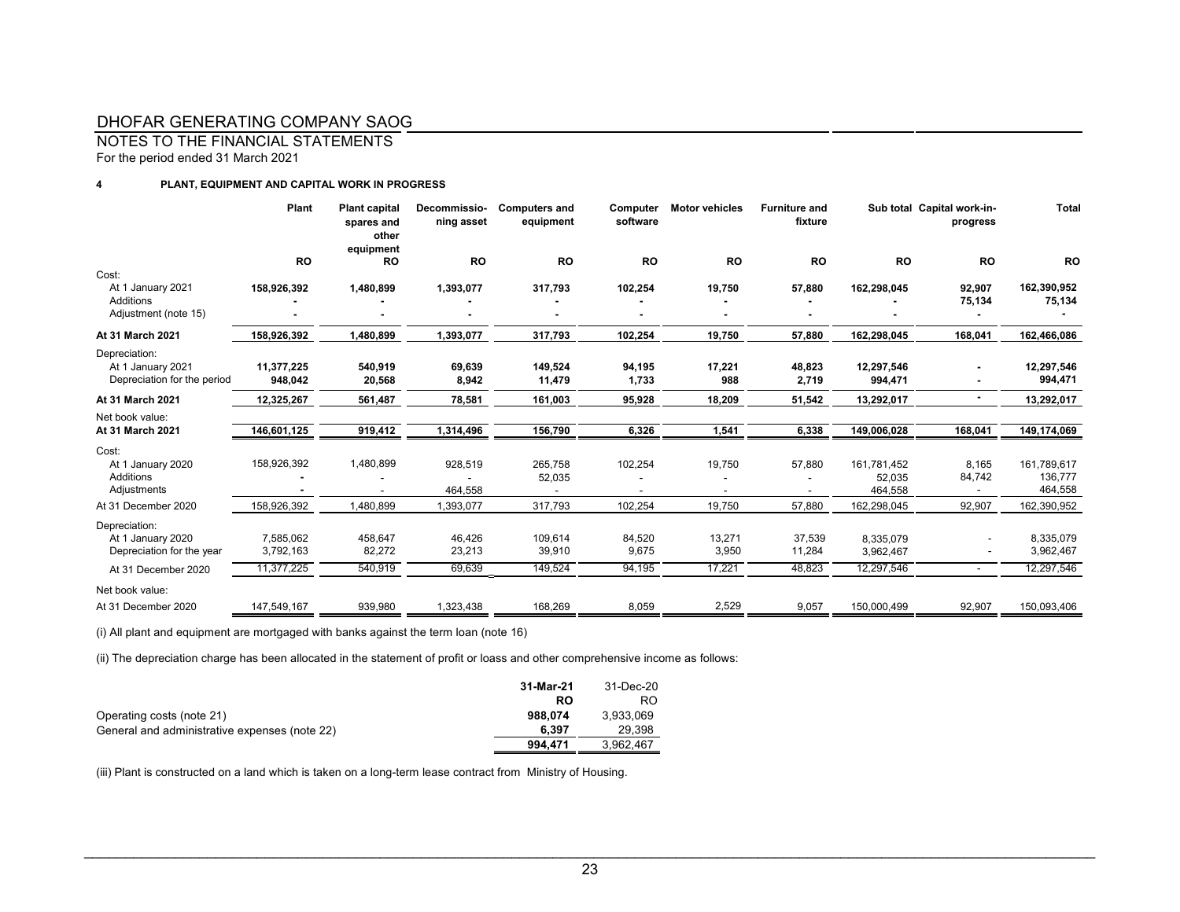# DHOFAR GENERATING COMPANY SAOG

## NOTES TO THE FINANCIAL STATEMENTS

For the period ended 31 March 2021

### 4 PLANT, EQUIPMENT AND CAPITAL WORK IN PROGRESS

| | Plant | Plant capital spares and other equipment | Decommissioning asset | Computers and equipment | Computer software | Motor vehicles | Furniture and fixture | Sub total | Capital work-in-progress | Total |
|---|---|---|---|---|---|---|---|---|---|---|
| | RO | RO | RO | RO | RO | RO | RO | RO | RO | RO |
| Cost: | | | | | | | | | | |
| At 1 January 2021 | **158,926,392** | **1,480,899** | **1,393,077** | **317,793** | **102,254** | **19,750** | **57,880** | **162,298,045** | **92,907** | **162,390,952** |
| Additions | **-** | **-** | **-** | **-** | **-** | **-** | **-** | **-** | **75,134** | **75,134** |
| Adjustment (note 15) | **-** | **-** | **-** | **-** | **-** | **-** | **-** | **-** | **-** | **-** |
| **At 31 March 2021** | **158,926,392** | **1,480,899** | **1,393,077** | **317,793** | **102,254** | **19,750** | **57,880** | **162,298,045** | **168,041** | **162,466,086** |
| Depreciation: | | | | | | | | | | |
| At 1 January 2021 | **11,377,225** | **540,919** | **69,639** | **149,524** | **94,195** | **17,221** | **48,823** | **12,297,546** | **-** | **12,297,546** |
| Depreciation for the period | **948,042** | **20,568** | **8,942** | **11,479** | **1,733** | **988** | **2,719** | **994,471** | **-** | **994,471** |
| **At 31 March 2021** | **12,325,267** | **561,487** | **78,581** | **161,003** | **95,928** | **18,209** | **51,542** | **13,292,017** | **-** | **13,292,017** |
| Net book value: | | | | | | | | | | |
| **At 31 March 2021** | **146,601,125** | **919,412** | **1,314,496** | **156,790** | **6,326** | **1,541** | **6,338** | **149,006,028** | **168,041** | **149,174,069** |
| Cost: | | | | | | | | | | |
| At 1 January 2020 | 158,926,392 | 1,480,899 | 928,519 | 265,758 | 102,254 | 19,750 | 57,880 | 161,781,452 | 8,165 | 161,789,617 |
| Additions | **-** | - | - | 52,035 | - | - | - | 52,035 | 84,742 | 136,777 |
| Adjustments | **-** | - | 464,558 | - | - | - | - | 464,558 | - | 464,558 |
| At 31 December 2020 | 158,926,392 | 1,480,899 | 1,393,077 | 317,793 | 102,254 | 19,750 | 57,880 | 162,298,045 | 92,907 | 162,390,952 |
| Depreciation: | | | | | | | | | | |
| At 1 January 2020 | 7,585,062 | 458,647 | 46,426 | 109,614 | 84,520 | 13,271 | 37,539 | 8,335,079 | - | 8,335,079 |
| Depreciation for the year | 3,792,163 | 82,272 | 23,213 | 39,910 | 9,675 | 3,950 | 11,284 | 3,962,467 | - | 3,962,467 |
| At 31 December 2020 | 11,377,225 | 540,919 | 69,639 | 149,524 | 94,195 | 17,221 | 48,823 | 12,297,546 | - | 12,297,546 |
| Net book value: | | | | | | | | | | |
| At 31 December 2020 | 147,549,167 | 939,980 | 1,323,438 | 168,269 | 8,059 | 2,529 | 9,057 | 150,000,499 | 92,907 | 150,093,406 |

(i) All plant and equipment are mortgaged with banks against the term loan (note 16)

(ii) The depreciation charge has been allocated in the statement of profit or loass and other comprehensive income as follows:

| | 31-Mar-21 | 31-Dec-20 |
|---|---|---|
| | **RO** | RO |
| Operating costs (note 21) | **988,074** | 3,933,069 |
| General and administrative expenses (note 22) | **6,397** | 29,398 |
| | **994,471** | 3,962,467 |

(iii) Plant is constructed on a land which is taken on a long-term lease contract from Ministry of Housing.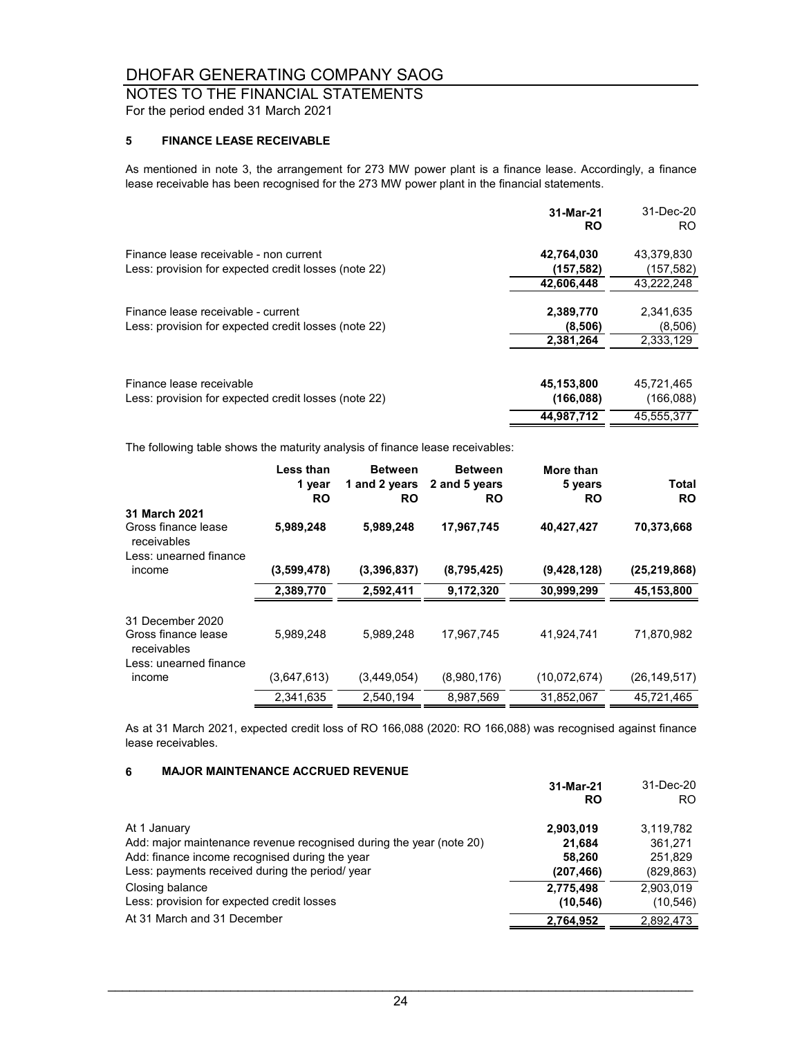# DHOFAR GENERATING COMPANY SAOG

## NOTES TO THE FINANCIAL STATEMENTS

For the period ended 31 March 2021

### 5 FINANCE LEASE RECEIVABLE

As mentioned in note 3, the arrangement for 273 MW power plant is a finance lease. Accordingly, a finance lease receivable has been recognised for the 273 MW power plant in the financial statements.

| | **31-Mar-21 RO** | 31-Dec-20 RO |
|---|---|---|
| Finance lease receivable - non current | **42,764,030** | 43,379,830 |
| Less: provision for expected credit losses (note 22) | **(157,582)** | (157,582) |
| | **42,606,448** | 43,222,248 |
| Finance lease receivable - current | **2,389,770** | 2,341,635 |
| Less: provision for expected credit losses (note 22) | **(8,506)** | (8,506) |
| | **2,381,264** | 2,333,129 |
| Finance lease receivable | **45,153,800** | 45,721,465 |
| Less: provision for expected credit losses (note 22) | **(166,088)** | (166,088) |
| | **44,987,712** | 45,555,377 |

The following table shows the maturity analysis of finance lease receivables:

| | **Less than 1 year RO** | **Between 1 and 2 years RO** | **Between 2 and 5 years RO** | **More than 5 years RO** | **Total RO** |
|---|---|---|---|---|---|
| **31 March 2021** | | | | | |
| Gross finance lease receivables | **5,989,248** | **5,989,248** | **17,967,745** | **40,427,427** | **70,373,668** |
| Less: unearned finance income | **(3,599,478)** | **(3,396,837)** | **(8,795,425)** | **(9,428,128)** | **(25,219,868)** |
| | **2,389,770** | **2,592,411** | **9,172,320** | **30,999,299** | **45,153,800** |
| 31 December 2020 | | | | | |
| Gross finance lease receivables | 5,989,248 | 5,989,248 | 17,967,745 | 41,924,741 | 71,870,982 |
| Less: unearned finance income | (3,647,613) | (3,449,054) | (8,980,176) | (10,072,674) | (26,149,517) |
| | 2,341,635 | 2,540,194 | 8,987,569 | 31,852,067 | 45,721,465 |

As at 31 March 2021, expected credit loss of RO 166,088 (2020: RO 166,088) was recognised against finance lease receivables.

### 6 MAJOR MAINTENANCE ACCRUED REVENUE

| | **31-Mar-21 RO** | 31-Dec-20 RO |
|---|---|---|
| At 1 January | **2,903,019** | 3,119,782 |
| Add: major maintenance revenue recognised during the year (note 20) | **21,684** | 361,271 |
| Add: finance income recognised during the year | **58,260** | 251,829 |
| Less: payments received during the period/ year | **(207,466)** | (829,863) |
| Closing balance | **2,775,498** | 2,903,019 |
| Less: provision for expected credit losses | **(10,546)** | (10,546) |
| At 31 March and 31 December | **2,764,952** | 2,892,473 |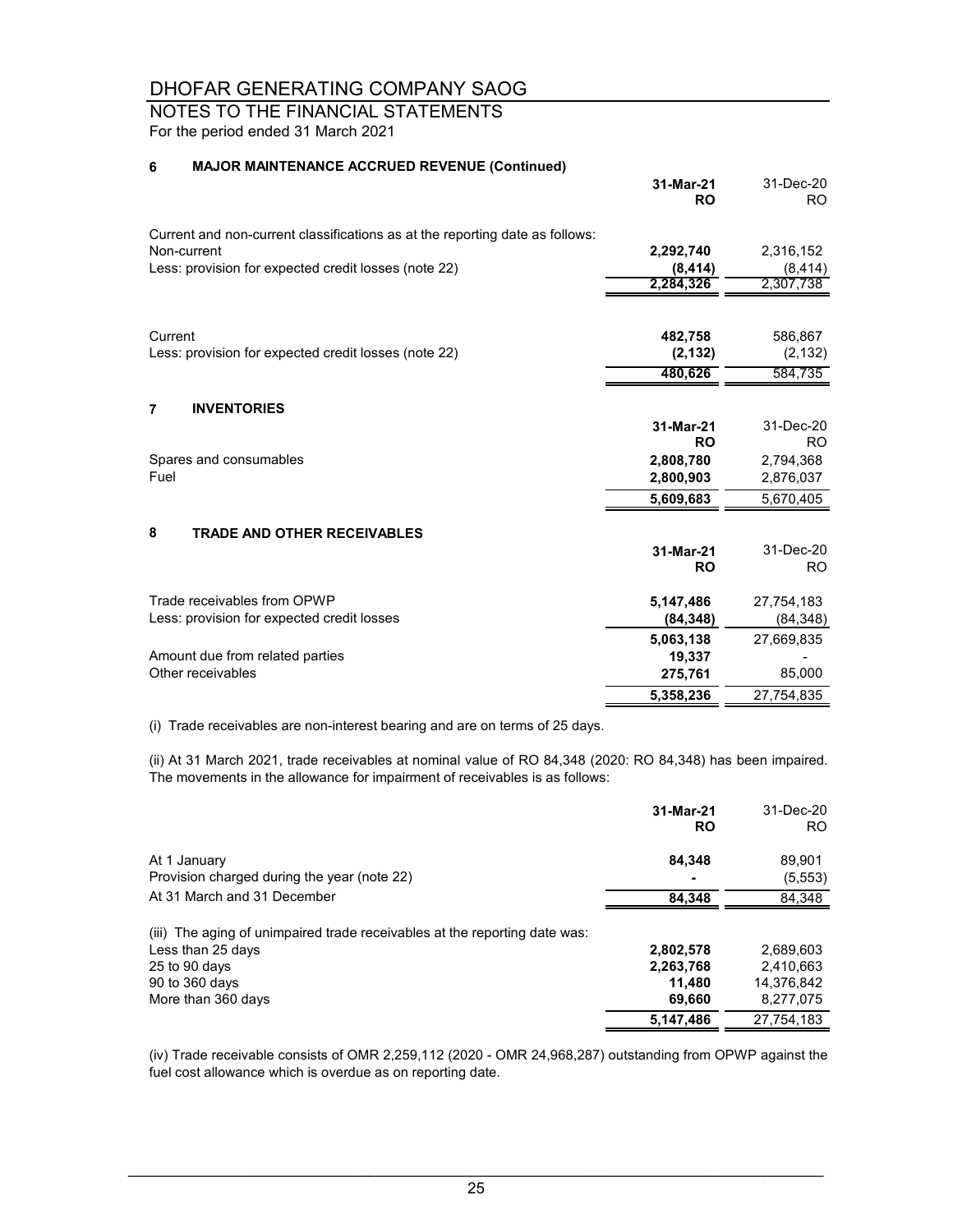# DHOFAR GENERATING COMPANY SAOG

## NOTES TO THE FINANCIAL STATEMENTS

For the period ended 31 March 2021

### 6 MAJOR MAINTENANCE ACCRUED REVENUE (Continued)

| | 31-Mar-21 RO | 31-Dec-20 RO |
|---|---|---|
| Current and non-current classifications as at the reporting date as follows: | | |
| Non-current | 2,292,740 | 2,316,152 |
| Less: provision for expected credit losses (note 22) | (8,414) | (8,414) |
| | 2,284,326 | 2,307,738 |
| Current | 482,758 | 586,867 |
| Less: provision for expected credit losses (note 22) | (2,132) | (2,132) |
| | 480,626 | 584,735 |

### 7 INVENTORIES

| | 31-Mar-21 RO | 31-Dec-20 RO |
|---|---|---|
| Spares and consumables | 2,808,780 | 2,794,368 |
| Fuel | 2,800,903 | 2,876,037 |
| | 5,609,683 | 5,670,405 |

### 8 TRADE AND OTHER RECEIVABLES

| | 31-Mar-21 RO | 31-Dec-20 RO |
|---|---|---|
| Trade receivables from OPWP | 5,147,486 | 27,754,183 |
| Less: provision for expected credit losses | (84,348) | (84,348) |
| | 5,063,138 | 27,669,835 |
| Amount due from related parties | 19,337 | - |
| Other receivables | 275,761 | 85,000 |
| | 5,358,236 | 27,754,835 |

(i) Trade receivables are non-interest bearing and are on terms of 25 days.

(ii) At 31 March 2021, trade receivables at nominal value of RO 84,348 (2020: RO 84,348) has been impaired. The movements in the allowance for impairment of receivables is as follows:

| | 31-Mar-21 RO | 31-Dec-20 RO |
|---|---|---|
| At 1 January | 84,348 | 89,901 |
| Provision charged during the year (note 22) | - | (5,553) |
| At 31 March and 31 December | 84,348 | 84,348 |

| (iii) The aging of unimpaired trade receivables at the reporting date was: | 31-Mar-21 | 31-Dec-20 |
|---|---|---|
| Less than 25 days | 2,802,578 | 2,689,603 |
| 25 to 90 days | 2,263,768 | 2,410,663 |
| 90 to 360 days | 11,480 | 14,376,842 |
| More than 360 days | 69,660 | 8,277,075 |
| | 5,147,486 | 27,754,183 |

(iv) Trade receivable consists of OMR 2,259,112 (2020 - OMR 24,968,287) outstanding from OPWP against the fuel cost allowance which is overdue as on reporting date.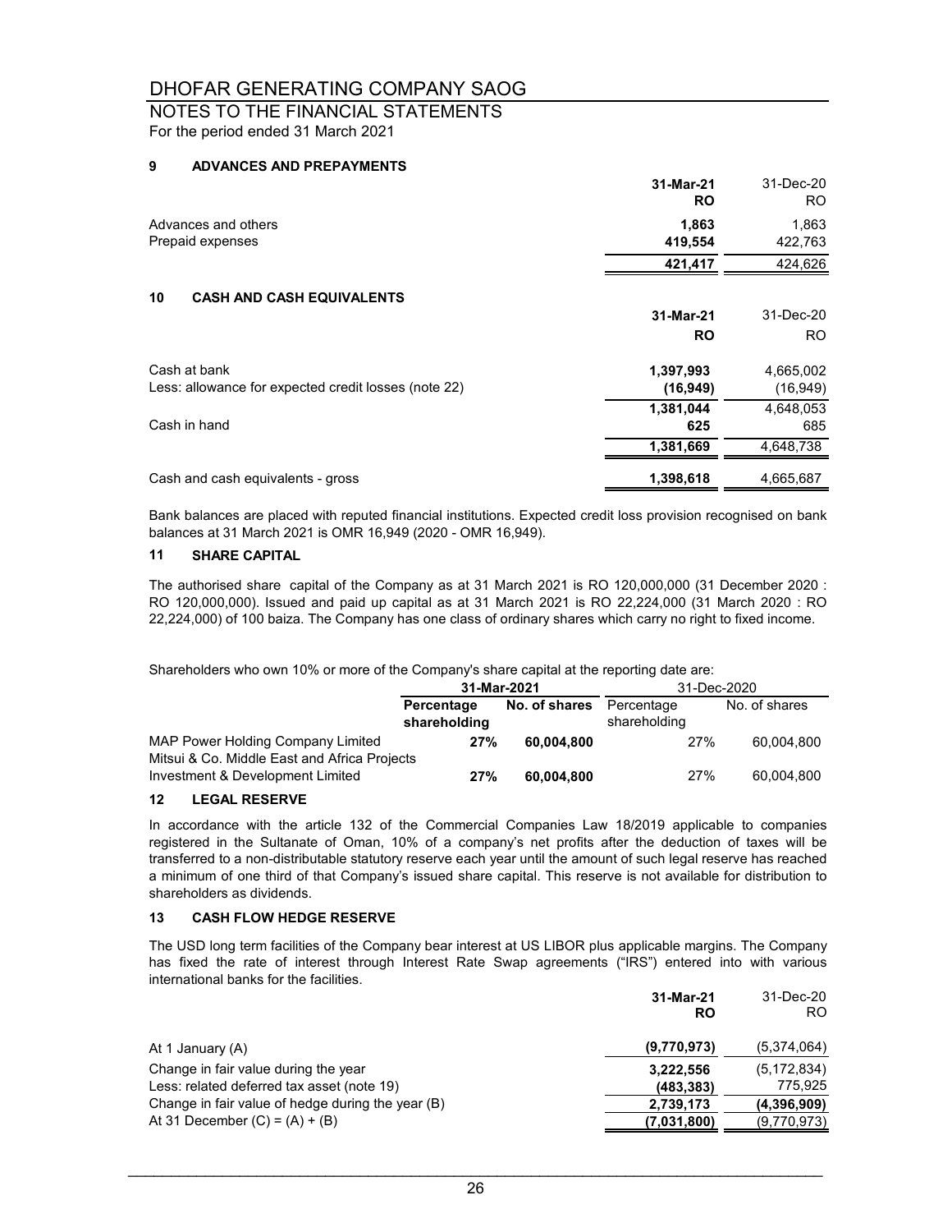# DHOFAR GENERATING COMPANY SAOG

## NOTES TO THE FINANCIAL STATEMENTS

For the period ended 31 March 2021

### 9 ADVANCES AND PREPAYMENTS

| | **31-Mar-21** | 31-Dec-20 |
|---|---|---|
| | **RO** | RO |
| Advances and others | **1,863** | 1,863 |
| Prepaid expenses | **419,554** | 422,763 |
| | **421,417** | 424,626 |

### 10 CASH AND CASH EQUIVALENTS

| | **31-Mar-21** | 31-Dec-20 |
|---|---|---|
| | **RO** | RO |
| Cash at bank | **1,397,993** | 4,665,002 |
| Less: allowance for expected credit losses (note 22) | **(16,949)** | (16,949) |
| | **1,381,044** | 4,648,053 |
| Cash in hand | **625** | 685 |
| | **1,381,669** | 4,648,738 |
| Cash and cash equivalents - gross | **1,398,618** | 4,665,687 |

Bank balances are placed with reputed financial institutions. Expected credit loss provision recognised on bank balances at 31 March 2021 is OMR 16,949 (2020 - OMR 16,949).

### 11 SHARE CAPITAL

The authorised share capital of the Company as at 31 March 2021 is RO 120,000,000 (31 December 2020 : RO 120,000,000). Issued and paid up capital as at 31 March 2021 is RO 22,224,000 (31 March 2020 : RO 22,224,000) of 100 baiza. The Company has one class of ordinary shares which carry no right to fixed income.

Shareholders who own 10% or more of the Company's share capital at the reporting date are:

| | **31-Mar-2021** | | 31-Dec-2020 | |
|---|---|---|---|---|
| | **Percentage shareholding** | **No. of shares** | Percentage shareholding | No. of shares |
| MAP Power Holding Company Limited | **27%** | **60,004,800** | 27% | 60,004,800 |
| Mitsui & Co. Middle East and Africa Projects Investment & Development Limited | **27%** | **60,004,800** | 27% | 60,004,800 |

### 12 LEGAL RESERVE

In accordance with the article 132 of the Commercial Companies Law 18/2019 applicable to companies registered in the Sultanate of Oman, 10% of a company's net profits after the deduction of taxes will be transferred to a non-distributable statutory reserve each year until the amount of such legal reserve has reached a minimum of one third of that Company's issued share capital. This reserve is not available for distribution to shareholders as dividends.

### 13 CASH FLOW HEDGE RESERVE

The USD long term facilities of the Company bear interest at US LIBOR plus applicable margins. The Company has fixed the rate of interest through Interest Rate Swap agreements ("IRS") entered into with various international banks for the facilities.

| | **31-Mar-21** | 31-Dec-20 |
|---|---|---|
| | **RO** | RO |
| At 1 January (A) | **(9,770,973)** | (5,374,064) |
| Change in fair value during the year | **3,222,556** | (5,172,834) |
| Less: related deferred tax asset (note 19) | **(483,383)** | 775,925 |
| Change in fair value of hedge during the year (B) | **2,739,173** | **(4,396,909)** |
| At 31 December (C) = (A) + (B) | **(7,031,800)** | (9,770,973) |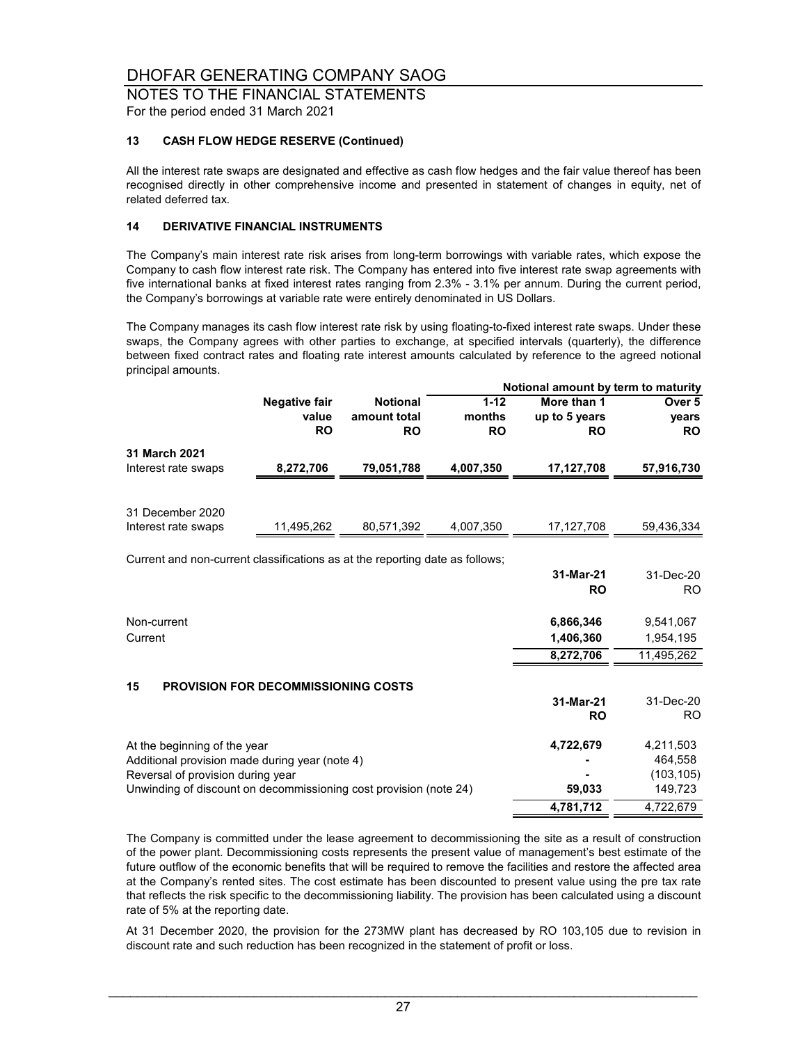## 13 CASH FLOW HEDGE RESERVE (Continued)

All the interest rate swaps are designated and effective as cash flow hedges and the fair value thereof has been recognised directly in other comprehensive income and presented in statement of changes in equity, net of related deferred tax.

## 14 DERIVATIVE FINANCIAL INSTRUMENTS

The Company's main interest rate risk arises from long-term borrowings with variable rates, which expose the Company to cash flow interest rate risk. The Company has entered into five interest rate swap agreements with five international banks at fixed interest rates ranging from 2.3% - 3.1% per annum. During the current period, the Company's borrowings at variable rate were entirely denominated in US Dollars.

The Company manages its cash flow interest rate risk by using floating-to-fixed interest rate swaps. Under these swaps, the Company agrees with other parties to exchange, at specified intervals (quarterly), the difference between fixed contract rates and floating rate interest amounts calculated by reference to the agreed notional principal amounts.

| | | | Notional amount by term to maturity | | |
|---|---|---|---|---|---|
| | **Negative fair value RO** | **Notional amount total RO** | **1-12 months RO** | **More than 1 up to 5 years RO** | **Over 5 years RO** |
| **31 March 2021** | | | | | |
| Interest rate swaps | **8,272,706** | **79,051,788** | **4,007,350** | **17,127,708** | **57,916,730** |
| 31 December 2020 | | | | | |
| Interest rate swaps | 11,495,262 | 80,571,392 | 4,007,350 | 17,127,708 | 59,436,334 |

Current and non-current classifications as at the reporting date as follows;

| | **31-Mar-21 RO** | 31-Dec-20 RO |
|---|---|---|
| Non-current | **6,866,346** | 9,541,067 |
| Current | **1,406,360** | 1,954,195 |
| | **8,272,706** | 11,495,262 |

## 15 PROVISION FOR DECOMMISSIONING COSTS

| | **31-Mar-21 RO** | 31-Dec-20 RO |
|---|---|---|
| At the beginning of the year | **4,722,679** | 4,211,503 |
| Additional provision made during year (note 4) | **-** | 464,558 |
| Reversal of provision during year | **-** | (103,105) |
| Unwinding of discount on decommissioning cost provision (note 24) | **59,033** | 149,723 |
| | **4,781,712** | 4,722,679 |

The Company is committed under the lease agreement to decommissioning the site as a result of construction of the power plant. Decommissioning costs represents the present value of management's best estimate of the future outflow of the economic benefits that will be required to remove the facilities and restore the affected area at the Company's rented sites. The cost estimate has been discounted to present value using the pre tax rate that reflects the risk specific to the decommissioning liability. The provision has been calculated using a discount rate of 5% at the reporting date.

At 31 December 2020, the provision for the 273MW plant has decreased by RO 103,105 due to revision in discount rate and such reduction has been recognized in the statement of profit or loss.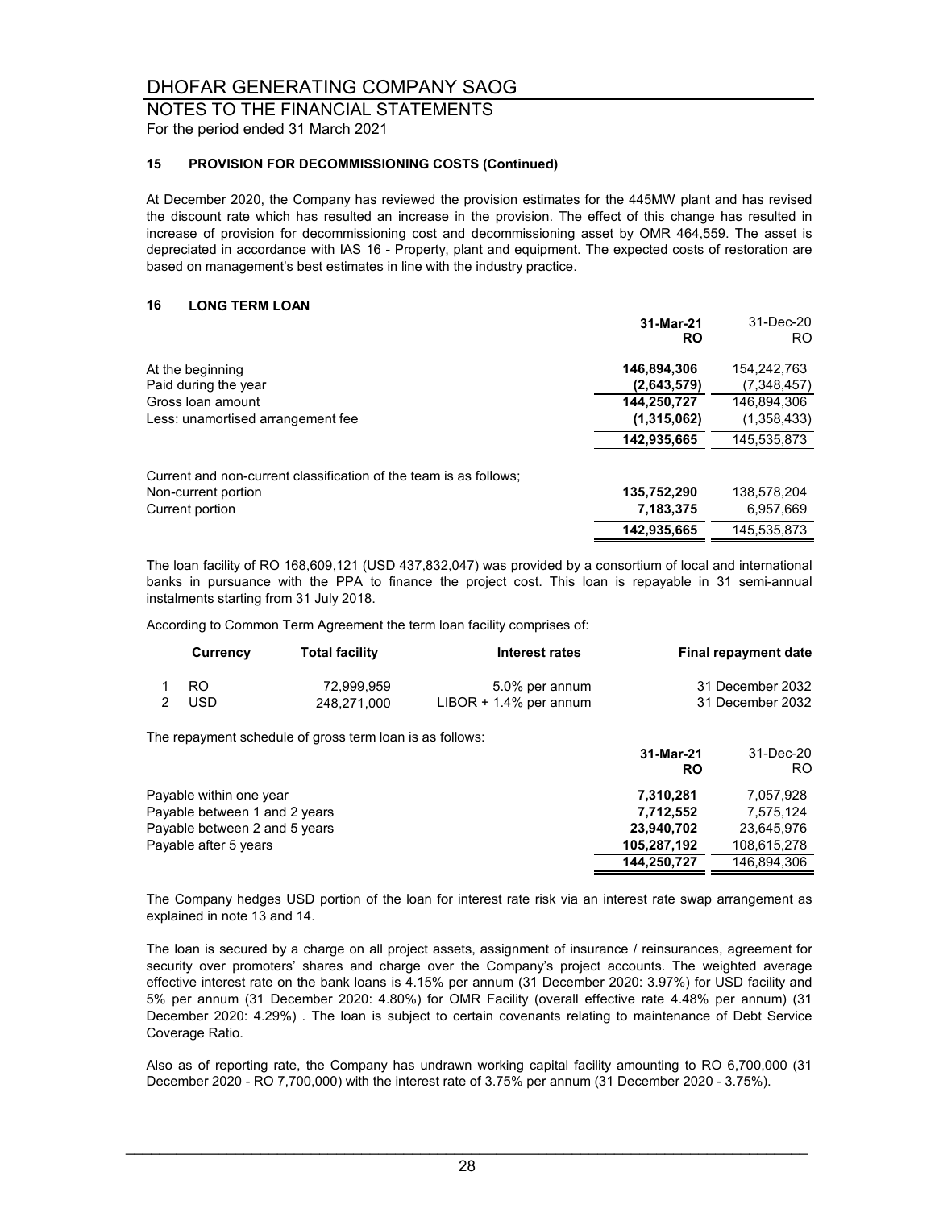# DHOFAR GENERATING COMPANY SAOG

## NOTES TO THE FINANCIAL STATEMENTS

For the period ended 31 March 2021

### 15 PROVISION FOR DECOMMISSIONING COSTS (Continued)

At December 2020, the Company has reviewed the provision estimates for the 445MW plant and has revised the discount rate which has resulted an increase in the provision. The effect of this change has resulted in increase of provision for decommissioning cost and decommissioning asset by OMR 464,559. The asset is depreciated in accordance with IAS 16 - Property, plant and equipment. The expected costs of restoration are based on management's best estimates in line with the industry practice.

### 16 LONG TERM LOAN

| | **31-Mar-21 RO** | 31-Dec-20 RO |
|---|---|---|
| At the beginning | **146,894,306** | 154,242,763 |
| Paid during the year | **(2,643,579)** | (7,348,457) |
| Gross loan amount | **144,250,727** | 146,894,306 |
| Less: unamortised arrangement fee | **(1,315,062)** | (1,358,433) |
| | **142,935,665** | 145,535,873 |

| | | |
|---|---|---|
| Current and non-current classification of the team is as follows; | | |
| Non-current portion | **135,752,290** | 138,578,204 |
| Current portion | **7,183,375** | 6,957,669 |
| | **142,935,665** | 145,535,873 |

The loan facility of RO 168,609,121 (USD 437,832,047) was provided by a consortium of local and international banks in pursuance with the PPA to finance the project cost. This loan is repayable in 31 semi-annual instalments starting from 31 July 2018.

According to Common Term Agreement the term loan facility comprises of:

| | Currency | Total facility | Interest rates | Final repayment date |
|---|---|---|---|---|
| 1 | RO | 72,999,959 | 5.0% per annum | 31 December 2032 |
| 2 | USD | 248,271,000 | LIBOR + 1.4% per annum | 31 December 2032 |

The repayment schedule of gross term loan is as follows:

| | **31-Mar-21 RO** | 31-Dec-20 RO |
|---|---|---|
| Payable within one year | **7,310,281** | 7,057,928 |
| Payable between 1 and 2 years | **7,712,552** | 7,575,124 |
| Payable between 2 and 5 years | **23,940,702** | 23,645,976 |
| Payable after 5 years | **105,287,192** | 108,615,278 |
| | **144,250,727** | 146,894,306 |

The Company hedges USD portion of the loan for interest rate risk via an interest rate swap arrangement as explained in note 13 and 14.

The loan is secured by a charge on all project assets, assignment of insurance / reinsurances, agreement for security over promoters' shares and charge over the Company's project accounts. The weighted average effective interest rate on the bank loans is 4.15% per annum (31 December 2020: 3.97%) for USD facility and 5% per annum (31 December 2020: 4.80%) for OMR Facility (overall effective rate 4.48% per annum) (31 December 2020: 4.29%) . The loan is subject to certain covenants relating to maintenance of Debt Service Coverage Ratio.

Also as of reporting rate, the Company has undrawn working capital facility amounting to RO 6,700,000 (31 December 2020 - RO 7,700,000) with the interest rate of 3.75% per annum (31 December 2020 - 3.75%).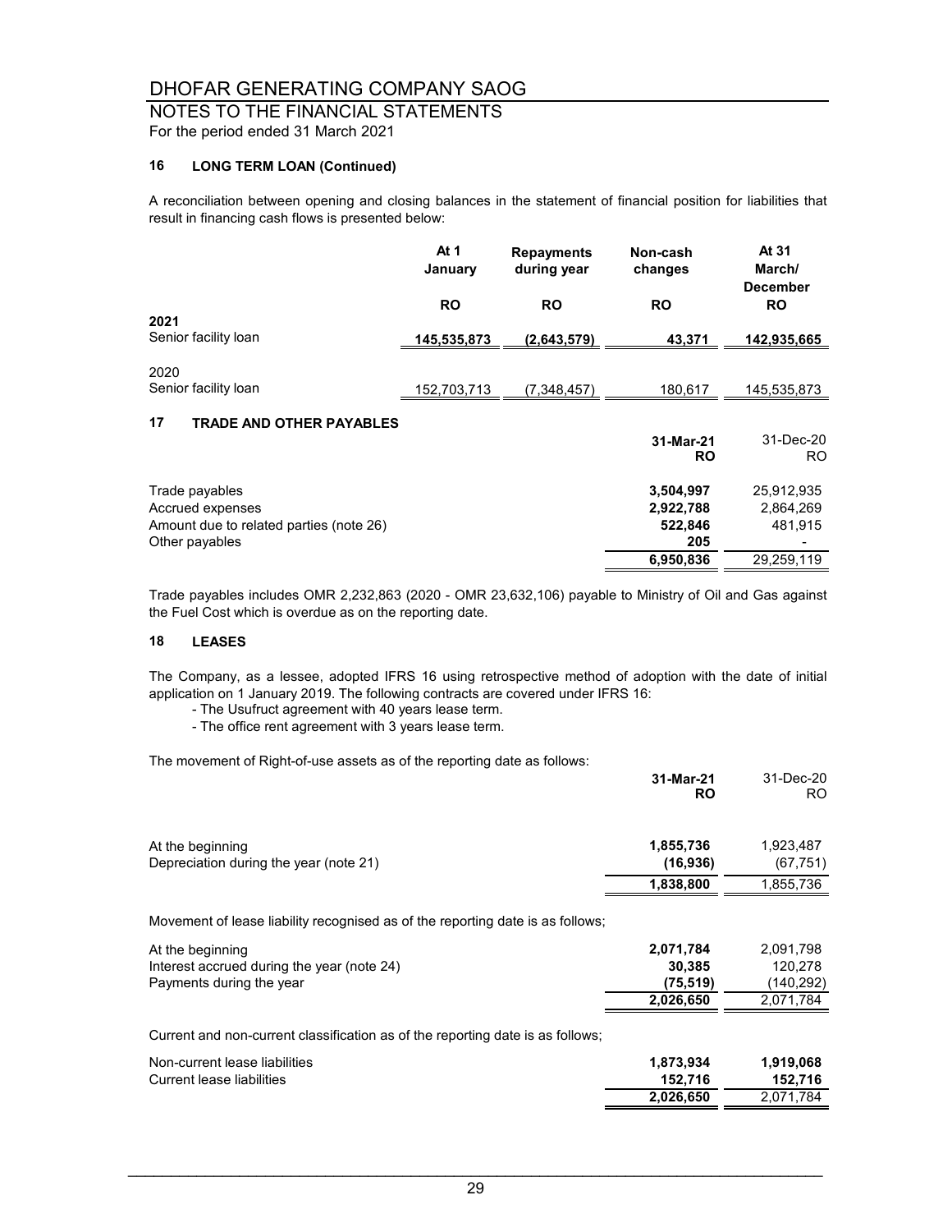### 16 LONG TERM LOAN (Continued)

A reconciliation between opening and closing balances in the statement of financial position for liabilities that result in financing cash flows is presented below:

| | At 1 January | Repayments during year | Non-cash changes | At 31 March/ December |
|---|---|---|---|---|
| | **RO** | **RO** | **RO** | **RO** |
| **2021** | | | | |
| Senior facility loan | **145,535,873** | **(2,643,579)** | **43,371** | **142,935,665** |
| 2020 | | | | |
| Senior facility loan | 152,703,713 | (7,348,457) | 180,617 | 145,535,873 |

### 17 TRADE AND OTHER PAYABLES

| | 31-Mar-21 RO | 31-Dec-20 RO |
|---|---|---|
| Trade payables | **3,504,997** | 25,912,935 |
| Accrued expenses | **2,922,788** | 2,864,269 |
| Amount due to related parties (note 26) | **522,846** | 481,915 |
| Other payables | **205** | - |
| | **6,950,836** | 29,259,119 |

Trade payables includes OMR 2,232,863 (2020 - OMR 23,632,106) payable to Ministry of Oil and Gas against the Fuel Cost which is overdue as on the reporting date.

### 18 LEASES

The Company, as a lessee, adopted IFRS 16 using retrospective method of adoption with the date of initial application on 1 January 2019. The following contracts are covered under IFRS 16:

- The Usufruct agreement with 40 years lease term.
- The office rent agreement with 3 years lease term.

The movement of Right-of-use assets as of the reporting date as follows:

| | 31-Mar-21 RO | 31-Dec-20 RO |
|---|---|---|
| At the beginning | **1,855,736** | 1,923,487 |
| Depreciation during the year (note 21) | **(16,936)** | (67,751) |
| | **1,838,800** | 1,855,736 |

Movement of lease liability recognised as of the reporting date is as follows;

| | 31-Mar-21 RO | 31-Dec-20 RO |
|---|---|---|
| At the beginning | **2,071,784** | 2,091,798 |
| Interest accrued during the year (note 24) | **30,385** | 120,278 |
| Payments during the year | **(75,519)** | (140,292) |
| | **2,026,650** | 2,071,784 |

Current and non-current classification as of the reporting date is as follows;

| | 31-Mar-21 RO | 31-Dec-20 RO |
|---|---|---|
| Non-current lease liabilities | **1,873,934** | **1,919,068** |
| Current lease liabilities | **152,716** | **152,716** |
| | **2,026,650** | 2,071,784 |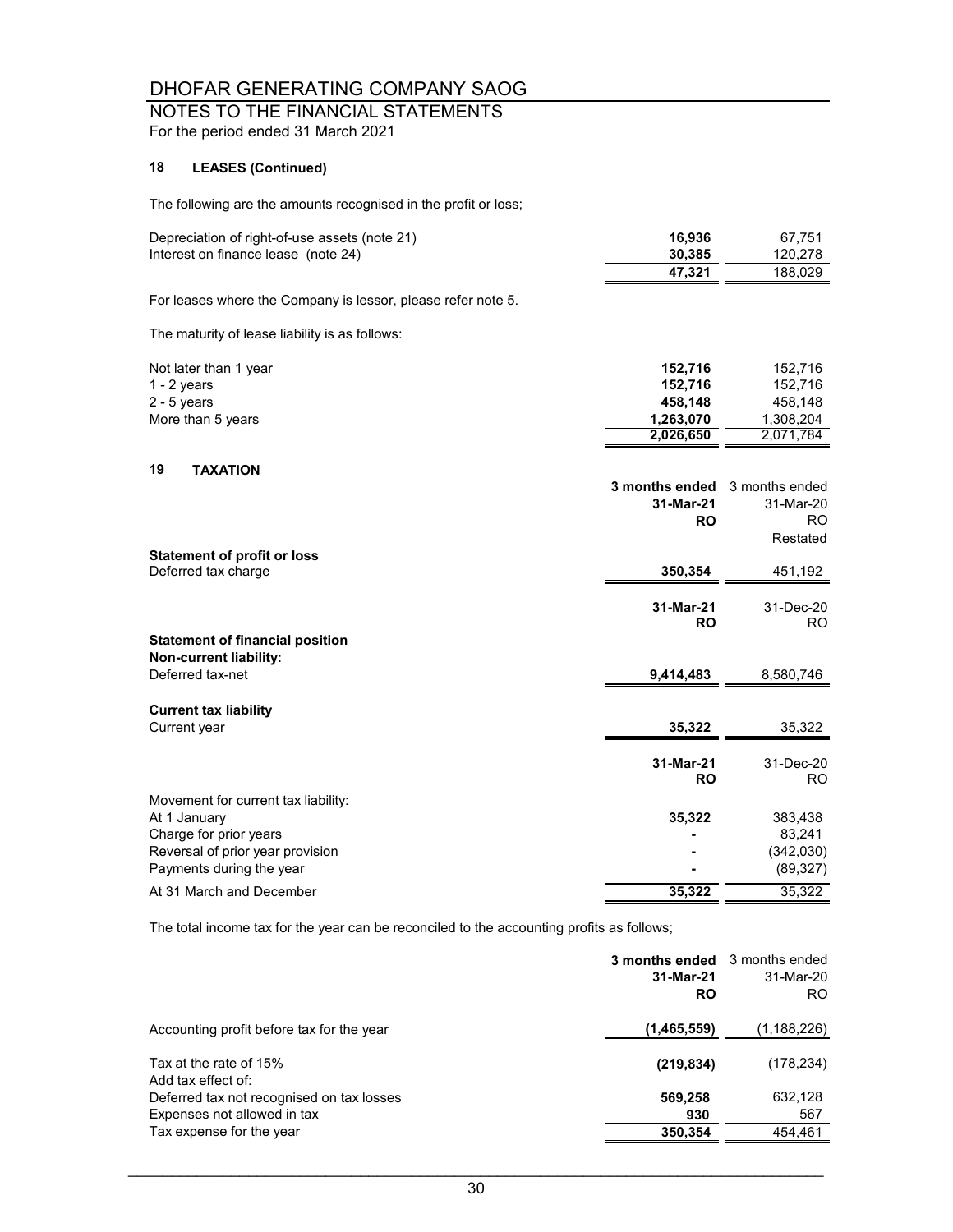# DHOFAR GENERATING COMPANY SAOG

## NOTES TO THE FINANCIAL STATEMENTS

For the period ended 31 March 2021

### 18 LEASES (Continued)

The following are the amounts recognised in the profit or loss;

| | | |
|---|---|---|
| Depreciation of right-of-use assets (note 21) | **16,936** | 67,751 |
| Interest on finance lease (note 24) | **30,385** | 120,278 |
| | **47,321** | 188,029 |

For leases where the Company is lessor, please refer note 5.

The maturity of lease liability is as follows:

| | | |
|---|---|---|
| Not later than 1 year | **152,716** | 152,716 |
| 1 - 2 years | **152,716** | 152,716 |
| 2 - 5 years | **458,148** | 458,148 |
| More than 5 years | **1,263,070** | 1,308,204 |
| | **2,026,650** | 2,071,784 |

### 19 TAXATION

| | **3 months ended 31-Mar-21 RO** | 3 months ended 31-Mar-20 RO Restated |
|---|---|---|
| **Statement of profit or loss** | | |
| Deferred tax charge | **350,354** | 451,192 |

| | **31-Mar-21 RO** | 31-Dec-20 RO |
|---|---|---|
| **Statement of financial position** | | |
| **Non-current liability:** | | |
| Deferred tax-net | **9,414,483** | 8,580,746 |
| **Current tax liability** | | |
| Current year | **35,322** | 35,322 |

| | **31-Mar-21 RO** | 31-Dec-20 RO |
|---|---|---|
| Movement for current tax liability: | | |
| At 1 January | **35,322** | 383,438 |
| Charge for prior years | **-** | 83,241 |
| Reversal of prior year provision | **-** | (342,030) |
| Payments during the year | **-** | (89,327) |
| At 31 March and December | **35,322** | 35,322 |

The total income tax for the year can be reconciled to the accounting profits as follows;

| | **3 months ended 31-Mar-21 RO** | 3 months ended 31-Mar-20 RO |
|---|---|---|
| Accounting profit before tax for the year | **(1,465,559)** | (1,188,226) |
| Tax at the rate of 15% | **(219,834)** | (178,234) |
| Add tax effect of: | | |
| Deferred tax not recognised on tax losses | **569,258** | 632,128 |
| Expenses not allowed in tax | **930** | 567 |
| Tax expense for the year | **350,354** | 454,461 |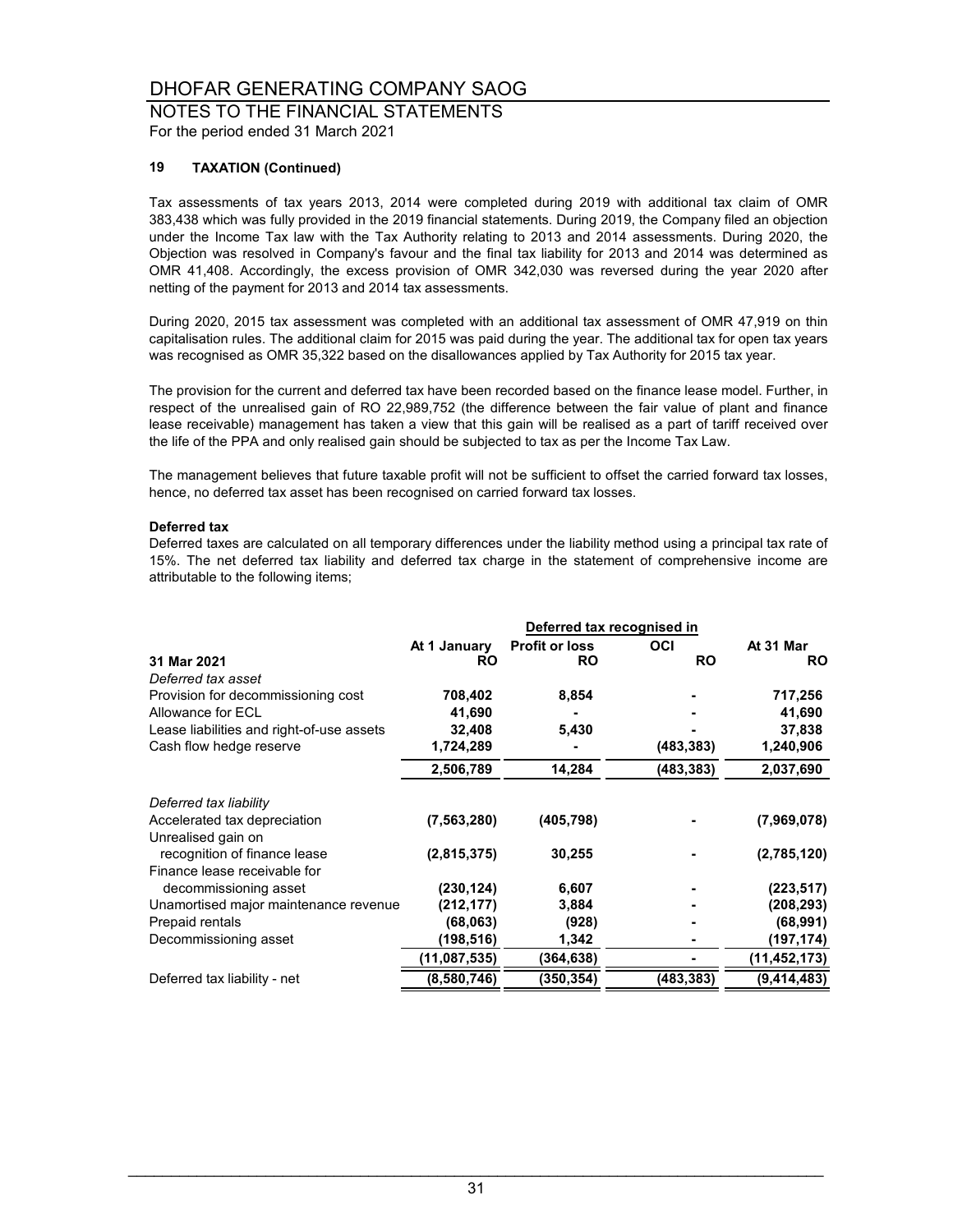# DHOFAR GENERATING COMPANY SAOG

## NOTES TO THE FINANCIAL STATEMENTS

For the period ended 31 March 2021

### 19 TAXATION (Continued)

Tax assessments of tax years 2013, 2014 were completed during 2019 with additional tax claim of OMR 383,438 which was fully provided in the 2019 financial statements. During 2019, the Company filed an objection under the Income Tax law with the Tax Authority relating to 2013 and 2014 assessments. During 2020, the Objection was resolved in Company's favour and the final tax liability for 2013 and 2014 was determined as OMR 41,408. Accordingly, the excess provision of OMR 342,030 was reversed during the year 2020 after netting of the payment for 2013 and 2014 tax assessments.

During 2020, 2015 tax assessment was completed with an additional tax assessment of OMR 47,919 on thin capitalisation rules. The additional claim for 2015 was paid during the year. The additional tax for open tax years was recognised as OMR 35,322 based on the disallowances applied by Tax Authority for 2015 tax year.

The provision for the current and deferred tax have been recorded based on the finance lease model. Further, in respect of the unrealised gain of RO 22,989,752 (the difference between the fair value of plant and finance lease receivable) management has taken a view that this gain will be realised as a part of tariff received over the life of the PPA and only realised gain should be subjected to tax as per the Income Tax Law.

The management believes that future taxable profit will not be sufficient to offset the carried forward tax losses, hence, no deferred tax asset has been recognised on carried forward tax losses.

**Deferred tax**

Deferred taxes are calculated on all temporary differences under the liability method using a principal tax rate of 15%. The net deferred tax liability and deferred tax charge in the statement of comprehensive income are attributable to the following items;

| | | Deferred tax recognised in | | |
|---|---|---|---|---|
| | At 1 January | Profit or loss | OCI | At 31 Mar |
| **31 Mar 2021** | RO | RO | RO | RO |
| *Deferred tax asset* | | | | |
| Provision for decommissioning cost | 708,402 | 8,854 | - | 717,256 |
| Allowance for ECL | 41,690 | - | - | 41,690 |
| Lease liabilities and right-of-use assets | 32,408 | 5,430 | - | 37,838 |
| Cash flow hedge reserve | 1,724,289 | - | (483,383) | 1,240,906 |
| | 2,506,789 | 14,284 | (483,383) | 2,037,690 |
| *Deferred tax liability* | | | | |
| Accelerated tax depreciation | (7,563,280) | (405,798) | - | (7,969,078) |
| Unrealised gain on recognition of finance lease | (2,815,375) | 30,255 | - | (2,785,120) |
| Finance lease receivable for decommissioning asset | (230,124) | 6,607 | - | (223,517) |
| Unamortised major maintenance revenue | (212,177) | 3,884 | - | (208,293) |
| Prepaid rentals | (68,063) | (928) | - | (68,991) |
| Decommissioning asset | (198,516) | 1,342 | - | (197,174) |
| | (11,087,535) | (364,638) | - | (11,452,173) |
| Deferred tax liability - net | (8,580,746) | (350,354) | (483,383) | (9,414,483) |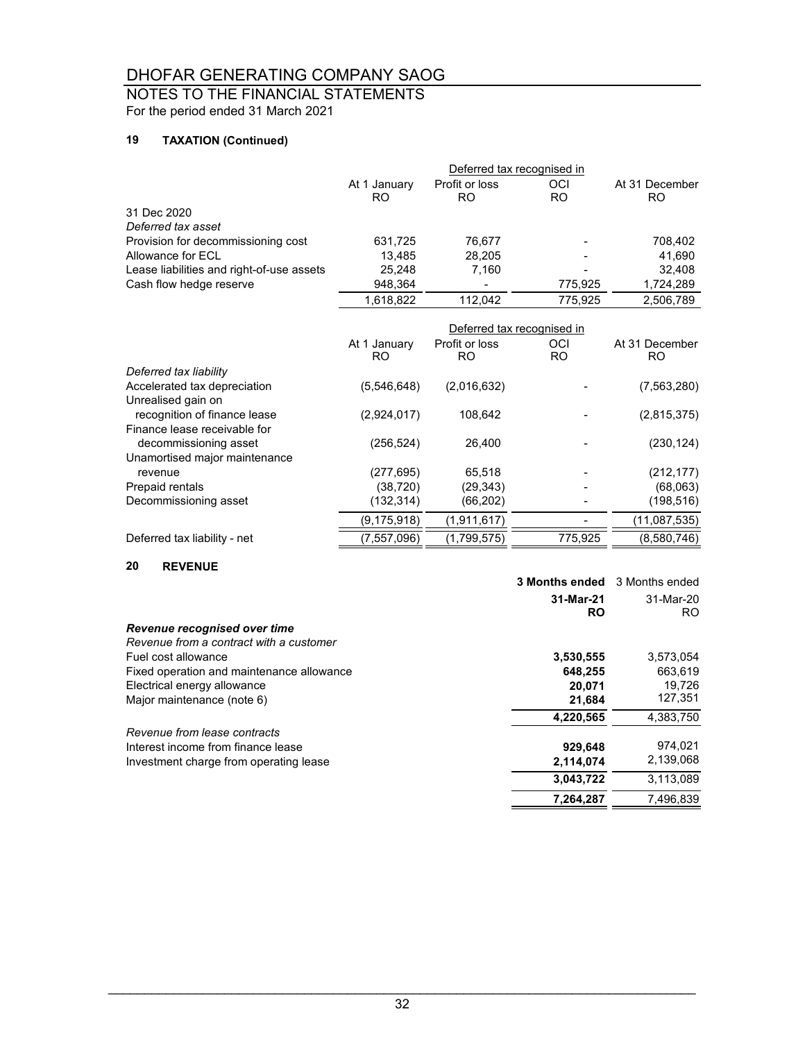# DHOFAR GENERATING COMPANY SAOG

## NOTES TO THE FINANCIAL STATEMENTS

For the period ended 31 March 2021

### 19 TAXATION (Continued)

| | At 1 January | Deferred tax recognised in Profit or loss | Deferred tax recognised in OCI | At 31 December |
|---|---|---|---|---|
| | RO | RO | RO | RO |
| 31 Dec 2020 | | | | |
| *Deferred tax asset* | | | | |
| Provision for decommissioning cost | 631,725 | 76,677 | - | 708,402 |
| Allowance for ECL | 13,485 | 28,205 | - | 41,690 |
| Lease liabilities and right-of-use assets | 25,248 | 7,160 | - | 32,408 |
| Cash flow hedge reserve | 948,364 | - | 775,925 | 1,724,289 |
| | 1,618,822 | 112,042 | 775,925 | 2,506,789 |

| | At 1 January | Deferred tax recognised in Profit or loss | Deferred tax recognised in OCI | At 31 December |
|---|---|---|---|---|
| | RO | RO | RO | RO |
| *Deferred tax liability* | | | | |
| Accelerated tax depreciation | (5,546,648) | (2,016,632) | - | (7,563,280) |
| Unrealised gain on recognition of finance lease | (2,924,017) | 108,642 | - | (2,815,375) |
| Finance lease receivable for decommissioning asset | (256,524) | 26,400 | - | (230,124) |
| Unamortised major maintenance revenue | (277,695) | 65,518 | - | (212,177) |
| Prepaid rentals | (38,720) | (29,343) | - | (68,063) |
| Decommissioning asset | (132,314) | (66,202) | - | (198,516) |
| | (9,175,918) | (1,911,617) | - | (11,087,535) |
| Deferred tax liability - net | (7,557,096) | (1,799,575) | 775,925 | (8,580,746) |

### 20 REVENUE

| | **3 Months ended 31-Mar-21** | 3 Months ended 31-Mar-20 |
|---|---|---|
| | **RO** | RO |
| ***Revenue recognised over time*** | | |
| *Revenue from a contract with a customer* | | |
| Fuel cost allowance | **3,530,555** | 3,573,054 |
| Fixed operation and maintenance allowance | **648,255** | 663,619 |
| Electrical energy allowance | **20,071** | 19,726 |
| Major maintenance (note 6) | **21,684** | 127,351 |
| | **4,220,565** | 4,383,750 |
| *Revenue from lease contracts* | | |
| Interest income from finance lease | **929,648** | 974,021 |
| Investment charge from operating lease | **2,114,074** | 2,139,068 |
| | **3,043,722** | 3,113,089 |
| | **7,264,287** | 7,496,839 |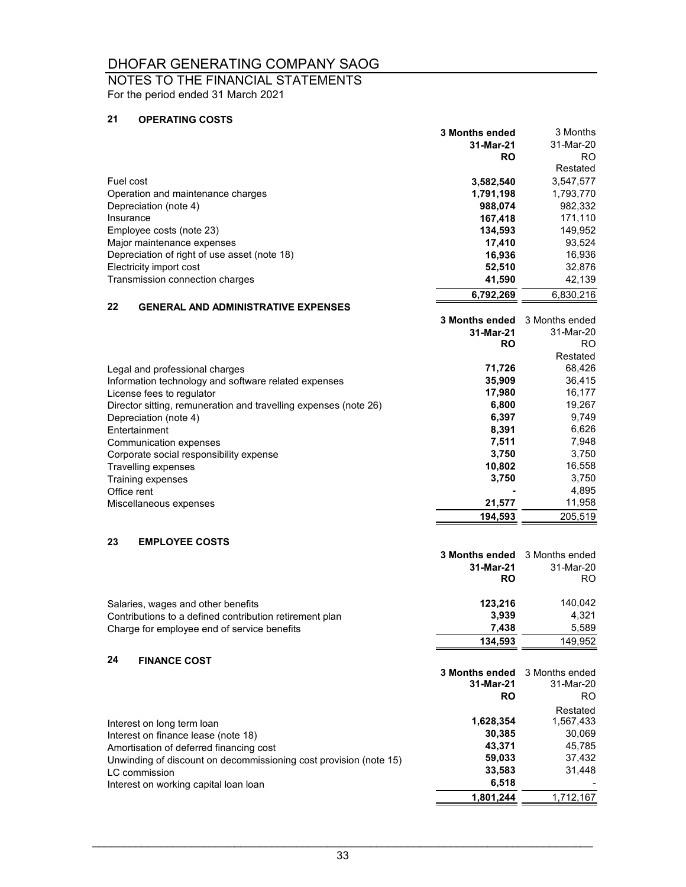# DHOFAR GENERATING COMPANY SAOG

## NOTES TO THE FINANCIAL STATEMENTS

For the period ended 31 March 2021

### 21 OPERATING COSTS

| | **3 Months ended 31-Mar-21 RO** | 3 Months 31-Mar-20 RO Restated |
|---|---|---|
| Fuel cost | **3,582,540** | 3,547,577 |
| Operation and maintenance charges | **1,791,198** | 1,793,770 |
| Depreciation (note 4) | **988,074** | 982,332 |
| Insurance | **167,418** | 171,110 |
| Employee costs (note 23) | **134,593** | 149,952 |
| Major maintenance expenses | **17,410** | 93,524 |
| Depreciation of right of use asset (note 18) | **16,936** | 16,936 |
| Electricity import cost | **52,510** | 32,876 |
| Transmission connection charges | **41,590** | 42,139 |
| | **6,792,269** | 6,830,216 |

### 22 GENERAL AND ADMINISTRATIVE EXPENSES

| | **3 Months ended 31-Mar-21 RO** | 3 Months ended 31-Mar-20 RO Restated |
|---|---|---|
| Legal and professional charges | **71,726** | 68,426 |
| Information technology and software related expenses | **35,909** | 36,415 |
| License fees to regulator | **17,980** | 16,177 |
| Director sitting, remuneration and travelling expenses (note 26) | **6,800** | 19,267 |
| Depreciation (note 4) | **6,397** | 9,749 |
| Entertainment | **8,391** | 6,626 |
| Communication expenses | **7,511** | 7,948 |
| Corporate social responsibility expense | **3,750** | 3,750 |
| Travelling expenses | **10,802** | 16,558 |
| Training expenses | **3,750** | 3,750 |
| Office rent | **-** | 4,895 |
| Miscellaneous expenses | **21,577** | 11,958 |
| | **194,593** | 205,519 |

### 23 EMPLOYEE COSTS

| | **3 Months ended 31-Mar-21 RO** | 3 Months ended 31-Mar-20 RO |
|---|---|---|
| Salaries, wages and other benefits | **123,216** | 140,042 |
| Contributions to a defined contribution retirement plan | **3,939** | 4,321 |
| Charge for employee end of service benefits | **7,438** | 5,589 |
| | **134,593** | 149,952 |

### 24 FINANCE COST

| | **3 Months ended 31-Mar-21 RO** | 3 Months ended 31-Mar-20 RO Restated |
|---|---|---|
| Interest on long term loan | **1,628,354** | 1,567,433 |
| Interest on finance lease (note 18) | **30,385** | 30,069 |
| Amortisation of deferred financing cost | **43,371** | 45,785 |
| Unwinding of discount on decommissioning cost provision (note 15) | **59,033** | 37,432 |
| LC commission | **33,583** | 31,448 |
| Interest on working capital loan loan | **6,518** | - |
| | **1,801,244** | 1,712,167 |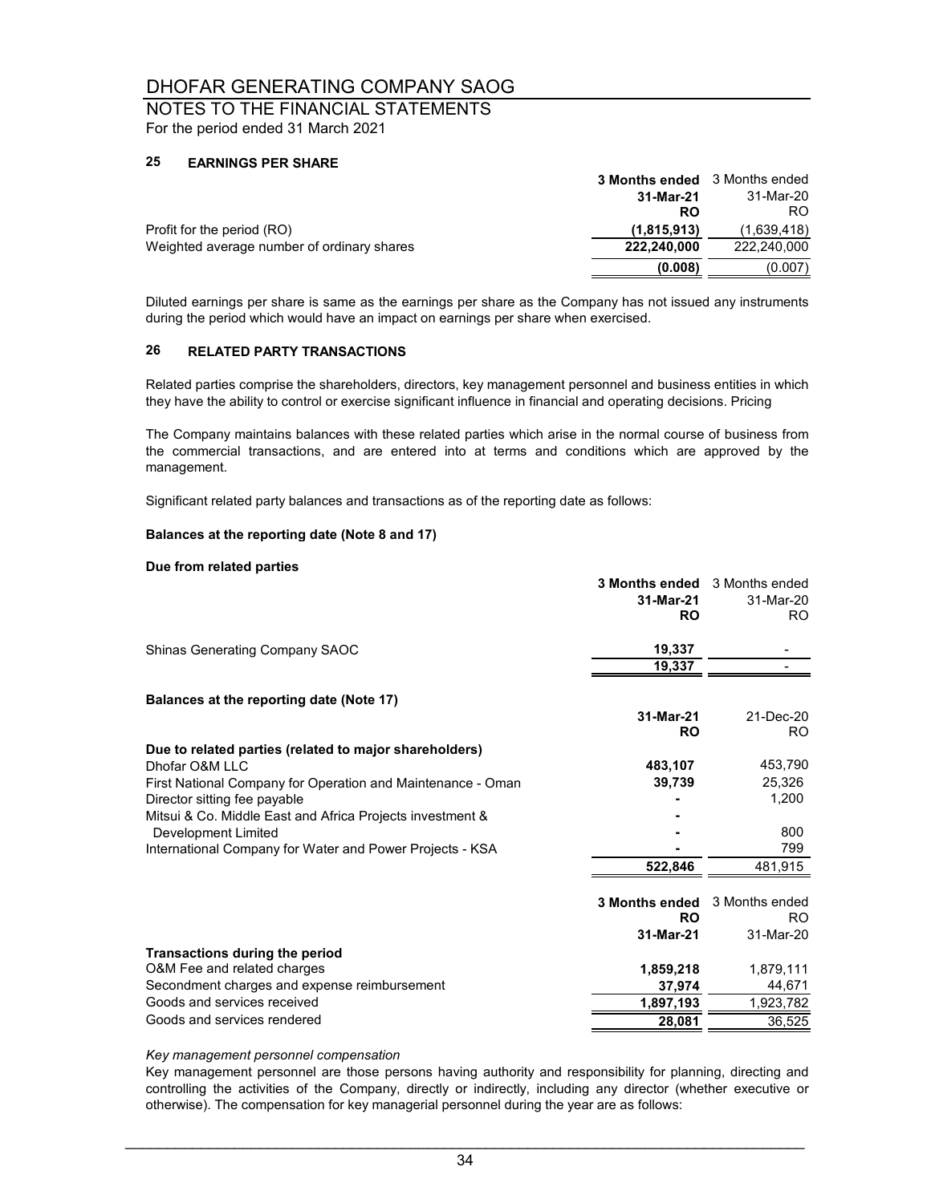# DHOFAR GENERATING COMPANY SAOG

## NOTES TO THE FINANCIAL STATEMENTS

For the period ended 31 March 2021

### 25 EARNINGS PER SHARE

| | **3 Months ended 31-Mar-21 RO** | 3 Months ended 31-Mar-20 RO |
|---|---|---|
| Profit for the period (RO) | **(1,815,913)** | (1,639,418) |
| Weighted average number of ordinary shares | **222,240,000** | 222,240,000 |
| | **(0.008)** | (0.007) |

Diluted earnings per share is same as the earnings per share as the Company has not issued any instruments during the period which would have an impact on earnings per share when exercised.

### 26 RELATED PARTY TRANSACTIONS

Related parties comprise the shareholders, directors, key management personnel and business entities in which they have the ability to control or exercise significant influence in financial and operating decisions. Pricing

The Company maintains balances with these related parties which arise in the normal course of business from the commercial transactions, and are entered into at terms and conditions which are approved by the management.

Significant related party balances and transactions as of the reporting date as follows:

**Balances at the reporting date (Note 8 and 17)**

**Due from related parties**

| | **3 Months ended 31-Mar-21 RO** | 3 Months ended 31-Mar-20 RO |
|---|---|---|
| Shinas Generating Company SAOC | **19,337** | - |
| | **19,337** | - |

**Balances at the reporting date (Note 17)**

| | **31-Mar-21 RO** | 21-Dec-20 RO |
|---|---|---|
| **Due to related parties (related to major shareholders)** | | |
| Dhofar O&M LLC | **483,107** | 453,790 |
| First National Company for Operation and Maintenance - Oman | **39,739** | 25,326 |
| Director sitting fee payable | **-** | 1,200 |
| Mitsui & Co. Middle East and Africa Projects investment & Development Limited | **-** | 800 |
| International Company for Water and Power Projects - KSA | **-** | 799 |
| | **522,846** | 481,915 |

| | **3 Months ended RO 31-Mar-21** | 3 Months ended RO 31-Mar-20 |
|---|---|---|
| **Transactions during the period** | | |
| O&M Fee and related charges | **1,859,218** | 1,879,111 |
| Secondment charges and expense reimbursement | **37,974** | 44,671 |
| Goods and services received | **1,897,193** | 1,923,782 |
| Goods and services rendered | **28,081** | 36,525 |

*Key management personnel compensation*

Key management personnel are those persons having authority and responsibility for planning, directing and controlling the activities of the Company, directly or indirectly, including any director (whether executive or otherwise). The compensation for key managerial personnel during the year are as follows: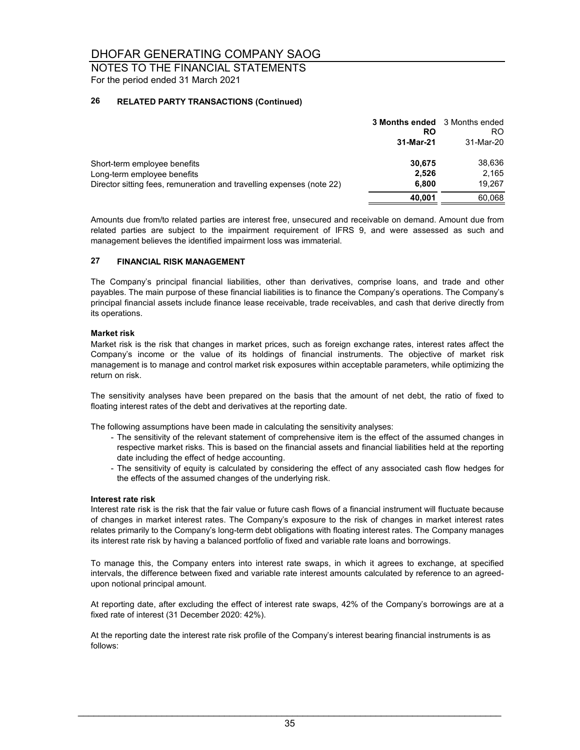# DHOFAR GENERATING COMPANY SAOG

## NOTES TO THE FINANCIAL STATEMENTS

For the period ended 31 March 2021

### 26 RELATED PARTY TRANSACTIONS (Continued)

| | **3 Months ended RO 31-Mar-21** | 3 Months ended RO 31-Mar-20 |
|---|---|---|
| Short-term employee benefits | **30,675** | 38,636 |
| Long-term employee benefits | **2,526** | 2,165 |
| Director sitting fees, remuneration and travelling expenses (note 22) | **6,800** | 19,267 |
| | **40,001** | 60,068 |

Amounts due from/to related parties are interest free, unsecured and receivable on demand. Amount due from related parties are subject to the impairment requirement of IFRS 9, and were assessed as such and management believes the identified impairment loss was immaterial.

### 27 FINANCIAL RISK MANAGEMENT

The Company's principal financial liabilities, other than derivatives, comprise loans, and trade and other payables. The main purpose of these financial liabilities is to finance the Company's operations. The Company's principal financial assets include finance lease receivable, trade receivables, and cash that derive directly from its operations.

**Market risk**

Market risk is the risk that changes in market prices, such as foreign exchange rates, interest rates affect the Company's income or the value of its holdings of financial instruments. The objective of market risk management is to manage and control market risk exposures within acceptable parameters, while optimizing the return on risk.

The sensitivity analyses have been prepared on the basis that the amount of net debt, the ratio of fixed to floating interest rates of the debt and derivatives at the reporting date.

The following assumptions have been made in calculating the sensitivity analyses:

- The sensitivity of the relevant statement of comprehensive item is the effect of the assumed changes in respective market risks. This is based on the financial assets and financial liabilities held at the reporting date including the effect of hedge accounting.
- The sensitivity of equity is calculated by considering the effect of any associated cash flow hedges for the effects of the assumed changes of the underlying risk.

**Interest rate risk**

Interest rate risk is the risk that the fair value or future cash flows of a financial instrument will fluctuate because of changes in market interest rates. The Company's exposure to the risk of changes in market interest rates relates primarily to the Company's long-term debt obligations with floating interest rates. The Company manages its interest rate risk by having a balanced portfolio of fixed and variable rate loans and borrowings.

To manage this, the Company enters into interest rate swaps, in which it agrees to exchange, at specified intervals, the difference between fixed and variable rate interest amounts calculated by reference to an agreed-upon notional principal amount.

At reporting date, after excluding the effect of interest rate swaps, 42% of the Company's borrowings are at a fixed rate of interest (31 December 2020: 42%).

At the reporting date the interest rate risk profile of the Company's interest bearing financial instruments is as follows: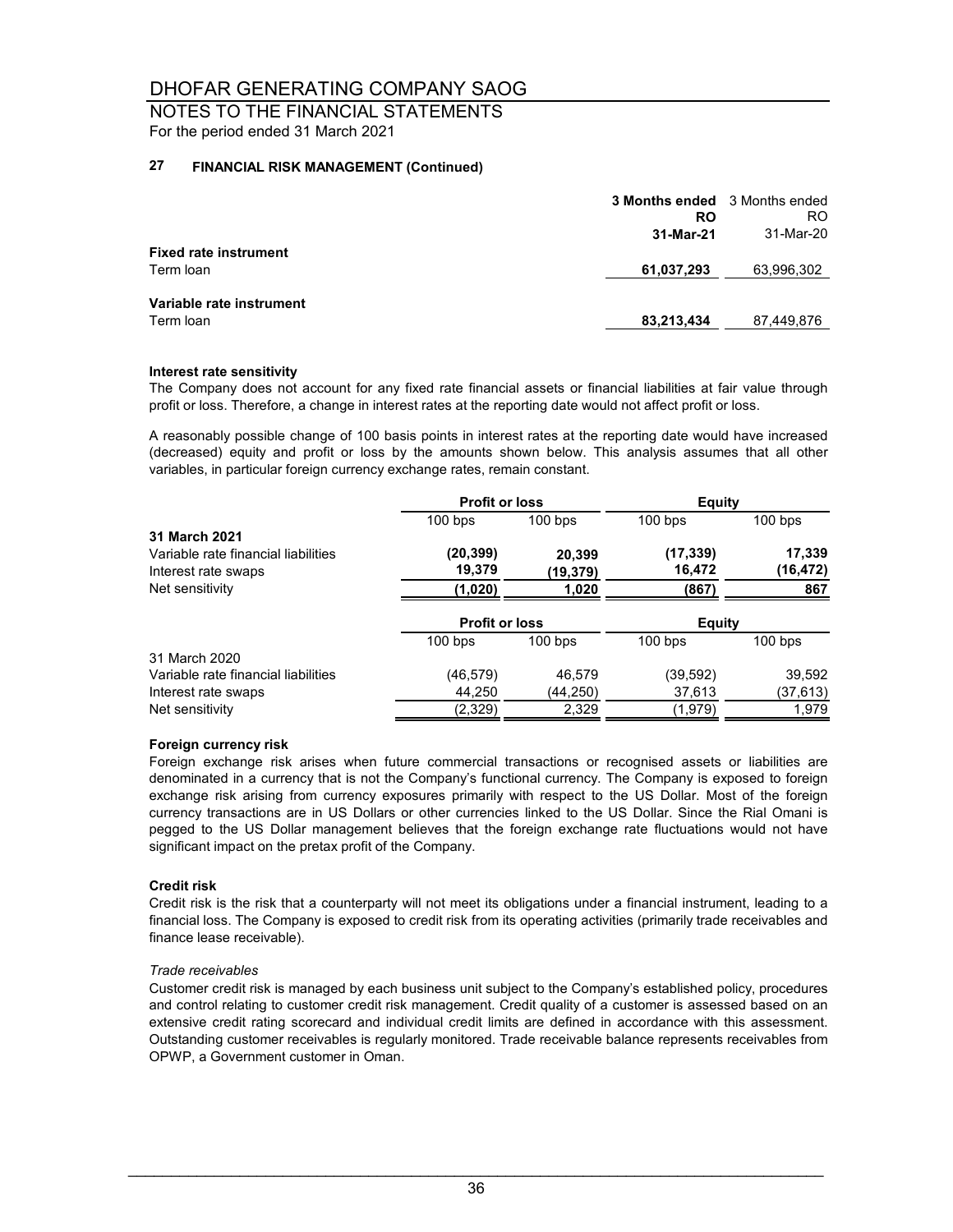# DHOFAR GENERATING COMPANY SAOG

## NOTES TO THE FINANCIAL STATEMENTS

For the period ended 31 March 2021

### 27 FINANCIAL RISK MANAGEMENT (Continued)

| | **3 Months ended RO 31-Mar-21** | 3 Months ended RO 31-Mar-20 |
|---|---|---|
| **Fixed rate instrument** | | |
| Term loan | **61,037,293** | 63,996,302 |
| **Variable rate instrument** | | |
| Term loan | **83,213,434** | 87,449,876 |

**Interest rate sensitivity**

The Company does not account for any fixed rate financial assets or financial liabilities at fair value through profit or loss. Therefore, a change in interest rates at the reporting date would not affect profit or loss.

A reasonably possible change of 100 basis points in interest rates at the reporting date would have increased (decreased) equity and profit or loss by the amounts shown below. This analysis assumes that all other variables, in particular foreign currency exchange rates, remain constant.

| | **Profit or loss** | | **Equity** | |
|---|---|---|---|---|
| | 100 bps | 100 bps | 100 bps | 100 bps |
| **31 March 2021** | | | | |
| Variable rate financial liabilities | **(20,399)** | **20,399** | **(17,339)** | **17,339** |
| Interest rate swaps | **19,379** | **(19,379)** | **16,472** | **(16,472)** |
| Net sensitivity | **(1,020)** | **1,020** | **(867)** | **867** |

| | **Profit or loss** | | **Equity** | |
|---|---|---|---|---|
| | 100 bps | 100 bps | 100 bps | 100 bps |
| 31 March 2020 | | | | |
| Variable rate financial liabilities | (46,579) | 46,579 | (39,592) | 39,592 |
| Interest rate swaps | 44,250 | (44,250) | 37,613 | (37,613) |
| Net sensitivity | (2,329) | 2,329 | (1,979) | 1,979 |

**Foreign currency risk**

Foreign exchange risk arises when future commercial transactions or recognised assets or liabilities are denominated in a currency that is not the Company's functional currency. The Company is exposed to foreign exchange risk arising from currency exposures primarily with respect to the US Dollar. Most of the foreign currency transactions are in US Dollars or other currencies linked to the US Dollar. Since the Rial Omani is pegged to the US Dollar management believes that the foreign exchange rate fluctuations would not have significant impact on the pretax profit of the Company.

**Credit risk**

Credit risk is the risk that a counterparty will not meet its obligations under a financial instrument, leading to a financial loss. The Company is exposed to credit risk from its operating activities (primarily trade receivables and finance lease receivable).

*Trade receivables*

Customer credit risk is managed by each business unit subject to the Company's established policy, procedures and control relating to customer credit risk management. Credit quality of a customer is assessed based on an extensive credit rating scorecard and individual credit limits are defined in accordance with this assessment. Outstanding customer receivables is regularly monitored. Trade receivable balance represents receivables from OPWP, a Government customer in Oman.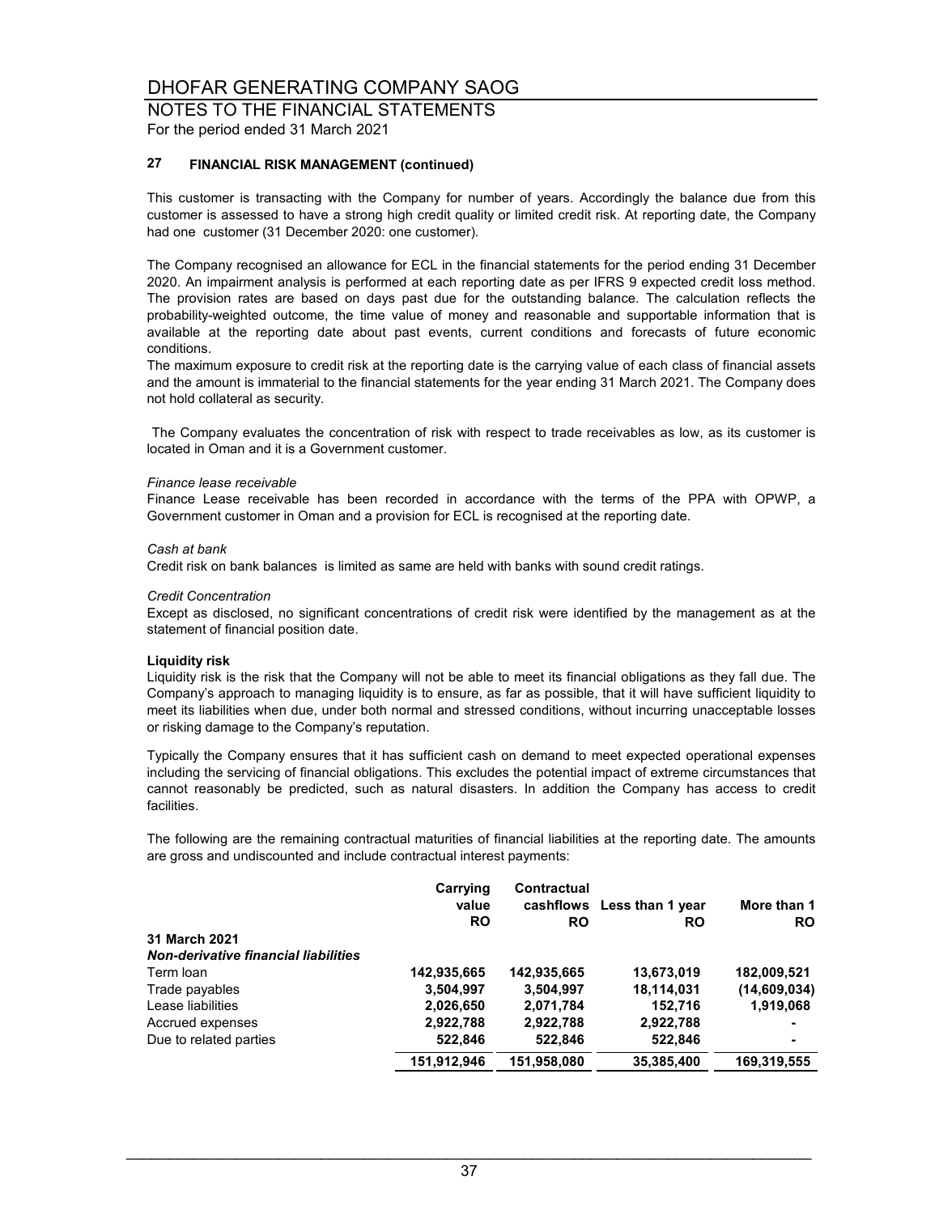# DHOFAR GENERATING COMPANY SAOG

## NOTES TO THE FINANCIAL STATEMENTS

For the period ended 31 March 2021

### 27 FINANCIAL RISK MANAGEMENT (continued)

This customer is transacting with the Company for number of years. Accordingly the balance due from this customer is assessed to have a strong high credit quality or limited credit risk. At reporting date, the Company had one customer (31 December 2020: one customer).

The Company recognised an allowance for ECL in the financial statements for the period ending 31 December 2020. An impairment analysis is performed at each reporting date as per IFRS 9 expected credit loss method. The provision rates are based on days past due for the outstanding balance. The calculation reflects the probability-weighted outcome, the time value of money and reasonable and supportable information that is available at the reporting date about past events, current conditions and forecasts of future economic conditions.
The maximum exposure to credit risk at the reporting date is the carrying value of each class of financial assets and the amount is immaterial to the financial statements for the year ending 31 March 2021. The Company does not hold collateral as security.

The Company evaluates the concentration of risk with respect to trade receivables as low, as its customer is located in Oman and it is a Government customer.

*Finance lease receivable*
Finance Lease receivable has been recorded in accordance with the terms of the PPA with OPWP, a Government customer in Oman and a provision for ECL is recognised at the reporting date.

*Cash at bank*
Credit risk on bank balances is limited as same are held with banks with sound credit ratings.

*Credit Concentration*
Except as disclosed, no significant concentrations of credit risk were identified by the management as at the statement of financial position date.

**Liquidity risk**
Liquidity risk is the risk that the Company will not be able to meet its financial obligations as they fall due. The Company's approach to managing liquidity is to ensure, as far as possible, that it will have sufficient liquidity to meet its liabilities when due, under both normal and stressed conditions, without incurring unacceptable losses or risking damage to the Company's reputation.

Typically the Company ensures that it has sufficient cash on demand to meet expected operational expenses including the servicing of financial obligations. This excludes the potential impact of extreme circumstances that cannot reasonably be predicted, such as natural disasters. In addition the Company has access to credit facilities.

The following are the remaining contractual maturities of financial liabilities at the reporting date. The amounts are gross and undiscounted and include contractual interest payments:

| | Carrying value RO | Contractual cashflows RO | Less than 1 year RO | More than 1 RO |
|---|---|---|---|---|
| **31 March 2021** | | | | |
| ***Non-derivative financial liabilities*** | | | | |
| Term loan | **142,935,665** | **142,935,665** | **13,673,019** | **182,009,521** |
| Trade payables | **3,504,997** | **3,504,997** | **18,114,031** | **(14,609,034)** |
| Lease liabilities | **2,026,650** | **2,071,784** | **152,716** | **1,919,068** |
| Accrued expenses | **2,922,788** | **2,922,788** | **2,922,788** | **-** |
| Due to related parties | **522,846** | **522,846** | **522,846** | **-** |
| | **151,912,946** | **151,958,080** | **35,385,400** | **169,319,555** |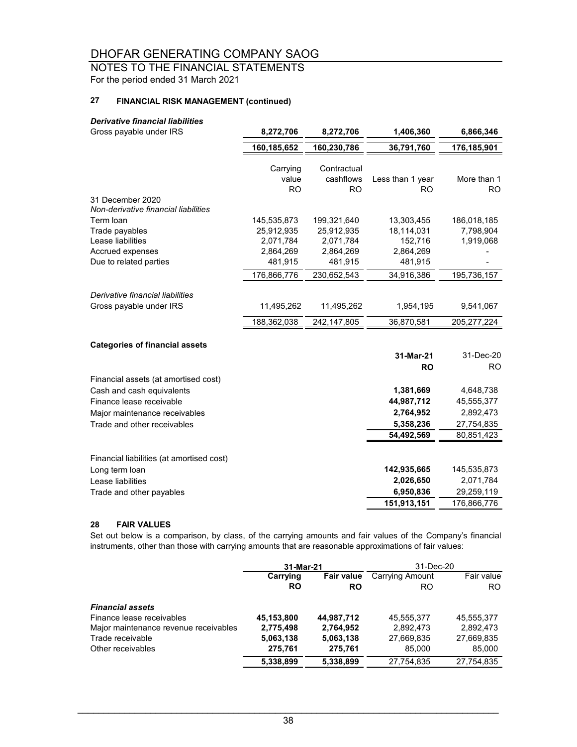# DHOFAR GENERATING COMPANY SAOG

## NOTES TO THE FINANCIAL STATEMENTS

For the period ended 31 March 2021

### 27 FINANCIAL RISK MANAGEMENT (continued)

| | | | | |
|---|---|---|---|---|
| ***Derivative financial liabilities*** | | | | |
| Gross payable under IRS | **8,272,706** | **8,272,706** | **1,406,360** | **6,866,346** |
| | **160,185,652** | **160,230,786** | **36,791,760** | **176,185,901** |

| | Carrying value RO | Contractual cashflows RO | Less than 1 year RO | More than 1 RO |
|---|---|---|---|---|
| 31 December 2020 | | | | |
| *Non-derivative financial liabilities* | | | | |
| Term loan | 145,535,873 | 199,321,640 | 13,303,455 | 186,018,185 |
| Trade payables | 25,912,935 | 25,912,935 | 18,114,031 | 7,798,904 |
| Lease liabilities | 2,071,784 | 2,071,784 | 152,716 | 1,919,068 |
| Accrued expenses | 2,864,269 | 2,864,269 | 2,864,269 | - |
| Due to related parties | 481,915 | 481,915 | 481,915 | - |
| | 176,866,776 | 230,652,543 | 34,916,386 | 195,736,157 |
| *Derivative financial liabilities* | | | | |
| Gross payable under IRS | 11,495,262 | 11,495,262 | 1,954,195 | 9,541,067 |
| | 188,362,038 | 242,147,805 | 36,870,581 | 205,277,224 |

**Categories of financial assets**

| | 31-Mar-21 RO | 31-Dec-20 RO |
|---|---|---|
| Financial assets (at amortised cost) | | |
| Cash and cash equivalents | **1,381,669** | 4,648,738 |
| Finance lease receivable | **44,987,712** | 45,555,377 |
| Major maintenance receivables | **2,764,952** | 2,892,473 |
| Trade and other receivables | **5,358,236** | 27,754,835 |
| | **54,492,569** | 80,851,423 |
| Financial liabilities (at amortised cost) | | |
| Long term loan | **142,935,665** | 145,535,873 |
| Lease liabilities | **2,026,650** | 2,071,784 |
| Trade and other payables | **6,950,836** | 29,259,119 |
| | **151,913,151** | 176,866,776 |

### 28 FAIR VALUES

Set out below is a comparison, by class, of the carrying amounts and fair values of the Company's financial instruments, other than those with carrying amounts that are reasonable approximations of fair values:

| | 31-Mar-21 | | 31-Dec-20 | |
|---|---|---|---|---|
| | **Carrying RO** | **Fair value RO** | Carrying Amount RO | Fair value RO |
| ***Financial assets*** | | | | |
| Finance lease receivables | **45,153,800** | **44,987,712** | 45,555,377 | 45,555,377 |
| Major maintenance revenue receivables | **2,775,498** | **2,764,952** | 2,892,473 | 2,892,473 |
| Trade receivable | **5,063,138** | **5,063,138** | 27,669,835 | 27,669,835 |
| Other receivables | **275,761** | **275,761** | 85,000 | 85,000 |
| | **5,338,899** | **5,338,899** | 27,754,835 | 27,754,835 |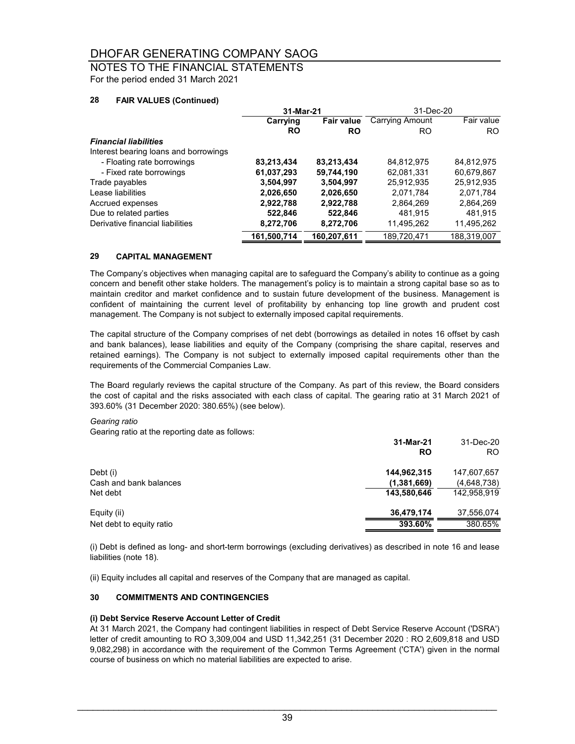### 28 FAIR VALUES (Continued)

| | 31-Mar-21 | | 31-Dec-20 | |
|---|---|---|---|---|
| | **Carrying** | **Fair value** | Carrying Amount | Fair value |
| | **RO** | **RO** | RO | RO |
| ***Financial liabilities*** | | | | |
| Interest bearing loans and borrowings | | | | |
| - Floating rate borrowings | **83,213,434** | **83,213,434** | 84,812,975 | 84,812,975 |
| - Fixed rate borrowings | **61,037,293** | **59,744,190** | 62,081,331 | 60,679,867 |
| Trade payables | **3,504,997** | **3,504,997** | 25,912,935 | 25,912,935 |
| Lease liabilities | **2,026,650** | **2,026,650** | 2,071,784 | 2,071,784 |
| Accrued expenses | **2,922,788** | **2,922,788** | 2,864,269 | 2,864,269 |
| Due to related parties | **522,846** | **522,846** | 481,915 | 481,915 |
| Derivative financial liabilities | **8,272,706** | **8,272,706** | 11,495,262 | 11,495,262 |
| | **161,500,714** | **160,207,611** | 189,720,471 | 188,319,007 |

### 29 CAPITAL MANAGEMENT

The Company's objectives when managing capital are to safeguard the Company's ability to continue as a going concern and benefit other stake holders. The management's policy is to maintain a strong capital base so as to maintain creditor and market confidence and to sustain future development of the business. Management is confident of maintaining the current level of profitability by enhancing top line growth and prudent cost management. The Company is not subject to externally imposed capital requirements.

The capital structure of the Company comprises of net debt (borrowings as detailed in notes 16 offset by cash and bank balances), lease liabilities and equity of the Company (comprising the share capital, reserves and retained earnings). The Company is not subject to externally imposed capital requirements other than the requirements of the Commercial Companies Law.

The Board regularly reviews the capital structure of the Company. As part of this review, the Board considers the cost of capital and the risks associated with each class of capital. The gearing ratio at 31 March 2021 of 393.60% (31 December 2020: 380.65%) (see below).

*Gearing ratio*

Gearing ratio at the reporting date as follows:

| | 31-Mar-21 | 31-Dec-20 |
|---|---|---|
| | **RO** | RO |
| Debt (i) | **144,962,315** | 147,607,657 |
| Cash and bank balances | **(1,381,669)** | (4,648,738) |
| Net debt | **143,580,646** | 142,958,919 |
| Equity (ii) | **36,479,174** | 37,556,074 |
| Net debt to equity ratio | **393.60%** | 380.65% |

(i) Debt is defined as long- and short-term borrowings (excluding derivatives) as described in note 16 and lease liabilities (note 18).

(ii) Equity includes all capital and reserves of the Company that are managed as capital.

### 30 COMMITMENTS AND CONTINGENCIES

**(i) Debt Service Reserve Account Letter of Credit**

At 31 March 2021, the Company had contingent liabilities in respect of Debt Service Reserve Account ('DSRA') letter of credit amounting to RO 3,309,004 and USD 11,342,251 (31 December 2020 : RO 2,609,818 and USD 9,082,298) in accordance with the requirement of the Common Terms Agreement ('CTA') given in the normal course of business on which no material liabilities are expected to arise.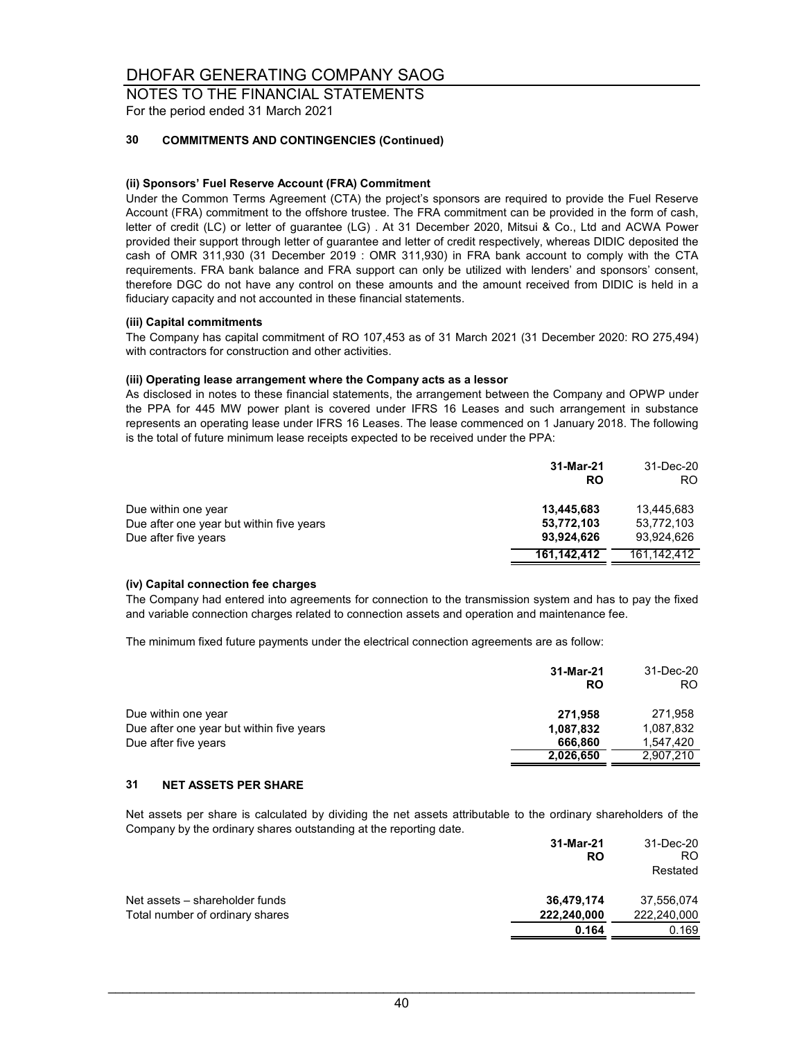## 30 COMMITMENTS AND CONTINGENCIES (Continued)

**(ii) Sponsors' Fuel Reserve Account (FRA) Commitment**

Under the Common Terms Agreement (CTA) the project's sponsors are required to provide the Fuel Reserve Account (FRA) commitment to the offshore trustee. The FRA commitment can be provided in the form of cash, letter of credit (LC) or letter of guarantee (LG) . At 31 December 2020, Mitsui & Co., Ltd and ACWA Power provided their support through letter of guarantee and letter of credit respectively, whereas DIDIC deposited the cash of OMR 311,930 (31 December 2019 : OMR 311,930) in FRA bank account to comply with the CTA requirements. FRA bank balance and FRA support can only be utilized with lenders' and sponsors' consent, therefore DGC do not have any control on these amounts and the amount received from DIDIC is held in a fiduciary capacity and not accounted in these financial statements.

**(iii) Capital commitments**

The Company has capital commitment of RO 107,453 as of 31 March 2021 (31 December 2020: RO 275,494) with contractors for construction and other activities.

**(iii) Operating lease arrangement where the Company acts as a lessor**

As disclosed in notes to these financial statements, the arrangement between the Company and OPWP under the PPA for 445 MW power plant is covered under IFRS 16 Leases and such arrangement in substance represents an operating lease under IFRS 16 Leases. The lease commenced on 1 January 2018. The following is the total of future minimum lease receipts expected to be received under the PPA:

| | **31-Mar-21** | 31-Dec-20 |
|---|---|---|
| | **RO** | RO |
| Due within one year | **13,445,683** | 13,445,683 |
| Due after one year but within five years | **53,772,103** | 53,772,103 |
| Due after five years | **93,924,626** | 93,924,626 |
| | **161,142,412** | 161,142,412 |

**(iv) Capital connection fee charges**

The Company had entered into agreements for connection to the transmission system and has to pay the fixed and variable connection charges related to connection assets and operation and maintenance fee.

The minimum fixed future payments under the electrical connection agreements are as follow:

| | **31-Mar-21** | 31-Dec-20 |
|---|---|---|
| | **RO** | RO |
| Due within one year | **271,958** | 271,958 |
| Due after one year but within five years | **1,087,832** | 1,087,832 |
| Due after five years | **666,860** | 1,547,420 |
| | **2,026,650** | 2,907,210 |

## 31 NET ASSETS PER SHARE

Net assets per share is calculated by dividing the net assets attributable to the ordinary shareholders of the Company by the ordinary shares outstanding at the reporting date.

| | **31-Mar-21** | 31-Dec-20 |
|---|---|---|
| | **RO** | RO |
| | | Restated |
| Net assets – shareholder funds | **36,479,174** | 37,556,074 |
| Total number of ordinary shares | **222,240,000** | 222,240,000 |
| | **0.164** | 0.169 |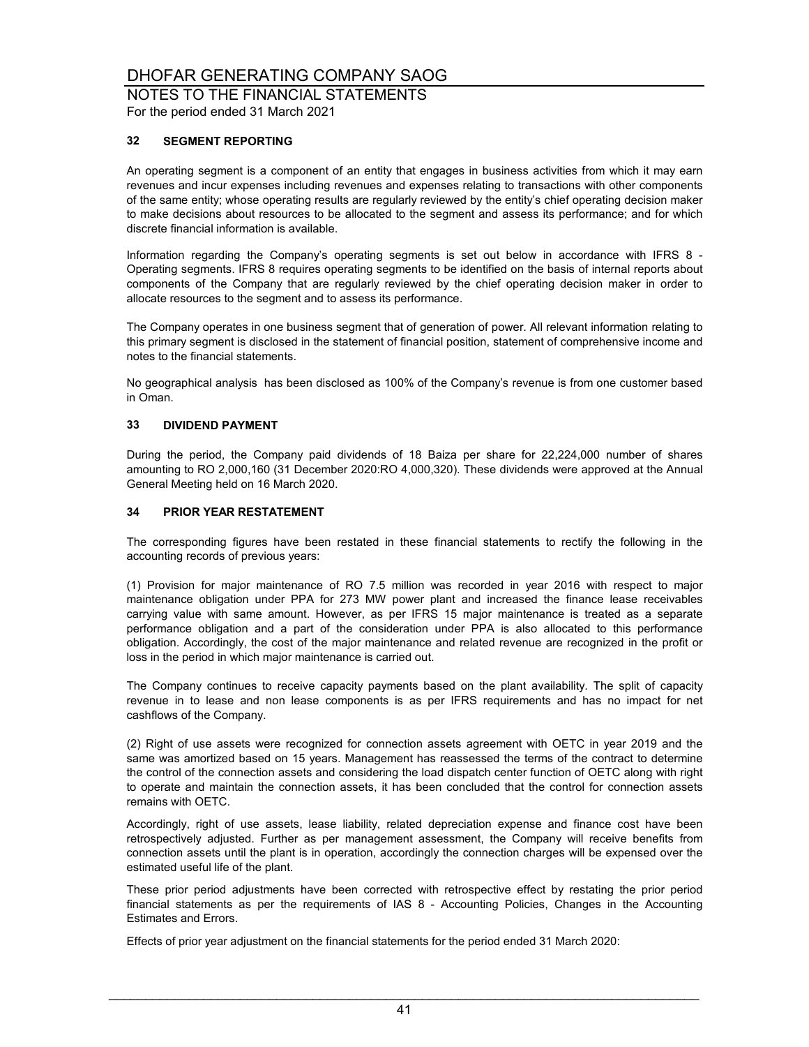# DHOFAR GENERATING COMPANY SAOG

## NOTES TO THE FINANCIAL STATEMENTS

For the period ended 31 March 2021

### 32 SEGMENT REPORTING

An operating segment is a component of an entity that engages in business activities from which it may earn revenues and incur expenses including revenues and expenses relating to transactions with other components of the same entity; whose operating results are regularly reviewed by the entity's chief operating decision maker to make decisions about resources to be allocated to the segment and assess its performance; and for which discrete financial information is available.

Information regarding the Company's operating segments is set out below in accordance with IFRS 8 - Operating segments. IFRS 8 requires operating segments to be identified on the basis of internal reports about components of the Company that are regularly reviewed by the chief operating decision maker in order to allocate resources to the segment and to assess its performance.

The Company operates in one business segment that of generation of power. All relevant information relating to this primary segment is disclosed in the statement of financial position, statement of comprehensive income and notes to the financial statements.

No geographical analysis has been disclosed as 100% of the Company's revenue is from one customer based in Oman.

### 33 DIVIDEND PAYMENT

During the period, the Company paid dividends of 18 Baiza per share for 22,224,000 number of shares amounting to RO 2,000,160 (31 December 2020:RO 4,000,320). These dividends were approved at the Annual General Meeting held on 16 March 2020.

### 34 PRIOR YEAR RESTATEMENT

The corresponding figures have been restated in these financial statements to rectify the following in the accounting records of previous years:

(1) Provision for major maintenance of RO 7.5 million was recorded in year 2016 with respect to major maintenance obligation under PPA for 273 MW power plant and increased the finance lease receivables carrying value with same amount. However, as per IFRS 15 major maintenance is treated as a separate performance obligation and a part of the consideration under PPA is also allocated to this performance obligation. Accordingly, the cost of the major maintenance and related revenue are recognized in the profit or loss in the period in which major maintenance is carried out.

The Company continues to receive capacity payments based on the plant availability. The split of capacity revenue in to lease and non lease components is as per IFRS requirements and has no impact for net cashflows of the Company.

(2) Right of use assets were recognized for connection assets agreement with OETC in year 2019 and the same was amortized based on 15 years. Management has reassessed the terms of the contract to determine the control of the connection assets and considering the load dispatch center function of OETC along with right to operate and maintain the connection assets, it has been concluded that the control for connection assets remains with OETC.

Accordingly, right of use assets, lease liability, related depreciation expense and finance cost have been retrospectively adjusted. Further as per management assessment, the Company will receive benefits from connection assets until the plant is in operation, accordingly the connection charges will be expensed over the estimated useful life of the plant.

These prior period adjustments have been corrected with retrospective effect by restating the prior period financial statements as per the requirements of IAS 8 - Accounting Policies, Changes in the Accounting Estimates and Errors.

Effects of prior year adjustment on the financial statements for the period ended 31 March 2020: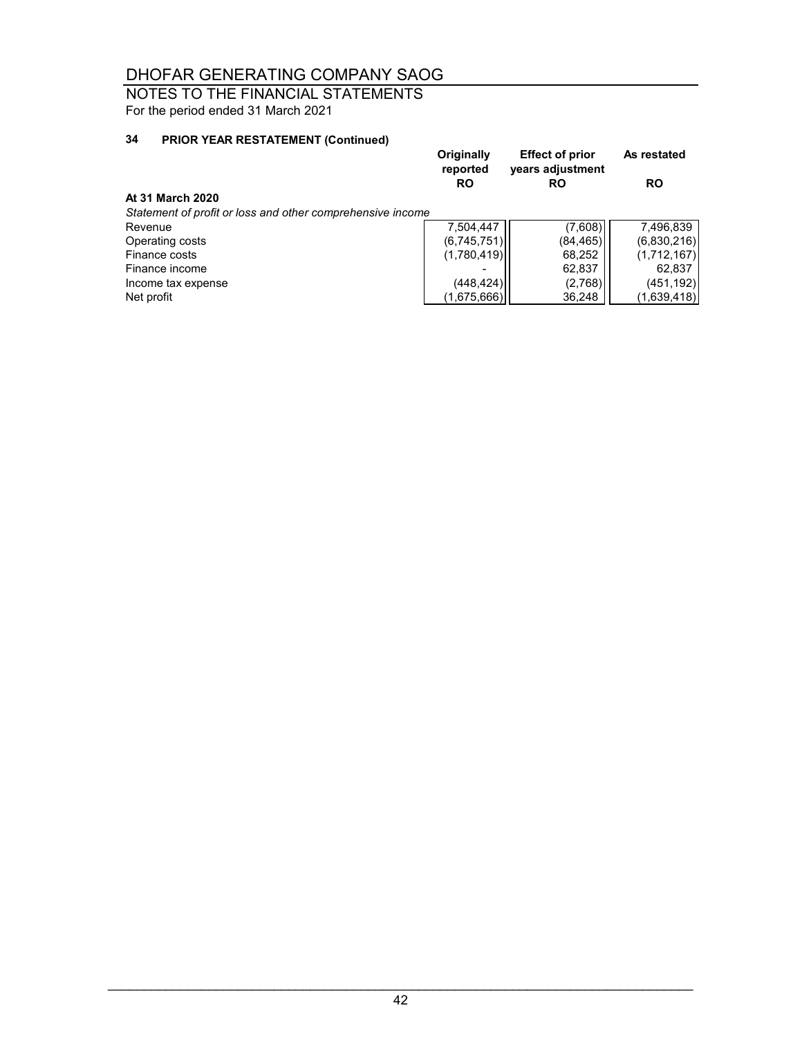# DHOFAR GENERATING COMPANY SAOG

## NOTES TO THE FINANCIAL STATEMENTS

For the period ended 31 March 2021

### 34 PRIOR YEAR RESTATEMENT (Continued)

| | Originally reported | Effect of prior years adjustment | As restated |
|---|---|---|---|
| | RO | RO | RO |
| **At 31 March 2020** | | | |
| *Statement of profit or loss and other comprehensive income* | | | |
| Revenue | 7,504,447 | (7,608) | 7,496,839 |
| Operating costs | (6,745,751) | (84,465) | (6,830,216) |
| Finance costs | (1,780,419) | 68,252 | (1,712,167) |
| Finance income | - | 62,837 | 62,837 |
| Income tax expense | (448,424) | (2,768) | (451,192) |
| Net profit | (1,675,666) | 36,248 | (1,639,418) |